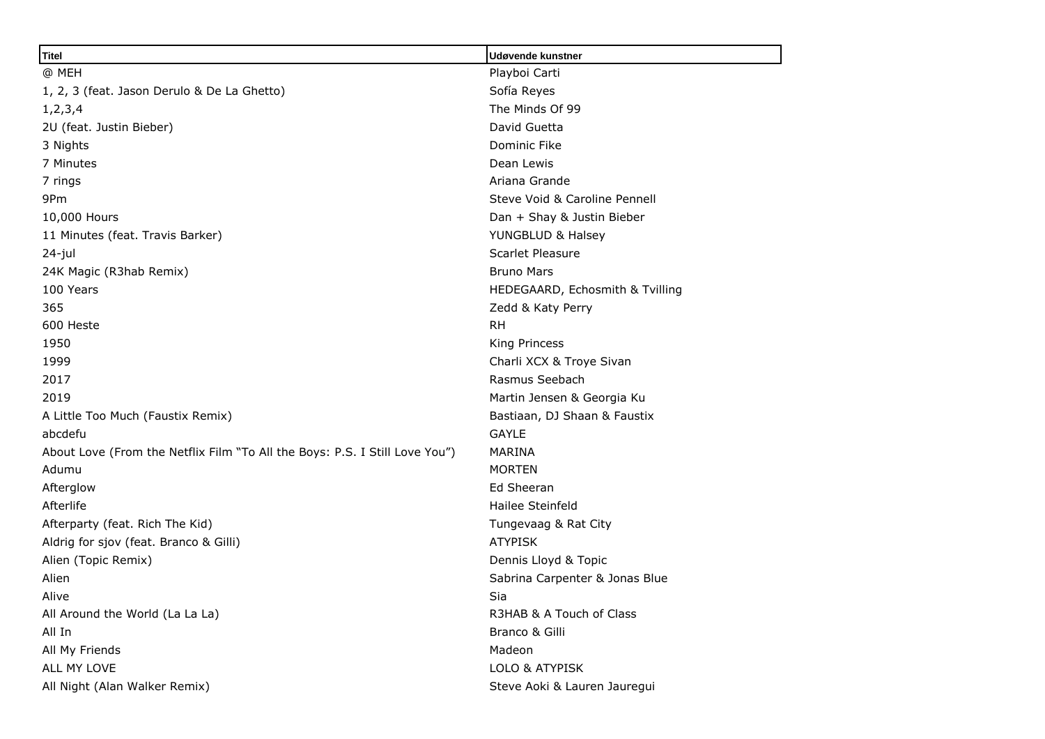| Titel | Udøvende kunstner |
| --- | --- |
| @ MEH | Playboi Carti |
| 1, 2, 3 (feat. Jason Derulo & De La Ghetto) | Sofía Reyes |
| 1,2,3,4 | The Minds Of 99 |
| 2U (feat. Justin Bieber) | David Guetta |
| 3 Nights | Dominic Fike |
| 7 Minutes | Dean Lewis |
| 7 rings | Ariana Grande |
| 9Pm | Steve Void & Caroline Pennell |
| 10,000 Hours | Dan + Shay & Justin Bieber |
| 11 Minutes (feat. Travis Barker) | YUNGBLUD & Halsey |
| 24-jul | Scarlet Pleasure |
| 24K Magic (R3hab Remix) | Bruno Mars |
| 100 Years | HEDEGAARD, Echosmith & Tvilling |
| 365 | Zedd & Katy Perry |
| 600 Heste | RH |
| 1950 | King Princess |
| 1999 | Charli XCX & Troye Sivan |
| 2017 | Rasmus Seebach |
| 2019 | Martin Jensen & Georgia Ku |
| A Little Too Much (Faustix Remix) | Bastiaan, DJ Shaan & Faustix |
| abcdefu | GAYLE |
| About Love (From the Netflix Film "To All the Boys: P.S. I Still Love You") | MARINA |
| Adumu | MORTEN |
| Afterglow | Ed Sheeran |
| Afterlife | Hailee Steinfeld |
| Afterparty (feat. Rich The Kid) | Tungevaag & Rat City |
| Aldrig for sjov (feat. Branco & Gilli) | ATYPISK |
| Alien (Topic Remix) | Dennis Lloyd & Topic |
| Alien | Sabrina Carpenter & Jonas Blue |
| Alive | Sia |
| All Around the World (La La La) | R3HAB & A Touch of Class |
| All In | Branco & Gilli |
| All My Friends | Madeon |
| ALL MY LOVE | LOLO & ATYPISK |
| All Night (Alan Walker Remix) | Steve Aoki & Lauren Jauregui |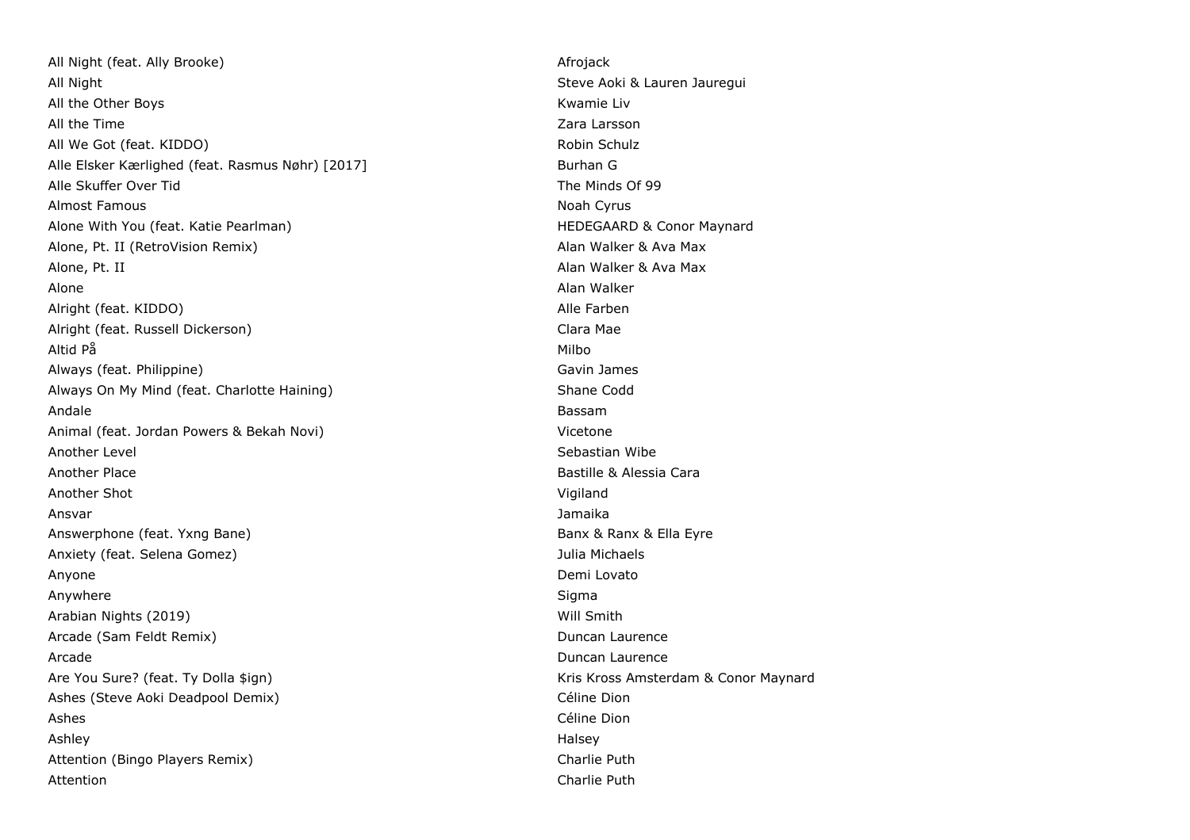| | |
|---|---|
| All Night (feat. Ally Brooke) | Afrojack |
| All Night | Steve Aoki & Lauren Jauregui |
| All the Other Boys | Kwamie Liv |
| All the Time | Zara Larsson |
| All We Got (feat. KIDDO) | Robin Schulz |
| Alle Elsker Kærlighed (feat. Rasmus Nøhr) [2017] | Burhan G |
| Alle Skuffer Over Tid | The Minds Of 99 |
| Almost Famous | Noah Cyrus |
| Alone With You (feat. Katie Pearlman) | HEDEGAARD & Conor Maynard |
| Alone, Pt. II (RetroVision Remix) | Alan Walker & Ava Max |
| Alone, Pt. II | Alan Walker & Ava Max |
| Alone | Alan Walker |
| Alright (feat. KIDDO) | Alle Farben |
| Alright (feat. Russell Dickerson) | Clara Mae |
| Altid På | Milbo |
| Always (feat. Philippine) | Gavin James |
| Always On My Mind (feat. Charlotte Haining) | Shane Codd |
| Andale | Bassam |
| Animal (feat. Jordan Powers & Bekah Novi) | Vicetone |
| Another Level | Sebastian Wibe |
| Another Place | Bastille & Alessia Cara |
| Another Shot | Vigiland |
| Ansvar | Jamaika |
| Answerphone (feat. Yxng Bane) | Banx & Ranx & Ella Eyre |
| Anxiety (feat. Selena Gomez) | Julia Michaels |
| Anyone | Demi Lovato |
| Anywhere | Sigma |
| Arabian Nights (2019) | Will Smith |
| Arcade (Sam Feldt Remix) | Duncan Laurence |
| Arcade | Duncan Laurence |
| Are You Sure? (feat. Ty Dolla $ign) | Kris Kross Amsterdam & Conor Maynard |
| Ashes (Steve Aoki Deadpool Demix) | Céline Dion |
| Ashes | Céline Dion |
| Ashley | Halsey |
| Attention (Bingo Players Remix) | Charlie Puth |
| Attention | Charlie Puth |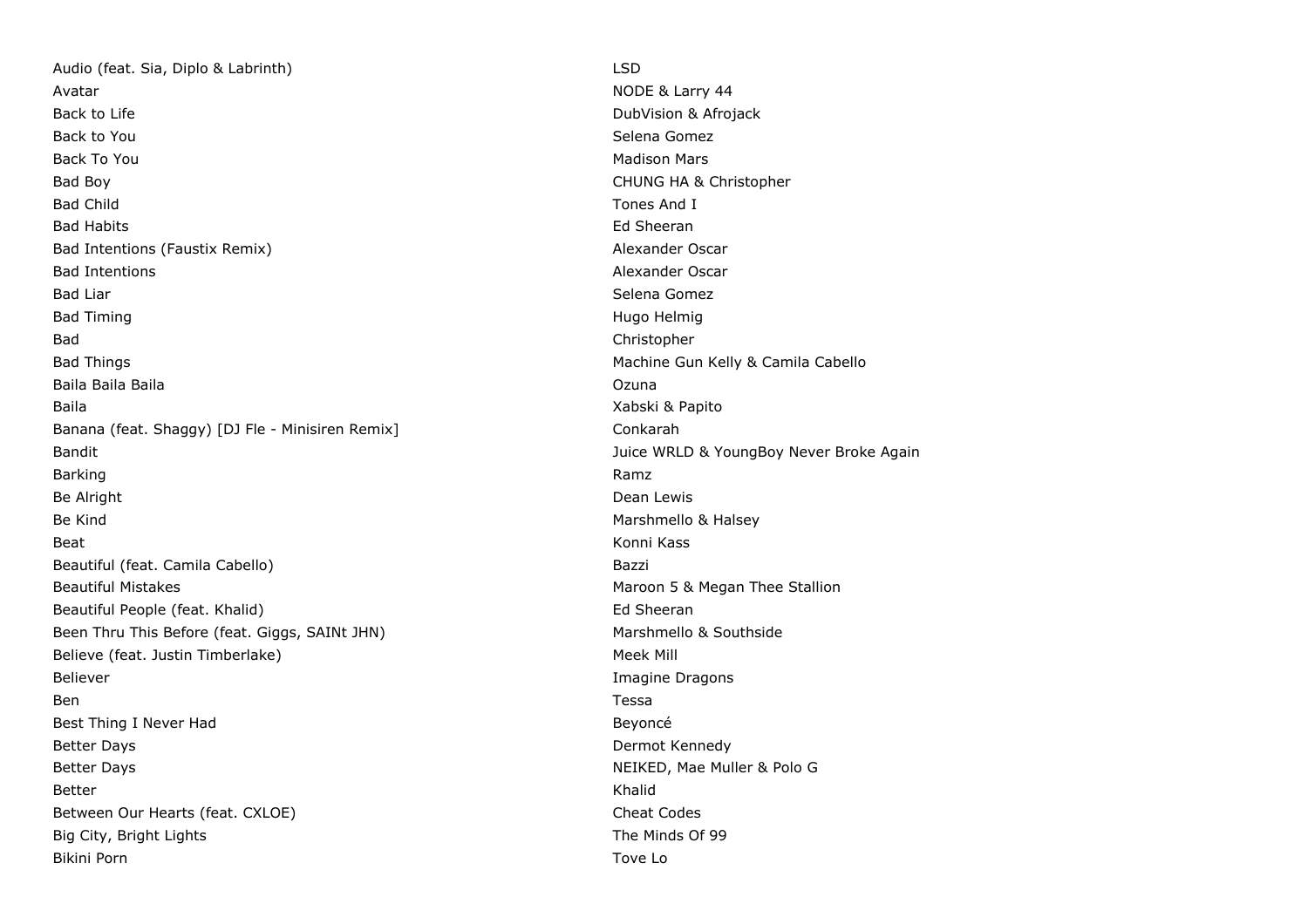| | |
|---|---|
| Audio (feat. Sia, Diplo & Labrinth) | LSD |
| Avatar | NODE & Larry 44 |
| Back to Life | DubVision & Afrojack |
| Back to You | Selena Gomez |
| Back To You | Madison Mars |
| Bad Boy | CHUNG HA & Christopher |
| Bad Child | Tones And I |
| Bad Habits | Ed Sheeran |
| Bad Intentions (Faustix Remix) | Alexander Oscar |
| Bad Intentions | Alexander Oscar |
| Bad Liar | Selena Gomez |
| Bad Timing | Hugo Helmig |
| Bad | Christopher |
| Bad Things | Machine Gun Kelly & Camila Cabello |
| Baila Baila Baila | Ozuna |
| Baila | Xabski & Papito |
| Banana (feat. Shaggy) [DJ Fle - Minisiren Remix] | Conkarah |
| Bandit | Juice WRLD & YoungBoy Never Broke Again |
| Barking | Ramz |
| Be Alright | Dean Lewis |
| Be Kind | Marshmello & Halsey |
| Beat | Konni Kass |
| Beautiful (feat. Camila Cabello) | Bazzi |
| Beautiful Mistakes | Maroon 5 & Megan Thee Stallion |
| Beautiful People (feat. Khalid) | Ed Sheeran |
| Been Thru This Before (feat. Giggs, SAINt JHN) | Marshmello & Southside |
| Believe (feat. Justin Timberlake) | Meek Mill |
| Believer | Imagine Dragons |
| Ben | Tessa |
| Best Thing I Never Had | Beyoncé |
| Better Days | Dermot Kennedy |
| Better Days | NEIKED, Mae Muller & Polo G |
| Better | Khalid |
| Between Our Hearts (feat. CXLOE) | Cheat Codes |
| Big City, Bright Lights | The Minds Of 99 |
| Bikini Porn | Tove Lo |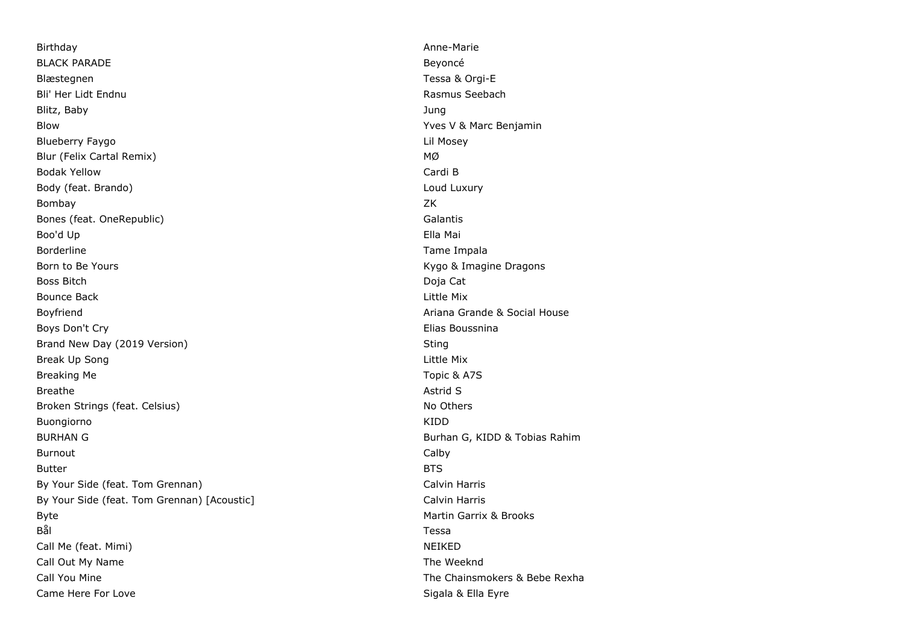| | |
|---|---|
| Birthday | Anne-Marie |
| BLACK PARADE | Beyoncé |
| Blæstegnen | Tessa & Orgi-E |
| Bli' Her Lidt Endnu | Rasmus Seebach |
| Blitz, Baby | Jung |
| Blow | Yves V & Marc Benjamin |
| Blueberry Faygo | Lil Mosey |
| Blur (Felix Cartal Remix) | MØ |
| Bodak Yellow | Cardi B |
| Body (feat. Brando) | Loud Luxury |
| Bombay | ZK |
| Bones (feat. OneRepublic) | Galantis |
| Boo'd Up | Ella Mai |
| Borderline | Tame Impala |
| Born to Be Yours | Kygo & Imagine Dragons |
| Boss Bitch | Doja Cat |
| Bounce Back | Little Mix |
| Boyfriend | Ariana Grande & Social House |
| Boys Don't Cry | Elias Boussnina |
| Brand New Day (2019 Version) | Sting |
| Break Up Song | Little Mix |
| Breaking Me | Topic & A7S |
| Breathe | Astrid S |
| Broken Strings (feat. Celsius) | No Others |
| Buongiorno | KIDD |
| BURHAN G | Burhan G, KIDD & Tobias Rahim |
| Burnout | Calby |
| Butter | BTS |
| By Your Side (feat. Tom Grennan) | Calvin Harris |
| By Your Side (feat. Tom Grennan) [Acoustic] | Calvin Harris |
| Byte | Martin Garrix & Brooks |
| Bål | Tessa |
| Call Me (feat. Mimi) | NEIKED |
| Call Out My Name | The Weeknd |
| Call You Mine | The Chainsmokers & Bebe Rexha |
| Came Here For Love | Sigala & Ella Eyre |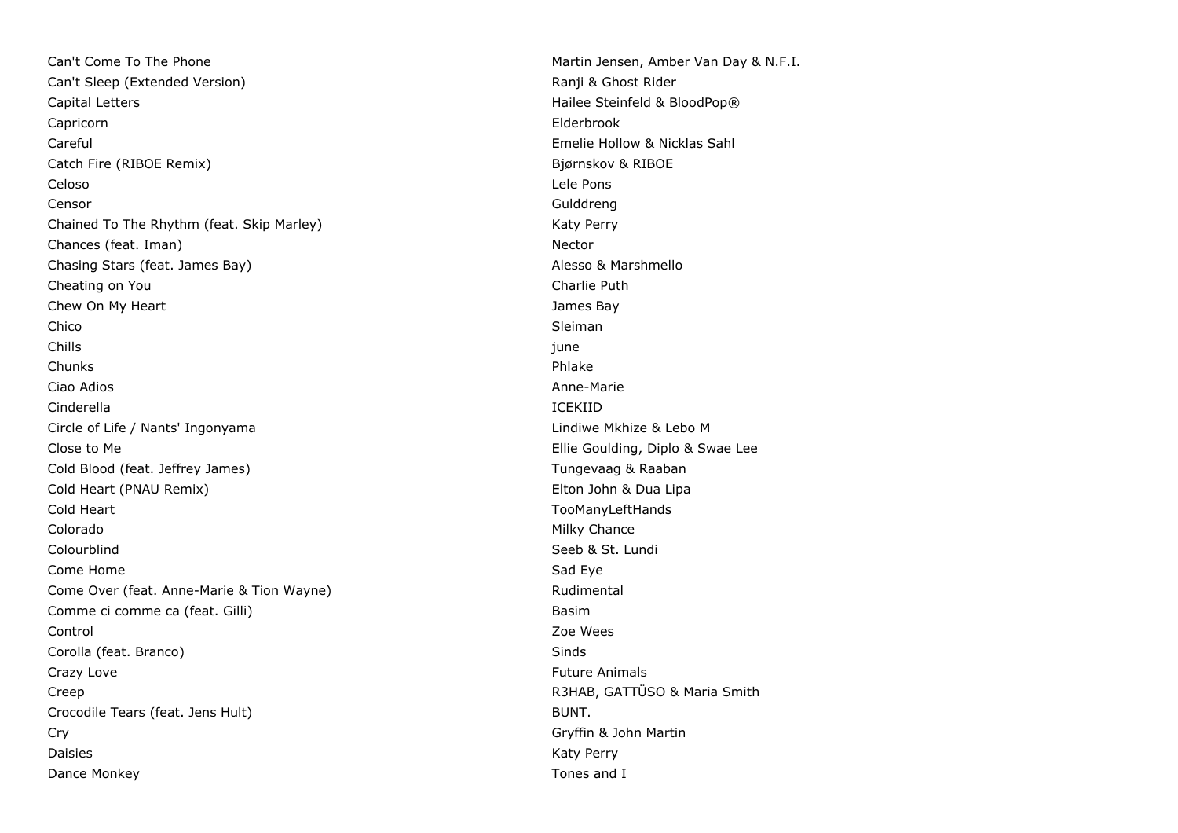| | |
|---|---|
| Can't Come To The Phone | Martin Jensen, Amber Van Day & N.F.I. |
| Can't Sleep (Extended Version) | Ranji & Ghost Rider |
| Capital Letters | Hailee Steinfeld & BloodPop® |
| Capricorn | Elderbrook |
| Careful | Emelie Hollow & Nicklas Sahl |
| Catch Fire (RIBOE Remix) | Bjørnskov & RIBOE |
| Celoso | Lele Pons |
| Censor | Gulddreng |
| Chained To The Rhythm (feat. Skip Marley) | Katy Perry |
| Chances (feat. Iman) | Nector |
| Chasing Stars (feat. James Bay) | Alesso & Marshmello |
| Cheating on You | Charlie Puth |
| Chew On My Heart | James Bay |
| Chico | Sleiman |
| Chills | june |
| Chunks | Phlake |
| Ciao Adios | Anne-Marie |
| Cinderella | ICEKIID |
| Circle of Life / Nants' Ingonyama | Lindiwe Mkhize & Lebo M |
| Close to Me | Ellie Goulding, Diplo & Swae Lee |
| Cold Blood (feat. Jeffrey James) | Tungevaag & Raaban |
| Cold Heart (PNAU Remix) | Elton John & Dua Lipa |
| Cold Heart | TooManyLeftHands |
| Colorado | Milky Chance |
| Colourblind | Seeb & St. Lundi |
| Come Home | Sad Eye |
| Come Over (feat. Anne-Marie & Tion Wayne) | Rudimental |
| Comme ci comme ca (feat. Gilli) | Basim |
| Control | Zoe Wees |
| Corolla (feat. Branco) | Sinds |
| Crazy Love | Future Animals |
| Creep | R3HAB, GATTÜSO & Maria Smith |
| Crocodile Tears (feat. Jens Hult) | BUNT. |
| Cry | Gryffin & John Martin |
| Daisies | Katy Perry |
| Dance Monkey | Tones and I |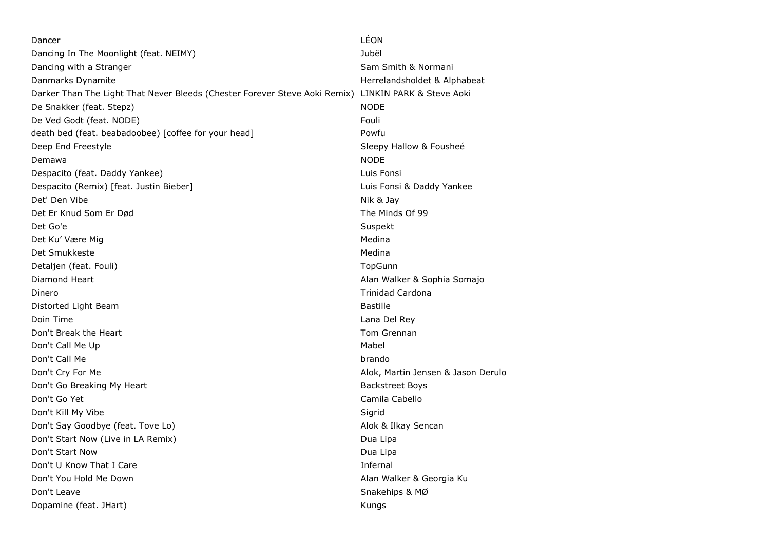| | |
|---|---|
| Dancer | LÉON |
| Dancing In The Moonlight (feat. NEIMY) | Jubël |
| Dancing with a Stranger | Sam Smith & Normani |
| Danmarks Dynamite | Herrelandsholdet & Alphabeat |
| Darker Than The Light That Never Bleeds (Chester Forever Steve Aoki Remix) | LINKIN PARK & Steve Aoki |
| De Snakker (feat. Stepz) | NODE |
| De Ved Godt (feat. NODE) | Fouli |
| death bed (feat. beabadoobee) [coffee for your head] | Powfu |
| Deep End Freestyle | Sleepy Hallow & Fousheé |
| Demawa | NODE |
| Despacito (feat. Daddy Yankee) | Luis Fonsi |
| Despacito (Remix) [feat. Justin Bieber] | Luis Fonsi & Daddy Yankee |
| Det' Den Vibe | Nik & Jay |
| Det Er Knud Som Er Død | The Minds Of 99 |
| Det Go'e | Suspekt |
| Det Ku' Være Mig | Medina |
| Det Smukkeste | Medina |
| Detaljen (feat. Fouli) | TopGunn |
| Diamond Heart | Alan Walker & Sophia Somajo |
| Dinero | Trinidad Cardona |
| Distorted Light Beam | Bastille |
| Doin Time | Lana Del Rey |
| Don't Break the Heart | Tom Grennan |
| Don't Call Me Up | Mabel |
| Don't Call Me | brando |
| Don't Cry For Me | Alok, Martin Jensen & Jason Derulo |
| Don't Go Breaking My Heart | Backstreet Boys |
| Don't Go Yet | Camila Cabello |
| Don't Kill My Vibe | Sigrid |
| Don't Say Goodbye (feat. Tove Lo) | Alok & Ilkay Sencan |
| Don't Start Now (Live in LA Remix) | Dua Lipa |
| Don't Start Now | Dua Lipa |
| Don't U Know That I Care | Infernal |
| Don't You Hold Me Down | Alan Walker & Georgia Ku |
| Don't Leave | Snakehips & MØ |
| Dopamine (feat. JHart) | Kungs |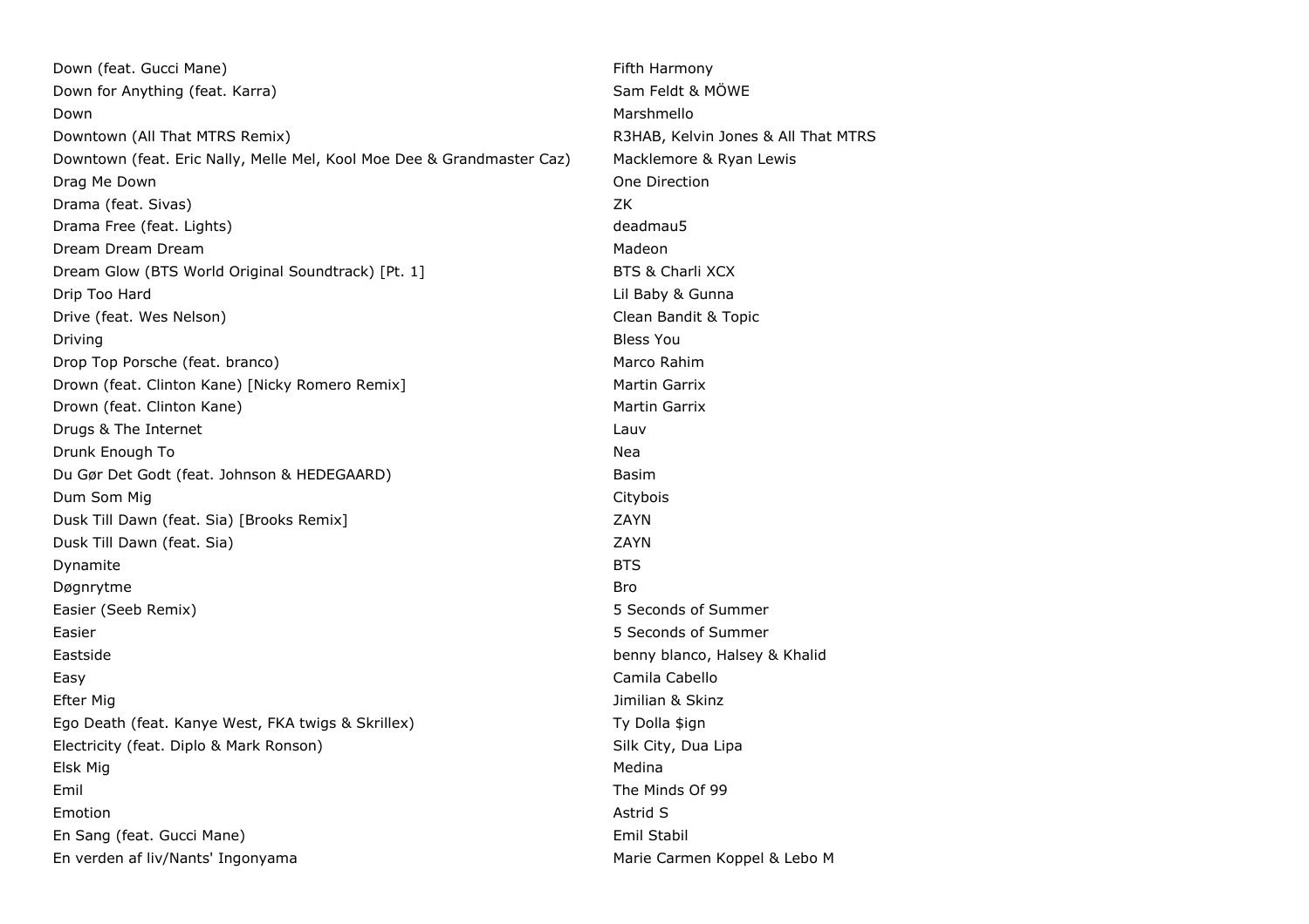| | |
|---|---|
| Down (feat. Gucci Mane) | Fifth Harmony |
| Down for Anything (feat. Karra) | Sam Feldt & MÖWE |
| Down | Marshmello |
| Downtown (All That MTRS Remix) | R3HAB, Kelvin Jones & All That MTRS |
| Downtown (feat. Eric Nally, Melle Mel, Kool Moe Dee & Grandmaster Caz) | Macklemore & Ryan Lewis |
| Drag Me Down | One Direction |
| Drama (feat. Sivas) | ZK |
| Drama Free (feat. Lights) | deadmau5 |
| Dream Dream Dream | Madeon |
| Dream Glow (BTS World Original Soundtrack) [Pt. 1] | BTS & Charli XCX |
| Drip Too Hard | Lil Baby & Gunna |
| Drive (feat. Wes Nelson) | Clean Bandit & Topic |
| Driving | Bless You |
| Drop Top Porsche (feat. branco) | Marco Rahim |
| Drown (feat. Clinton Kane) [Nicky Romero Remix] | Martin Garrix |
| Drown (feat. Clinton Kane) | Martin Garrix |
| Drugs & The Internet | Lauv |
| Drunk Enough To | Nea |
| Du Gør Det Godt (feat. Johnson & HEDEGAARD) | Basim |
| Dum Som Mig | Citybois |
| Dusk Till Dawn (feat. Sia) [Brooks Remix] | ZAYN |
| Dusk Till Dawn (feat. Sia) | ZAYN |
| Dynamite | BTS |
| Døgnrytme | Bro |
| Easier (Seeb Remix) | 5 Seconds of Summer |
| Easier | 5 Seconds of Summer |
| Eastside | benny blanco, Halsey & Khalid |
| Easy | Camila Cabello |
| Efter Mig | Jimilian & Skinz |
| Ego Death (feat. Kanye West, FKA twigs & Skrillex) | Ty Dolla $ign |
| Electricity (feat. Diplo & Mark Ronson) | Silk City, Dua Lipa |
| Elsk Mig | Medina |
| Emil | The Minds Of 99 |
| Emotion | Astrid S |
| En Sang (feat. Gucci Mane) | Emil Stabil |
| En verden af liv/Nants' Ingonyama | Marie Carmen Koppel & Lebo M |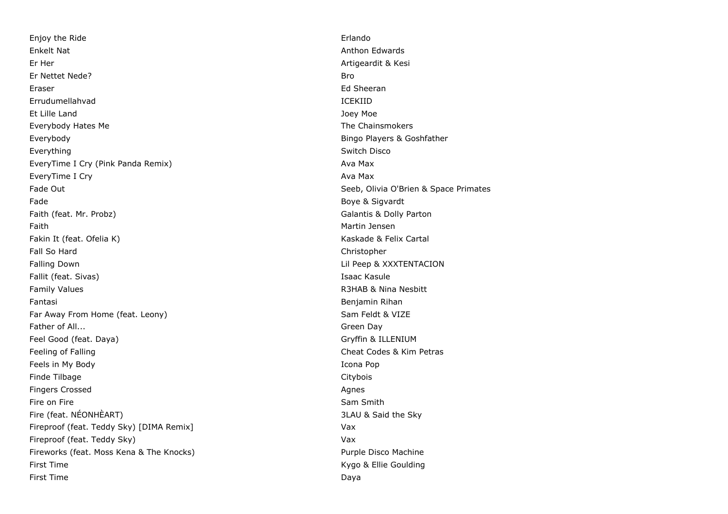| | |
|---|---|
| Enjoy the Ride | Erlando |
| Enkelt Nat | Anthon Edwards |
| Er Her | Artigeardit & Kesi |
| Er Nettet Nede? | Bro |
| Eraser | Ed Sheeran |
| Errudumellahvad | ICEKIID |
| Et Lille Land | Joey Moe |
| Everybody Hates Me | The Chainsmokers |
| Everybody | Bingo Players & Goshfather |
| Everything | Switch Disco |
| EveryTime I Cry (Pink Panda Remix) | Ava Max |
| EveryTime I Cry | Ava Max |
| Fade Out | Seeb, Olivia O'Brien & Space Primates |
| Fade | Boye & Sigvardt |
| Faith (feat. Mr. Probz) | Galantis & Dolly Parton |
| Faith | Martin Jensen |
| Fakin It (feat. Ofelia K) | Kaskade & Felix Cartal |
| Fall So Hard | Christopher |
| Falling Down | Lil Peep & XXXTENTACION |
| Fallit (feat. Sivas) | Isaac Kasule |
| Family Values | R3HAB & Nina Nesbitt |
| Fantasi | Benjamin Rihan |
| Far Away From Home (feat. Leony) | Sam Feldt & VIZE |
| Father of All... | Green Day |
| Feel Good (feat. Daya) | Gryffin & ILLENIUM |
| Feeling of Falling | Cheat Codes & Kim Petras |
| Feels in My Body | Icona Pop |
| Finde Tilbage | Citybois |
| Fingers Crossed | Agnes |
| Fire on Fire | Sam Smith |
| Fire (feat. NÉONHÈART) | 3LAU & Said the Sky |
| Fireproof (feat. Teddy Sky) [DIMA Remix] | Vax |
| Fireproof (feat. Teddy Sky) | Vax |
| Fireworks (feat. Moss Kena & The Knocks) | Purple Disco Machine |
| First Time | Kygo & Ellie Goulding |
| First Time | Daya |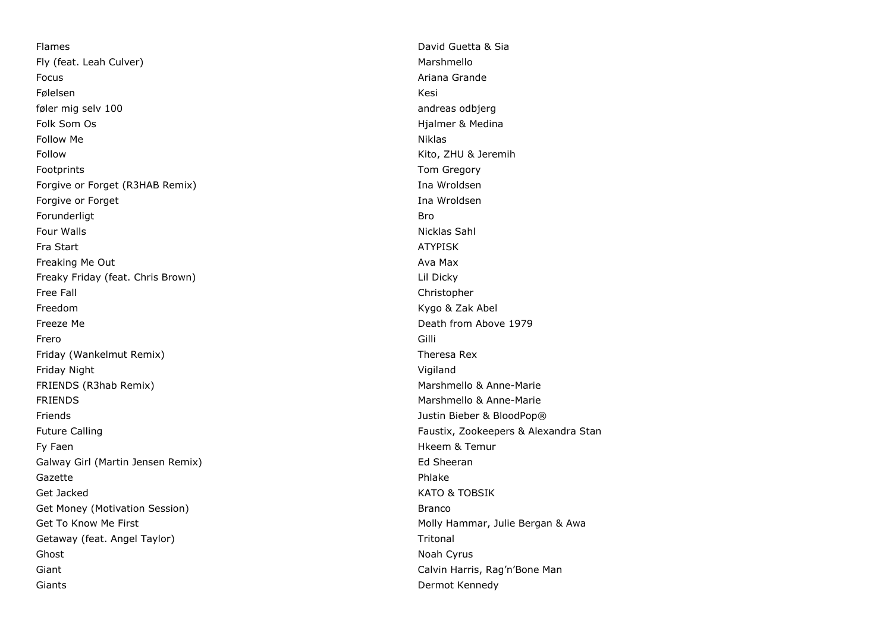| | |
|---|---|
| Flames | David Guetta & Sia |
| Fly (feat. Leah Culver) | Marshmello |
| Focus | Ariana Grande |
| Følelsen | Kesi |
| føler mig selv 100 | andreas odbjerg |
| Folk Som Os | Hjalmer & Medina |
| Follow Me | Niklas |
| Follow | Kito, ZHU & Jeremih |
| Footprints | Tom Gregory |
| Forgive or Forget (R3HAB Remix) | Ina Wroldsen |
| Forgive or Forget | Ina Wroldsen |
| Forunderligt | Bro |
| Four Walls | Nicklas Sahl |
| Fra Start | ATYPISK |
| Freaking Me Out | Ava Max |
| Freaky Friday (feat. Chris Brown) | Lil Dicky |
| Free Fall | Christopher |
| Freedom | Kygo & Zak Abel |
| Freeze Me | Death from Above 1979 |
| Frero | Gilli |
| Friday (Wankelmut Remix) | Theresa Rex |
| Friday Night | Vigiland |
| FRIENDS (R3hab Remix) | Marshmello & Anne-Marie |
| FRIENDS | Marshmello & Anne-Marie |
| Friends | Justin Bieber & BloodPop® |
| Future Calling | Faustix, Zookeepers & Alexandra Stan |
| Fy Faen | Hkeem & Temur |
| Galway Girl (Martin Jensen Remix) | Ed Sheeran |
| Gazette | Phlake |
| Get Jacked | KATO & TOBSIK |
| Get Money (Motivation Session) | Branco |
| Get To Know Me First | Molly Hammar, Julie Bergan & Awa |
| Getaway (feat. Angel Taylor) | Tritonal |
| Ghost | Noah Cyrus |
| Giant | Calvin Harris, Rag'n'Bone Man |
| Giants | Dermot Kennedy |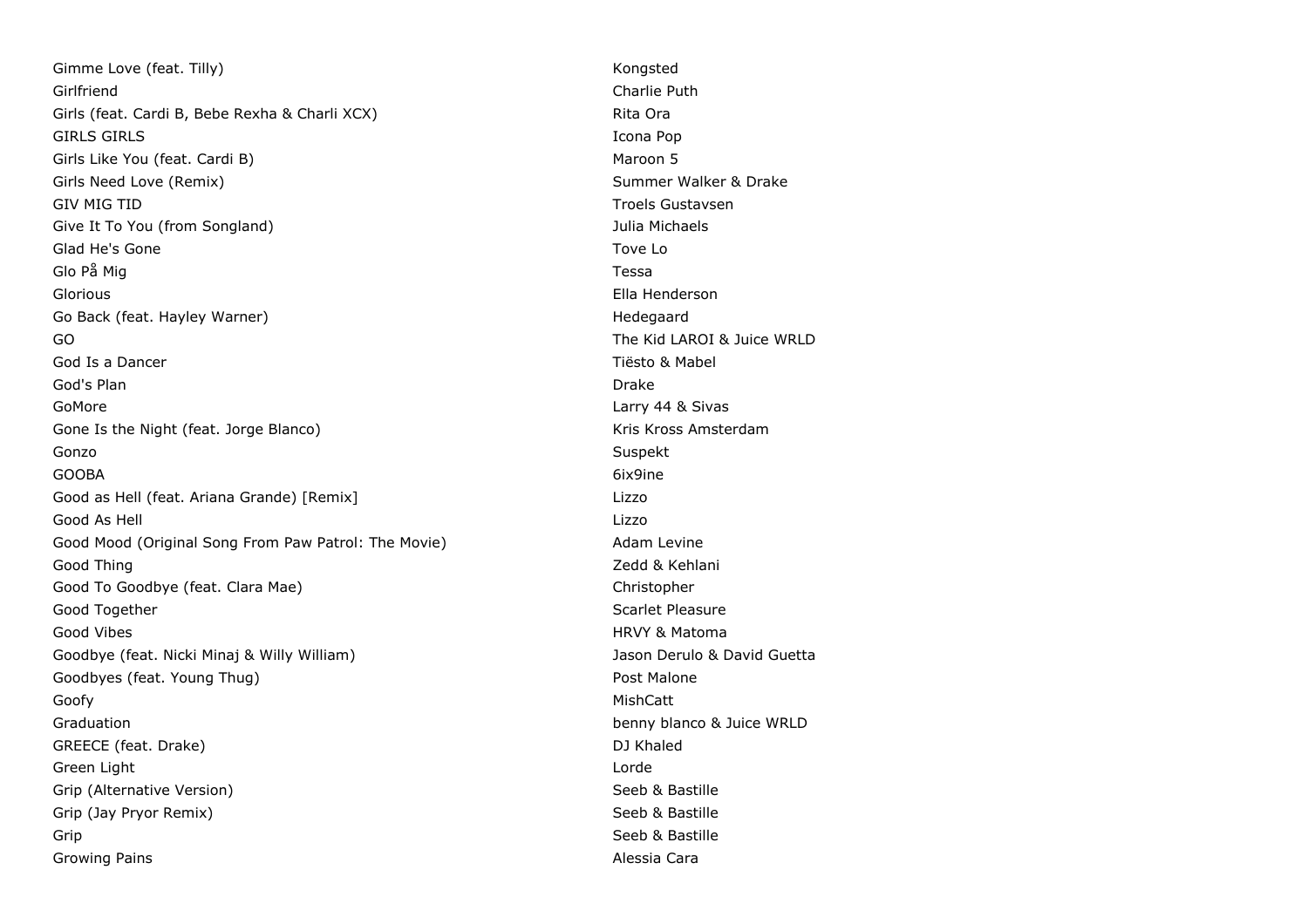| | |
|---|---|
| Gimme Love (feat. Tilly) | Kongsted |
| Girlfriend | Charlie Puth |
| Girls (feat. Cardi B, Bebe Rexha & Charli XCX) | Rita Ora |
| GIRLS GIRLS | Icona Pop |
| Girls Like You (feat. Cardi B) | Maroon 5 |
| Girls Need Love (Remix) | Summer Walker & Drake |
| GIV MIG TID | Troels Gustavsen |
| Give It To You (from Songland) | Julia Michaels |
| Glad He's Gone | Tove Lo |
| Glo På Mig | Tessa |
| Glorious | Ella Henderson |
| Go Back (feat. Hayley Warner) | Hedegaard |
| GO | The Kid LAROI & Juice WRLD |
| God Is a Dancer | Tiësto & Mabel |
| God's Plan | Drake |
| GoMore | Larry 44 & Sivas |
| Gone Is the Night (feat. Jorge Blanco) | Kris Kross Amsterdam |
| Gonzo | Suspekt |
| GOOBA | 6ix9ine |
| Good as Hell (feat. Ariana Grande) [Remix] | Lizzo |
| Good As Hell | Lizzo |
| Good Mood (Original Song From Paw Patrol: The Movie) | Adam Levine |
| Good Thing | Zedd & Kehlani |
| Good To Goodbye (feat. Clara Mae) | Christopher |
| Good Together | Scarlet Pleasure |
| Good Vibes | HRVY & Matoma |
| Goodbye (feat. Nicki Minaj & Willy William) | Jason Derulo & David Guetta |
| Goodbyes (feat. Young Thug) | Post Malone |
| Goofy | MishCatt |
| Graduation | benny blanco & Juice WRLD |
| GREECE (feat. Drake) | DJ Khaled |
| Green Light | Lorde |
| Grip (Alternative Version) | Seeb & Bastille |
| Grip (Jay Pryor Remix) | Seeb & Bastille |
| Grip | Seeb & Bastille |
| Growing Pains | Alessia Cara |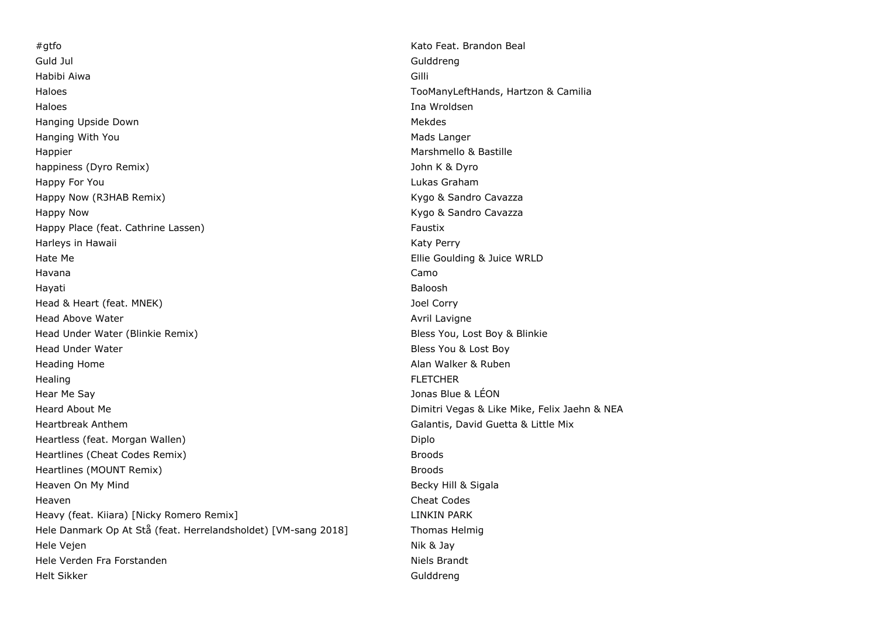| | |
|---|---|
| #gtfo | Kato Feat. Brandon Beal |
| Guld Jul | Gulddreng |
| Habibi Aiwa | Gilli |
| Haloes | TooManyLeftHands, Hartzon & Camilia |
| Haloes | Ina Wroldsen |
| Hanging Upside Down | Mekdes |
| Hanging With You | Mads Langer |
| Happier | Marshmello & Bastille |
| happiness (Dyro Remix) | John K & Dyro |
| Happy For You | Lukas Graham |
| Happy Now (R3HAB Remix) | Kygo & Sandro Cavazza |
| Happy Now | Kygo & Sandro Cavazza |
| Happy Place (feat. Cathrine Lassen) | Faustix |
| Harleys in Hawaii | Katy Perry |
| Hate Me | Ellie Goulding & Juice WRLD |
| Havana | Camo |
| Hayati | Baloosh |
| Head & Heart (feat. MNEK) | Joel Corry |
| Head Above Water | Avril Lavigne |
| Head Under Water (Blinkie Remix) | Bless You, Lost Boy & Blinkie |
| Head Under Water | Bless You & Lost Boy |
| Heading Home | Alan Walker & Ruben |
| Healing | FLETCHER |
| Hear Me Say | Jonas Blue & LÉON |
| Heard About Me | Dimitri Vegas & Like Mike, Felix Jaehn & NEA |
| Heartbreak Anthem | Galantis, David Guetta & Little Mix |
| Heartless (feat. Morgan Wallen) | Diplo |
| Heartlines (Cheat Codes Remix) | Broods |
| Heartlines (MOUNT Remix) | Broods |
| Heaven On My Mind | Becky Hill & Sigala |
| Heaven | Cheat Codes |
| Heavy (feat. Kiiara) [Nicky Romero Remix] | LINKIN PARK |
| Hele Danmark Op At Stå (feat. Herrelandsholdet) [VM-sang 2018] | Thomas Helmig |
| Hele Vejen | Nik & Jay |
| Hele Verden Fra Forstanden | Niels Brandt |
| Helt Sikker | Gulddreng |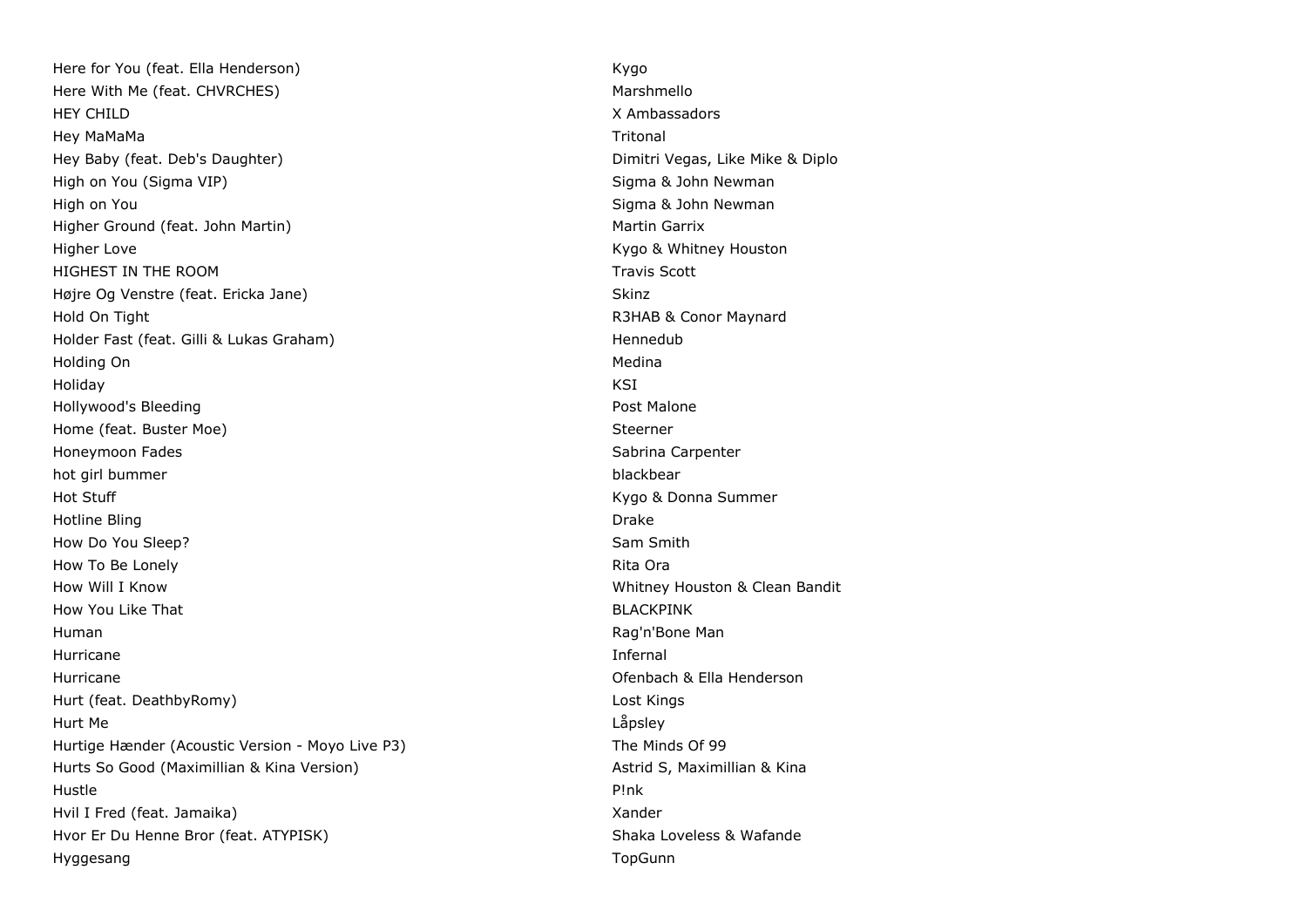| | |
|---|---|
| Here for You (feat. Ella Henderson) | Kygo |
| Here With Me (feat. CHVRCHES) | Marshmello |
| HEY CHILD | X Ambassadors |
| Hey MaMaMa | Tritonal |
| Hey Baby (feat. Deb's Daughter) | Dimitri Vegas, Like Mike & Diplo |
| High on You (Sigma VIP) | Sigma & John Newman |
| High on You | Sigma & John Newman |
| Higher Ground (feat. John Martin) | Martin Garrix |
| Higher Love | Kygo & Whitney Houston |
| HIGHEST IN THE ROOM | Travis Scott |
| Højre Og Venstre (feat. Ericka Jane) | Skinz |
| Hold On Tight | R3HAB & Conor Maynard |
| Holder Fast (feat. Gilli & Lukas Graham) | Hennedub |
| Holding On | Medina |
| Holiday | KSI |
| Hollywood's Bleeding | Post Malone |
| Home (feat. Buster Moe) | Steerner |
| Honeymoon Fades | Sabrina Carpenter |
| hot girl bummer | blackbear |
| Hot Stuff | Kygo & Donna Summer |
| Hotline Bling | Drake |
| How Do You Sleep? | Sam Smith |
| How To Be Lonely | Rita Ora |
| How Will I Know | Whitney Houston & Clean Bandit |
| How You Like That | BLACKPINK |
| Human | Rag'n'Bone Man |
| Hurricane | Infernal |
| Hurricane | Ofenbach & Ella Henderson |
| Hurt (feat. DeathbyRomy) | Lost Kings |
| Hurt Me | Låpsley |
| Hurtige Hænder (Acoustic Version - Moyo Live P3) | The Minds Of 99 |
| Hurts So Good (Maximillian & Kina Version) | Astrid S, Maximillian & Kina |
| Hustle | P!nk |
| Hvil I Fred (feat. Jamaika) | Xander |
| Hvor Er Du Henne Bror (feat. ATYPISK) | Shaka Loveless & Wafande |
| Hyggesang | TopGunn |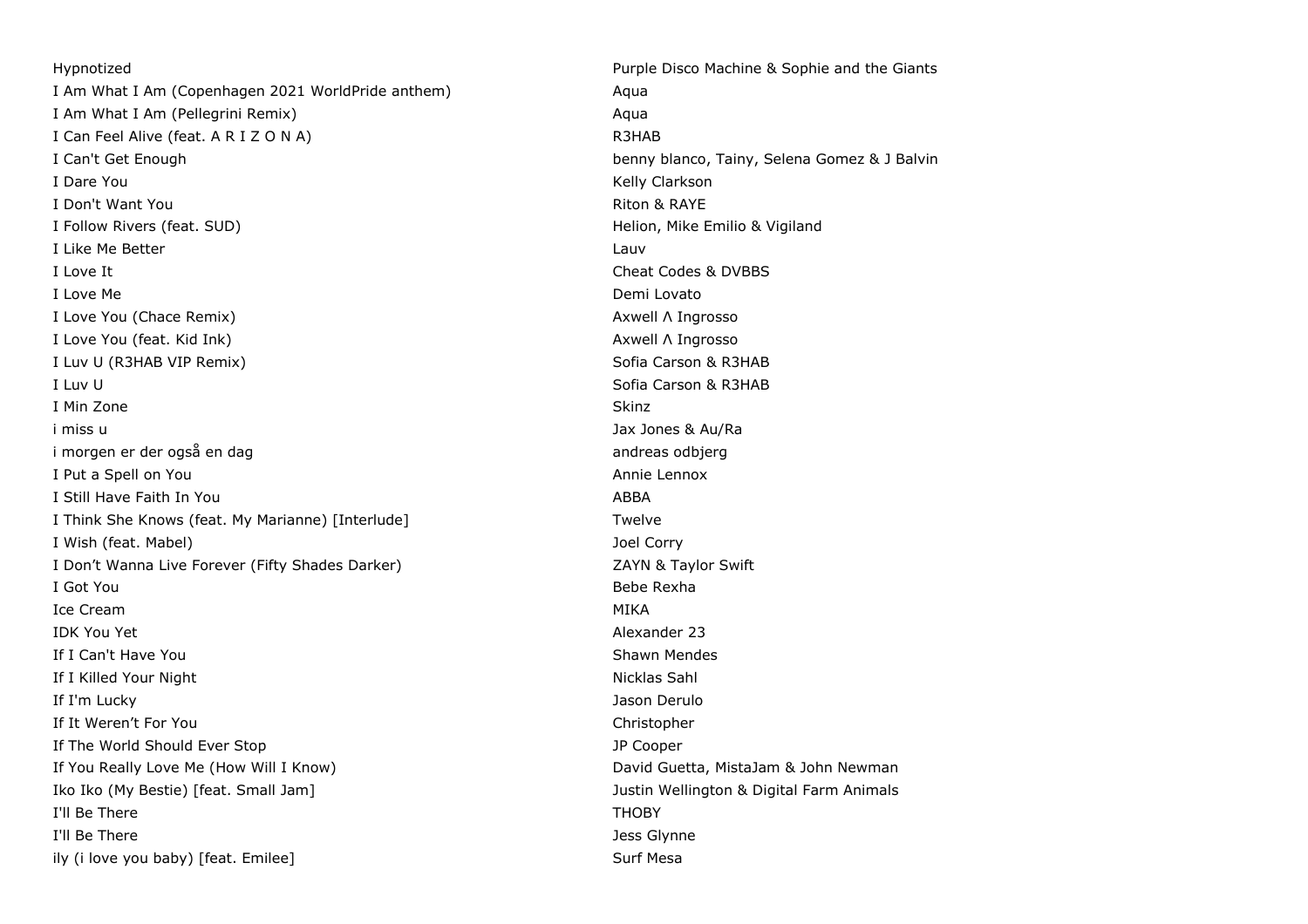| | |
|---|---|
| Hypnotized | Purple Disco Machine & Sophie and the Giants |
| I Am What I Am (Copenhagen 2021 WorldPride anthem) | Aqua |
| I Am What I Am (Pellegrini Remix) | Aqua |
| I Can Feel Alive (feat. A R I Z O N A) | R3HAB |
| I Can't Get Enough | benny blanco, Tainy, Selena Gomez & J Balvin |
| I Dare You | Kelly Clarkson |
| I Don't Want You | Riton & RAYE |
| I Follow Rivers (feat. SUD) | Helion, Mike Emilio & Vigiland |
| I Like Me Better | Lauv |
| I Love It | Cheat Codes & DVBBS |
| I Love Me | Demi Lovato |
| I Love You (Chace Remix) | Axwell Λ Ingrosso |
| I Love You (feat. Kid Ink) | Axwell Λ Ingrosso |
| I Luv U (R3HAB VIP Remix) | Sofia Carson & R3HAB |
| I Luv U | Sofia Carson & R3HAB |
| I Min Zone | Skinz |
| i miss u | Jax Jones & Au/Ra |
| i morgen er der også en dag | andreas odbjerg |
| I Put a Spell on You | Annie Lennox |
| I Still Have Faith In You | ABBA |
| I Think She Knows (feat. My Marianne) [Interlude] | Twelve |
| I Wish (feat. Mabel) | Joel Corry |
| I Don’t Wanna Live Forever (Fifty Shades Darker) | ZAYN & Taylor Swift |
| I Got You | Bebe Rexha |
| Ice Cream | MIKA |
| IDK You Yet | Alexander 23 |
| If I Can't Have You | Shawn Mendes |
| If I Killed Your Night | Nicklas Sahl |
| If I'm Lucky | Jason Derulo |
| If It Weren’t For You | Christopher |
| If The World Should Ever Stop | JP Cooper |
| If You Really Love Me (How Will I Know) | David Guetta, MistaJam & John Newman |
| Iko Iko (My Bestie) [feat. Small Jam] | Justin Wellington & Digital Farm Animals |
| I'll Be There | THOBY |
| I'll Be There | Jess Glynne |
| ily (i love you baby) [feat. Emilee] | Surf Mesa |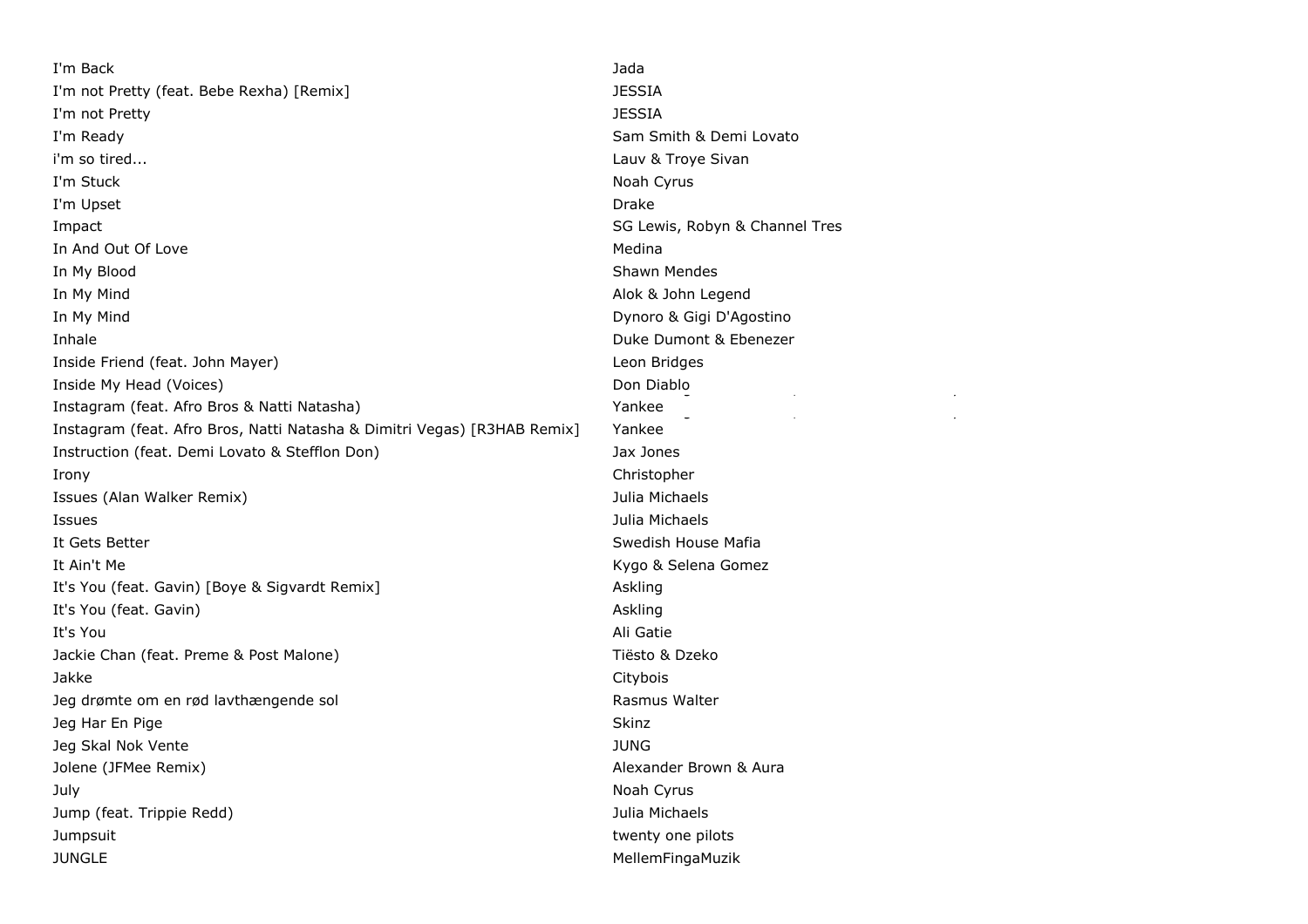| | |
|---|---|
| I'm Back | Jada |
| I'm not Pretty (feat. Bebe Rexha) [Remix] | JESSIA |
| I'm not Pretty | JESSIA |
| I'm Ready | Sam Smith & Demi Lovato |
| i'm so tired... | Lauv & Troye Sivan |
| I'm Stuck | Noah Cyrus |
| I'm Upset | Drake |
| Impact | SG Lewis, Robyn & Channel Tres |
| In And Out Of Love | Medina |
| In My Blood | Shawn Mendes |
| In My Mind | Alok & John Legend |
| In My Mind | Dynoro & Gigi D'Agostino |
| Inhale | Duke Dumont & Ebenezer |
| Inside Friend (feat. John Mayer) | Leon Bridges |
| Inside My Head (Voices) | Don Diablo |
| Instagram (feat. Afro Bros & Natti Natasha) | Yankee |
| Instagram (feat. Afro Bros, Natti Natasha & Dimitri Vegas) [R3HAB Remix] | Yankee |
| Instruction (feat. Demi Lovato & Stefflon Don) | Jax Jones |
| Irony | Christopher |
| Issues (Alan Walker Remix) | Julia Michaels |
| Issues | Julia Michaels |
| It Gets Better | Swedish House Mafia |
| It Ain't Me | Kygo & Selena Gomez |
| It's You (feat. Gavin) [Boye & Sigvardt Remix] | Askling |
| It's You (feat. Gavin) | Askling |
| It's You | Ali Gatie |
| Jackie Chan (feat. Preme & Post Malone) | Tiësto & Dzeko |
| Jakke | Citybois |
| Jeg drømte om en rød lavthængende sol | Rasmus Walter |
| Jeg Har En Pige | Skinz |
| Jeg Skal Nok Vente | JUNG |
| Jolene (JFMee Remix) | Alexander Brown & Aura |
| July | Noah Cyrus |
| Jump (feat. Trippie Redd) | Julia Michaels |
| Jumpsuit | twenty one pilots |
| JUNGLE | MellemFingaMuzik |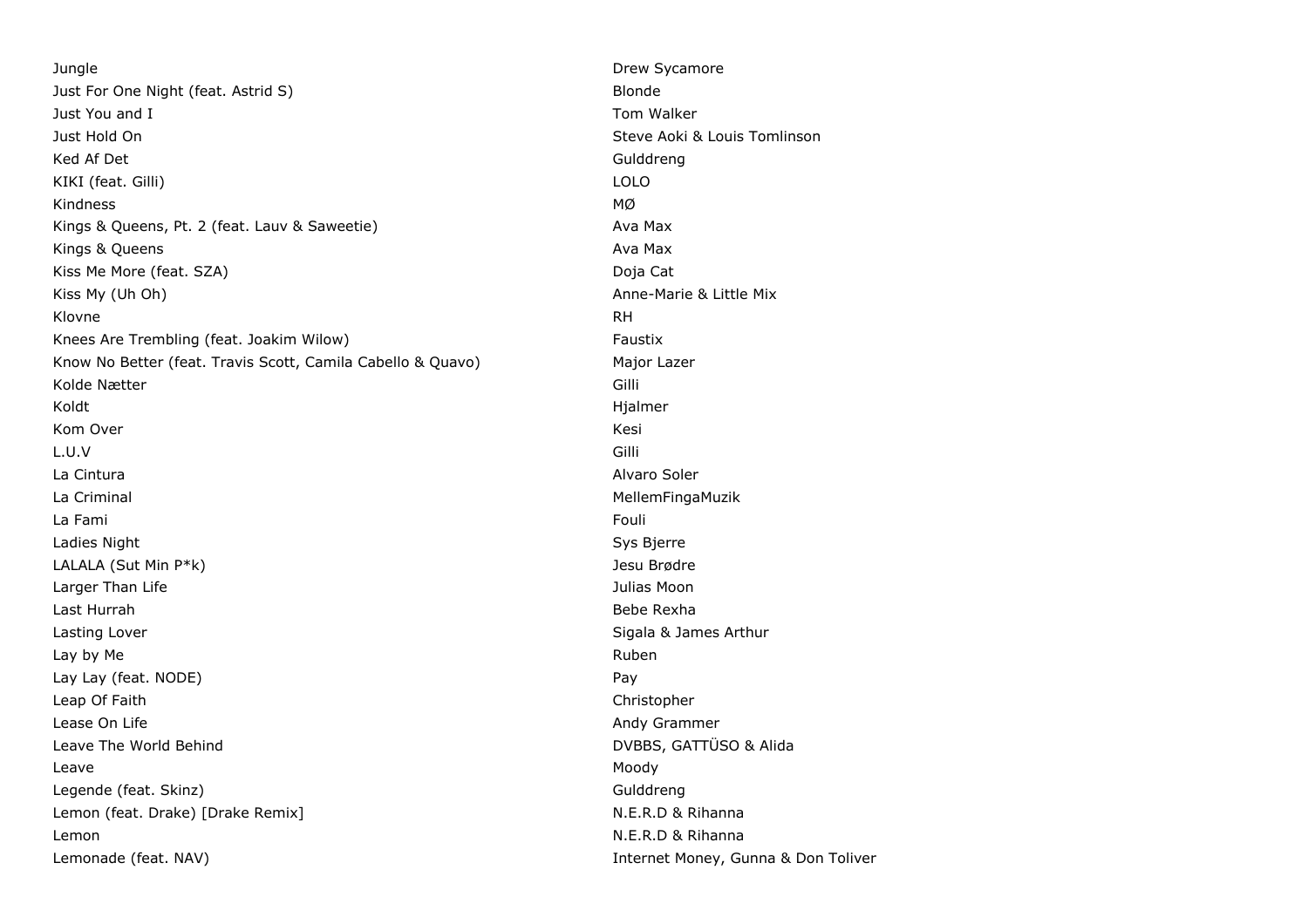| | |
|---|---|
| Jungle | Drew Sycamore |
| Just For One Night (feat. Astrid S) | Blonde |
| Just You and I | Tom Walker |
| Just Hold On | Steve Aoki & Louis Tomlinson |
| Ked Af Det | Gulddreng |
| KIKI (feat. Gilli) | LOLO |
| Kindness | MØ |
| Kings & Queens, Pt. 2 (feat. Lauv & Saweetie) | Ava Max |
| Kings & Queens | Ava Max |
| Kiss Me More (feat. SZA) | Doja Cat |
| Kiss My (Uh Oh) | Anne-Marie & Little Mix |
| Klovne | RH |
| Knees Are Trembling (feat. Joakim Wilow) | Faustix |
| Know No Better (feat. Travis Scott, Camila Cabello & Quavo) | Major Lazer |
| Kolde Nætter | Gilli |
| Koldt | Hjalmer |
| Kom Over | Kesi |
| L.U.V | Gilli |
| La Cintura | Alvaro Soler |
| La Criminal | MellemFingaMuzik |
| La Fami | Fouli |
| Ladies Night | Sys Bjerre |
| LALALA (Sut Min P*k) | Jesu Brødre |
| Larger Than Life | Julias Moon |
| Last Hurrah | Bebe Rexha |
| Lasting Lover | Sigala & James Arthur |
| Lay by Me | Ruben |
| Lay Lay (feat. NODE) | Pay |
| Leap Of Faith | Christopher |
| Lease On Life | Andy Grammer |
| Leave The World Behind | DVBBS, GATTÜSO & Alida |
| Leave | Moody |
| Legende (feat. Skinz) | Gulddreng |
| Lemon (feat. Drake) [Drake Remix] | N.E.R.D & Rihanna |
| Lemon | N.E.R.D & Rihanna |
| Lemonade (feat. NAV) | Internet Money, Gunna & Don Toliver |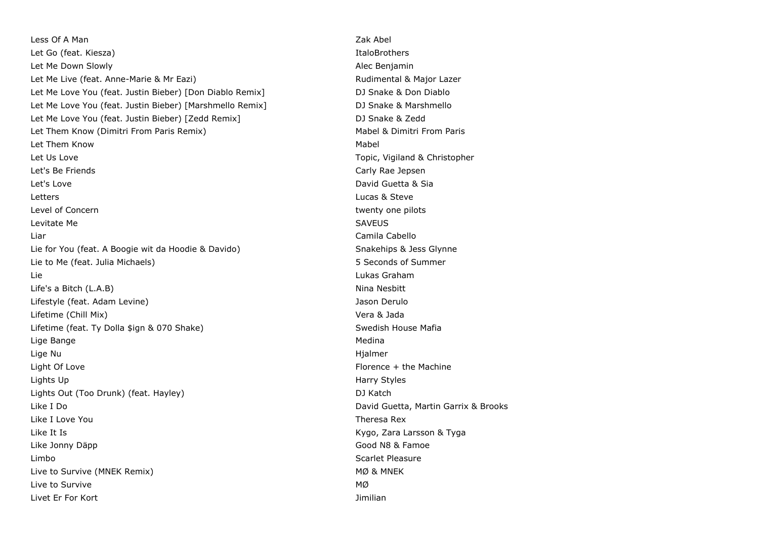| | |
|---|---|
| Less Of A Man | Zak Abel |
| Let Go (feat. Kiesza) | ItaloBrothers |
| Let Me Down Slowly | Alec Benjamin |
| Let Me Live (feat. Anne-Marie & Mr Eazi) | Rudimental & Major Lazer |
| Let Me Love You (feat. Justin Bieber) [Don Diablo Remix] | DJ Snake & Don Diablo |
| Let Me Love You (feat. Justin Bieber) [Marshmello Remix] | DJ Snake & Marshmello |
| Let Me Love You (feat. Justin Bieber) [Zedd Remix] | DJ Snake & Zedd |
| Let Them Know (Dimitri From Paris Remix) | Mabel & Dimitri From Paris |
| Let Them Know | Mabel |
| Let Us Love | Topic, Vigiland & Christopher |
| Let's Be Friends | Carly Rae Jepsen |
| Let's Love | David Guetta & Sia |
| Letters | Lucas & Steve |
| Level of Concern | twenty one pilots |
| Levitate Me | SAVEUS |
| Liar | Camila Cabello |
| Lie for You (feat. A Boogie wit da Hoodie & Davido) | Snakehips & Jess Glynne |
| Lie to Me (feat. Julia Michaels) | 5 Seconds of Summer |
| Lie | Lukas Graham |
| Life's a Bitch (L.A.B) | Nina Nesbitt |
| Lifestyle (feat. Adam Levine) | Jason Derulo |
| Lifetime (Chill Mix) | Vera & Jada |
| Lifetime (feat. Ty Dolla $ign & 070 Shake) | Swedish House Mafia |
| Lige Bange | Medina |
| Lige Nu | Hjalmer |
| Light Of Love | Florence + the Machine |
| Lights Up | Harry Styles |
| Lights Out (Too Drunk) (feat. Hayley) | DJ Katch |
| Like I Do | David Guetta, Martin Garrix & Brooks |
| Like I Love You | Theresa Rex |
| Like It Is | Kygo, Zara Larsson & Tyga |
| Like Jonny Däpp | Good N8 & Famoe |
| Limbo | Scarlet Pleasure |
| Live to Survive (MNEK Remix) | MØ & MNEK |
| Live to Survive | MØ |
| Livet Er For Kort | Jimilian |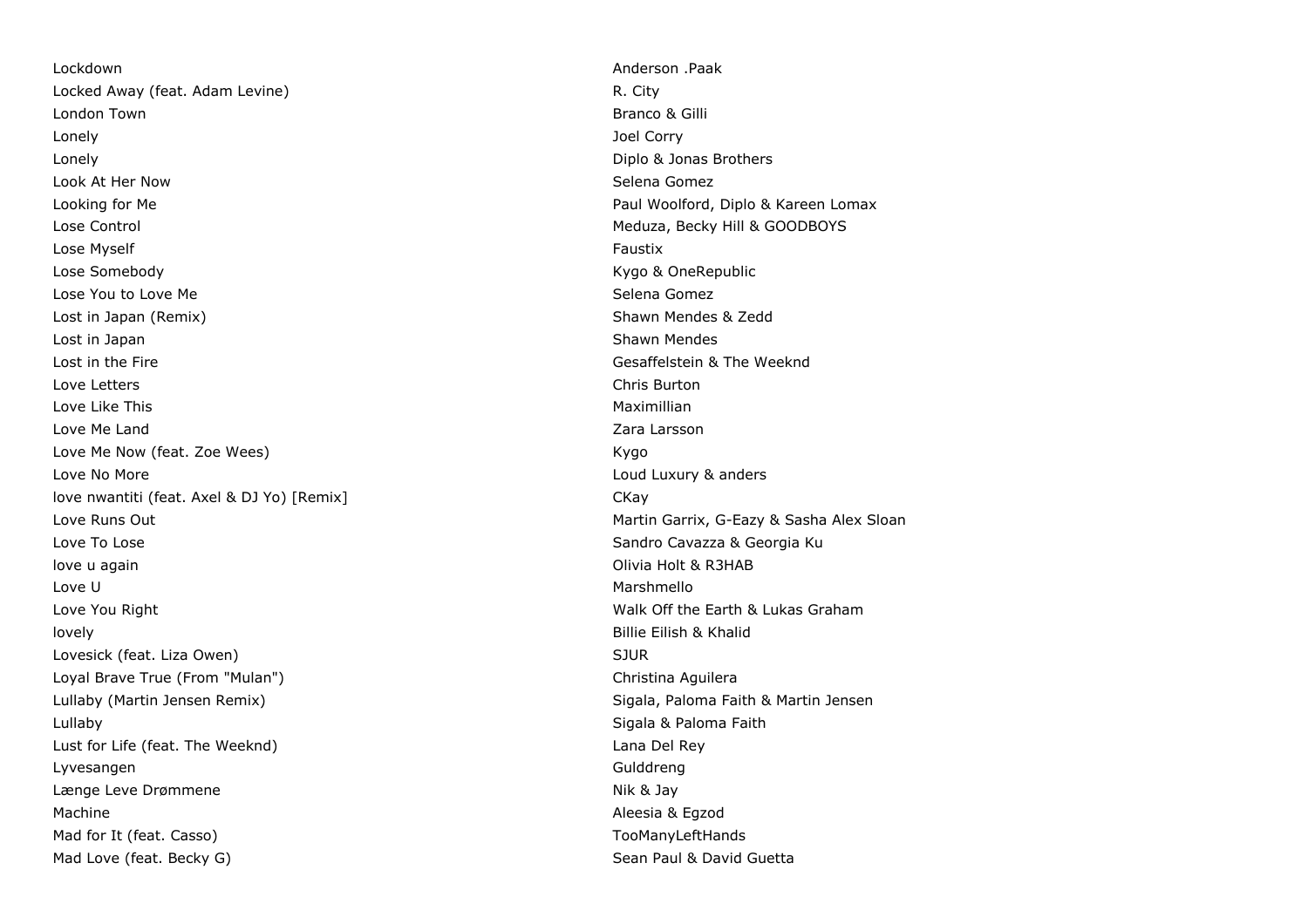| | |
|---|---|
| Lockdown | Anderson .Paak |
| Locked Away (feat. Adam Levine) | R. City |
| London Town | Branco & Gilli |
| Lonely | Joel Corry |
| Lonely | Diplo & Jonas Brothers |
| Look At Her Now | Selena Gomez |
| Looking for Me | Paul Woolford, Diplo & Kareen Lomax |
| Lose Control | Meduza, Becky Hill & GOODBOYS |
| Lose Myself | Faustix |
| Lose Somebody | Kygo & OneRepublic |
| Lose You to Love Me | Selena Gomez |
| Lost in Japan (Remix) | Shawn Mendes & Zedd |
| Lost in Japan | Shawn Mendes |
| Lost in the Fire | Gesaffelstein & The Weeknd |
| Love Letters | Chris Burton |
| Love Like This | Maximillian |
| Love Me Land | Zara Larsson |
| Love Me Now (feat. Zoe Wees) | Kygo |
| Love No More | Loud Luxury & anders |
| love nwantiti (feat. Axel & DJ Yo) [Remix] | CKay |
| Love Runs Out | Martin Garrix, G-Eazy & Sasha Alex Sloan |
| Love To Lose | Sandro Cavazza & Georgia Ku |
| love u again | Olivia Holt & R3HAB |
| Love U | Marshmello |
| Love You Right | Walk Off the Earth & Lukas Graham |
| lovely | Billie Eilish & Khalid |
| Lovesick (feat. Liza Owen) | SJUR |
| Loyal Brave True (From "Mulan") | Christina Aguilera |
| Lullaby (Martin Jensen Remix) | Sigala, Paloma Faith & Martin Jensen |
| Lullaby | Sigala & Paloma Faith |
| Lust for Life (feat. The Weeknd) | Lana Del Rey |
| Lyvesangen | Gulddreng |
| Længe Leve Drømmene | Nik & Jay |
| Machine | Aleesia & Egzod |
| Mad for It (feat. Casso) | TooManyLeftHands |
| Mad Love (feat. Becky G) | Sean Paul & David Guetta |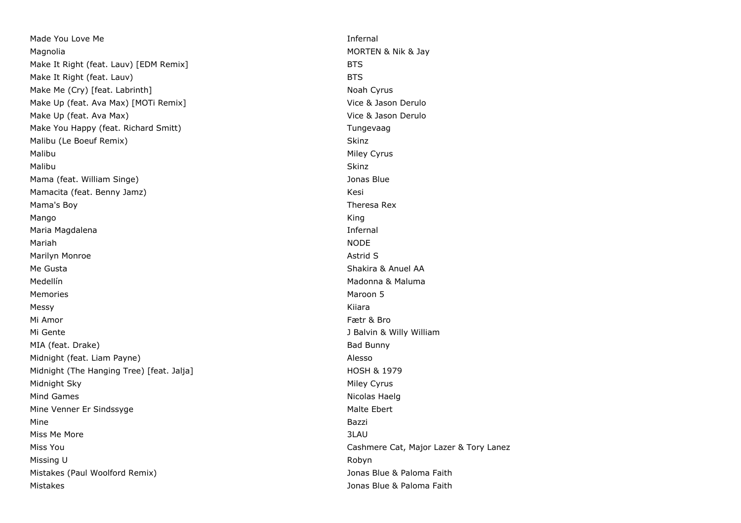| | |
|---|---|
| Made You Love Me | Infernal |
| Magnolia | MORTEN & Nik & Jay |
| Make It Right (feat. Lauv) [EDM Remix] | BTS |
| Make It Right (feat. Lauv) | BTS |
| Make Me (Cry) [feat. Labrinth] | Noah Cyrus |
| Make Up (feat. Ava Max) [MOTi Remix] | Vice & Jason Derulo |
| Make Up (feat. Ava Max) | Vice & Jason Derulo |
| Make You Happy (feat. Richard Smitt) | Tungevaag |
| Malibu (Le Boeuf Remix) | Skinz |
| Malibu | Miley Cyrus |
| Malibu | Skinz |
| Mama (feat. William Singe) | Jonas Blue |
| Mamacita (feat. Benny Jamz) | Kesi |
| Mama's Boy | Theresa Rex |
| Mango | King |
| Maria Magdalena | Infernal |
| Mariah | NODE |
| Marilyn Monroe | Astrid S |
| Me Gusta | Shakira & Anuel AA |
| Medellín | Madonna & Maluma |
| Memories | Maroon 5 |
| Messy | Kiiara |
| Mi Amor | Fætr & Bro |
| Mi Gente | J Balvin & Willy William |
| MIA (feat. Drake) | Bad Bunny |
| Midnight (feat. Liam Payne) | Alesso |
| Midnight (The Hanging Tree) [feat. Jalja] | HOSH & 1979 |
| Midnight Sky | Miley Cyrus |
| Mind Games | Nicolas Haelg |
| Mine Venner Er Sindssyge | Malte Ebert |
| Mine | Bazzi |
| Miss Me More | 3LAU |
| Miss You | Cashmere Cat, Major Lazer & Tory Lanez |
| Missing U | Robyn |
| Mistakes (Paul Woolford Remix) | Jonas Blue & Paloma Faith |
| Mistakes | Jonas Blue & Paloma Faith |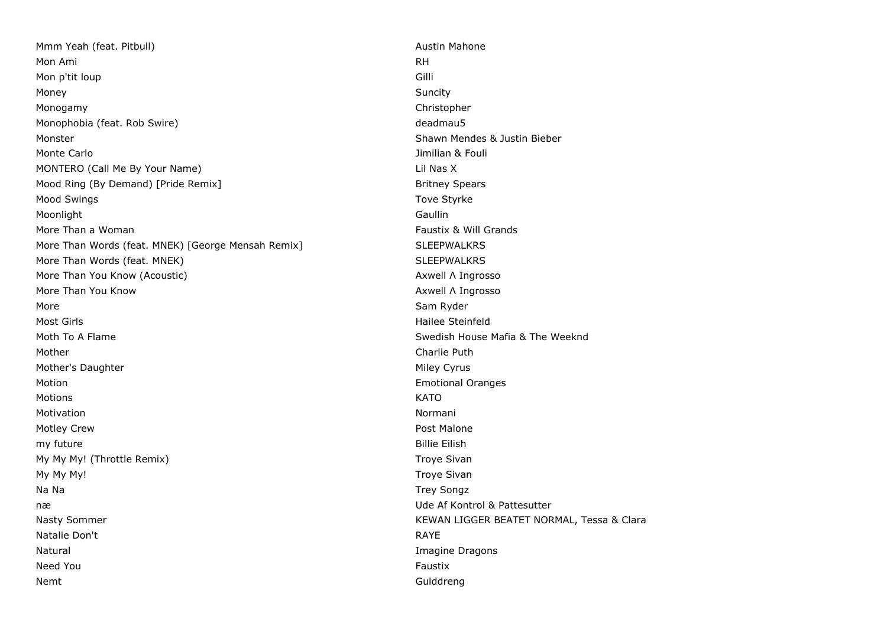| | |
|---|---|
| Mmm Yeah (feat. Pitbull) | Austin Mahone |
| Mon Ami | RH |
| Mon p'tit loup | Gilli |
| Money | Suncity |
| Monogamy | Christopher |
| Monophobia (feat. Rob Swire) | deadmau5 |
| Monster | Shawn Mendes & Justin Bieber |
| Monte Carlo | Jimilian & Fouli |
| MONTERO (Call Me By Your Name) | Lil Nas X |
| Mood Ring (By Demand) [Pride Remix] | Britney Spears |
| Mood Swings | Tove Styrke |
| Moonlight | Gaullin |
| More Than a Woman | Faustix & Will Grands |
| More Than Words (feat. MNEK) [George Mensah Remix] | SLEEPWALKRS |
| More Than Words (feat. MNEK) | SLEEPWALKRS |
| More Than You Know (Acoustic) | Axwell Λ Ingrosso |
| More Than You Know | Axwell Λ Ingrosso |
| More | Sam Ryder |
| Most Girls | Hailee Steinfeld |
| Moth To A Flame | Swedish House Mafia & The Weeknd |
| Mother | Charlie Puth |
| Mother's Daughter | Miley Cyrus |
| Motion | Emotional Oranges |
| Motions | KATO |
| Motivation | Normani |
| Motley Crew | Post Malone |
| my future | Billie Eilish |
| My My My! (Throttle Remix) | Troye Sivan |
| My My My! | Troye Sivan |
| Na Na | Trey Songz |
| næ | Ude Af Kontrol & Pattesutter |
| Nasty Sommer | KEWAN LIGGER BEATET NORMAL, Tessa & Clara |
| Natalie Don't | RAYE |
| Natural | Imagine Dragons |
| Need You | Faustix |
| Nemt | Gulddreng |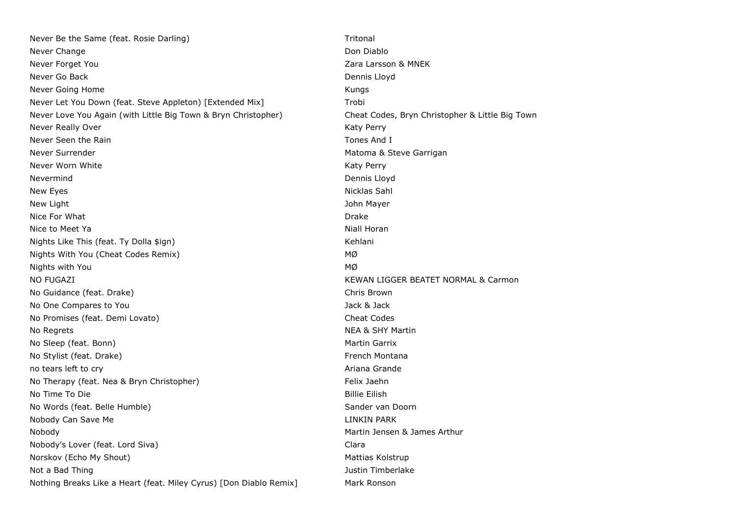| | |
|---|---|
| Never Be the Same (feat. Rosie Darling) | Tritonal |
| Never Change | Don Diablo |
| Never Forget You | Zara Larsson & MNEK |
| Never Go Back | Dennis Lloyd |
| Never Going Home | Kungs |
| Never Let You Down (feat. Steve Appleton) [Extended Mix] | Trobi |
| Never Love You Again (with Little Big Town & Bryn Christopher) | Cheat Codes, Bryn Christopher & Little Big Town |
| Never Really Over | Katy Perry |
| Never Seen the Rain | Tones And I |
| Never Surrender | Matoma & Steve Garrigan |
| Never Worn White | Katy Perry |
| Nevermind | Dennis Lloyd |
| New Eyes | Nicklas Sahl |
| New Light | John Mayer |
| Nice For What | Drake |
| Nice to Meet Ya | Niall Horan |
| Nights Like This (feat. Ty Dolla $ign) | Kehlani |
| Nights With You (Cheat Codes Remix) | MØ |
| Nights with You | MØ |
| NO FUGAZI | KEWAN LIGGER BEATET NORMAL & Carmon |
| No Guidance (feat. Drake) | Chris Brown |
| No One Compares to You | Jack & Jack |
| No Promises (feat. Demi Lovato) | Cheat Codes |
| No Regrets | NEA & SHY Martin |
| No Sleep (feat. Bonn) | Martin Garrix |
| No Stylist (feat. Drake) | French Montana |
| no tears left to cry | Ariana Grande |
| No Therapy (feat. Nea & Bryn Christopher) | Felix Jaehn |
| No Time To Die | Billie Eilish |
| No Words (feat. Belle Humble) | Sander van Doorn |
| Nobody Can Save Me | LINKIN PARK |
| Nobody | Martin Jensen & James Arthur |
| Nobody's Lover (feat. Lord Siva) | Clara |
| Norskov (Echo My Shout) | Mattias Kolstrup |
| Not a Bad Thing | Justin Timberlake |
| Nothing Breaks Like a Heart (feat. Miley Cyrus) [Don Diablo Remix] | Mark Ronson |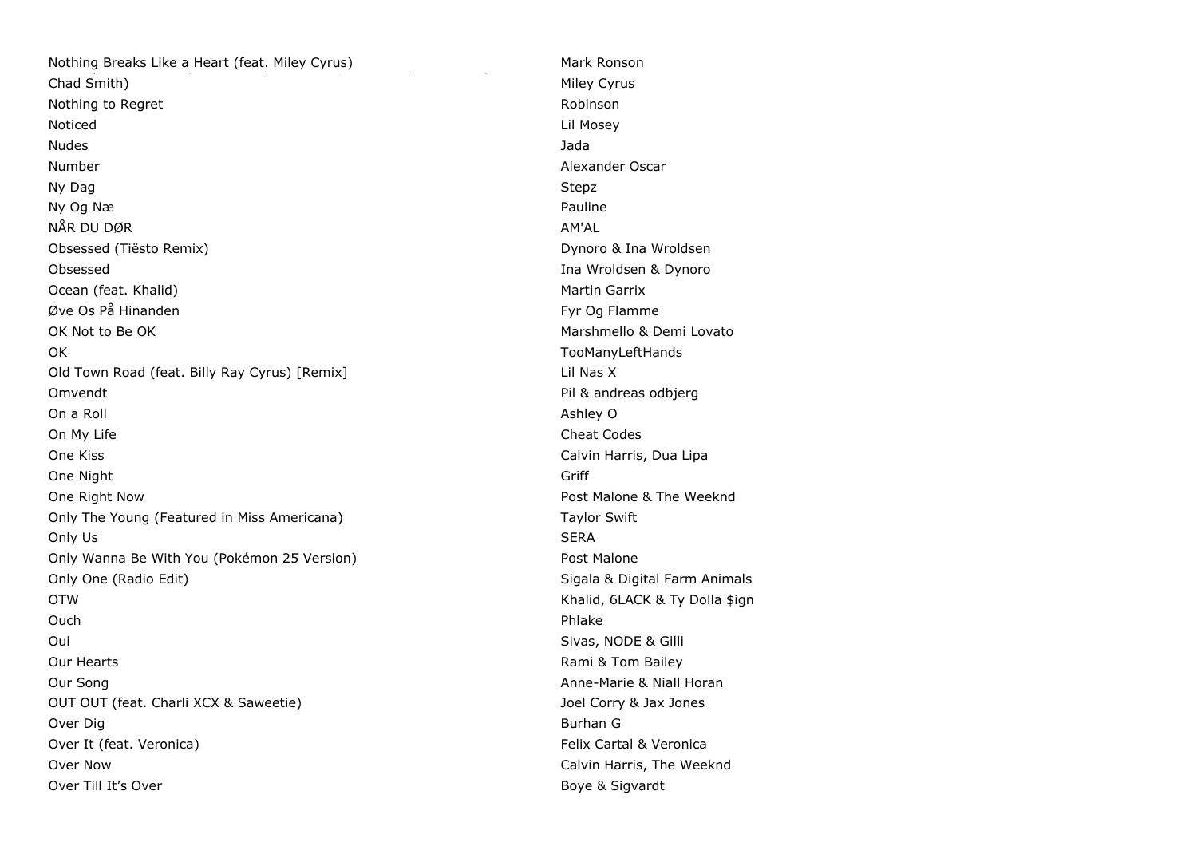| | |
|---|---|
| Nothing Breaks Like a Heart (feat. Miley Cyrus) | Mark Ronson |
| Chad Smith) | Miley Cyrus |
| Nothing to Regret | Robinson |
| Noticed | Lil Mosey |
| Nudes | Jada |
| Number | Alexander Oscar |
| Ny Dag | Stepz |
| Ny Og Næ | Pauline |
| NÅR DU DØR | AM'AL |
| Obsessed (Tiësto Remix) | Dynoro & Ina Wroldsen |
| Obsessed | Ina Wroldsen & Dynoro |
| Ocean (feat. Khalid) | Martin Garrix |
| Øve Os På Hinanden | Fyr Og Flamme |
| OK Not to Be OK | Marshmello & Demi Lovato |
| OK | TooManyLeftHands |
| Old Town Road (feat. Billy Ray Cyrus) [Remix] | Lil Nas X |
| Omvendt | Pil & andreas odbjerg |
| On a Roll | Ashley O |
| On My Life | Cheat Codes |
| One Kiss | Calvin Harris, Dua Lipa |
| One Night | Griff |
| One Right Now | Post Malone & The Weeknd |
| Only The Young (Featured in Miss Americana) | Taylor Swift |
| Only Us | SERA |
| Only Wanna Be With You (Pokémon 25 Version) | Post Malone |
| Only One (Radio Edit) | Sigala & Digital Farm Animals |
| OTW | Khalid, 6LACK & Ty Dolla $ign |
| Ouch | Phlake |
| Oui | Sivas, NODE & Gilli |
| Our Hearts | Rami & Tom Bailey |
| Our Song | Anne-Marie & Niall Horan |
| OUT OUT (feat. Charli XCX & Saweetie) | Joel Corry & Jax Jones |
| Over Dig | Burhan G |
| Over It (feat. Veronica) | Felix Cartal & Veronica |
| Over Now | Calvin Harris, The Weeknd |
| Over Till It's Over | Boye & Sigvardt |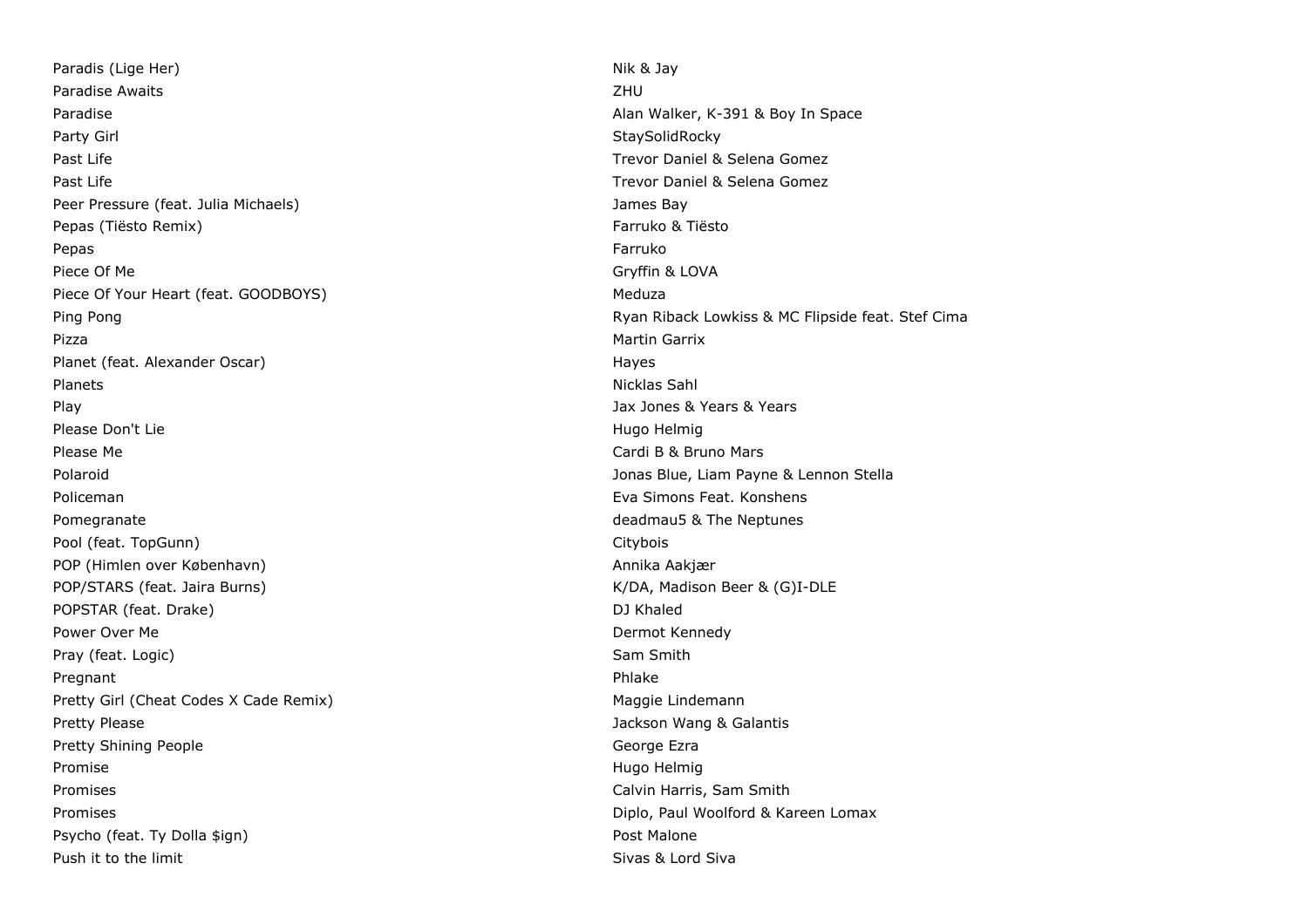| | |
|---|---|
| Paradis (Lige Her) | Nik & Jay |
| Paradise Awaits | ZHU |
| Paradise | Alan Walker, K-391 & Boy In Space |
| Party Girl | StaySolidRocky |
| Past Life | Trevor Daniel & Selena Gomez |
| Past Life | Trevor Daniel & Selena Gomez |
| Peer Pressure (feat. Julia Michaels) | James Bay |
| Pepas (Tiësto Remix) | Farruko & Tiësto |
| Pepas | Farruko |
| Piece Of Me | Gryffin & LOVA |
| Piece Of Your Heart (feat. GOODBOYS) | Meduza |
| Ping Pong | Ryan Riback Lowkiss & MC Flipside feat. Stef Cima |
| Pizza | Martin Garrix |
| Planet (feat. Alexander Oscar) | Hayes |
| Planets | Nicklas Sahl |
| Play | Jax Jones & Years & Years |
| Please Don't Lie | Hugo Helmig |
| Please Me | Cardi B & Bruno Mars |
| Polaroid | Jonas Blue, Liam Payne & Lennon Stella |
| Policeman | Eva Simons Feat. Konshens |
| Pomegranate | deadmau5 & The Neptunes |
| Pool (feat. TopGunn) | Citybois |
| POP (Himlen over København) | Annika Aakjær |
| POP/STARS (feat. Jaira Burns) | K/DA, Madison Beer & (G)I-DLE |
| POPSTAR (feat. Drake) | DJ Khaled |
| Power Over Me | Dermot Kennedy |
| Pray (feat. Logic) | Sam Smith |
| Pregnant | Phlake |
| Pretty Girl (Cheat Codes X Cade Remix) | Maggie Lindemann |
| Pretty Please | Jackson Wang & Galantis |
| Pretty Shining People | George Ezra |
| Promise | Hugo Helmig |
| Promises | Calvin Harris, Sam Smith |
| Promises | Diplo, Paul Woolford & Kareen Lomax |
| Psycho (feat. Ty Dolla $ign) | Post Malone |
| Push it to the limit | Sivas & Lord Siva |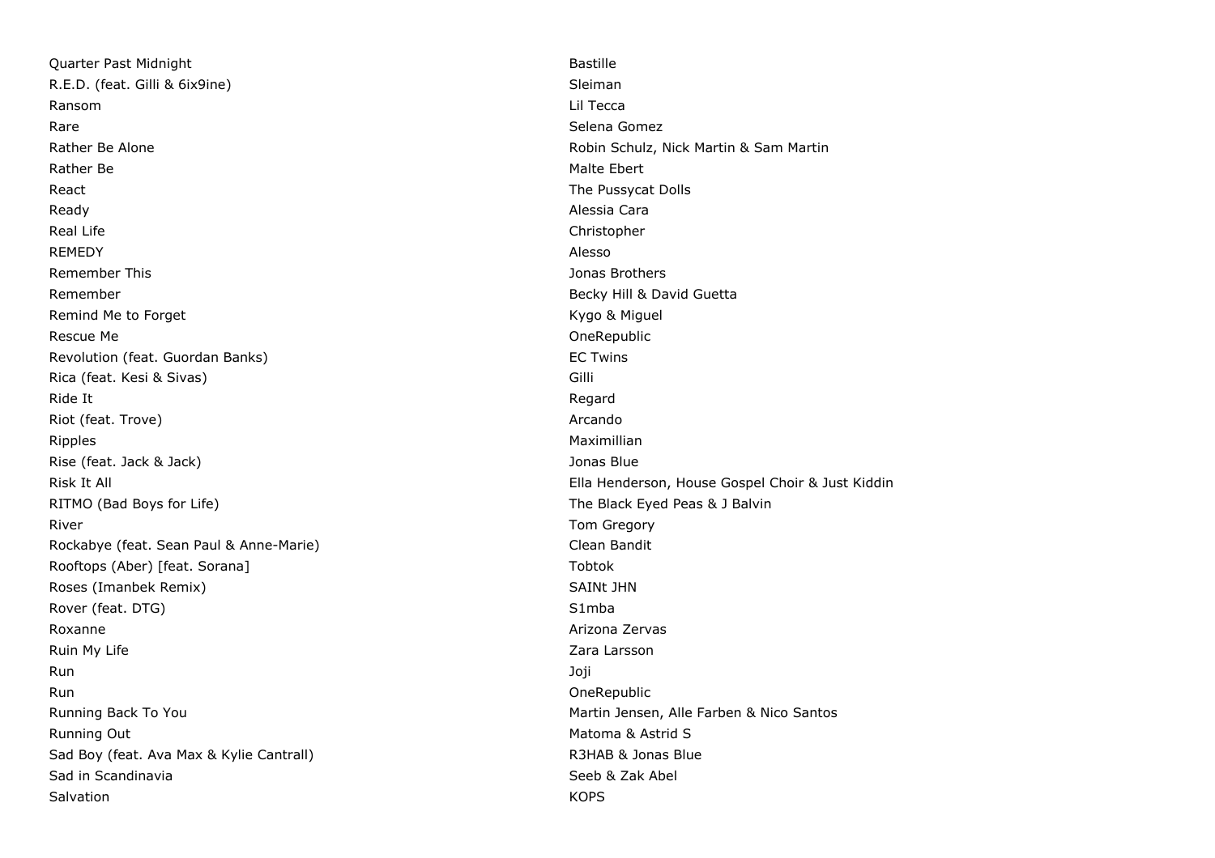| | |
|---|---|
| Quarter Past Midnight | Bastille |
| R.E.D. (feat. Gilli & 6ix9ine) | Sleiman |
| Ransom | Lil Tecca |
| Rare | Selena Gomez |
| Rather Be Alone | Robin Schulz, Nick Martin & Sam Martin |
| Rather Be | Malte Ebert |
| React | The Pussycat Dolls |
| Ready | Alessia Cara |
| Real Life | Christopher |
| REMEDY | Alesso |
| Remember This | Jonas Brothers |
| Remember | Becky Hill & David Guetta |
| Remind Me to Forget | Kygo & Miguel |
| Rescue Me | OneRepublic |
| Revolution (feat. Guordan Banks) | EC Twins |
| Rica (feat. Kesi & Sivas) | Gilli |
| Ride It | Regard |
| Riot (feat. Trove) | Arcando |
| Ripples | Maximillian |
| Rise (feat. Jack & Jack) | Jonas Blue |
| Risk It All | Ella Henderson, House Gospel Choir & Just Kiddin |
| RITMO (Bad Boys for Life) | The Black Eyed Peas & J Balvin |
| River | Tom Gregory |
| Rockabye (feat. Sean Paul & Anne-Marie) | Clean Bandit |
| Rooftops (Aber) [feat. Sorana] | Tobtok |
| Roses (Imanbek Remix) | SAINt JHN |
| Rover (feat. DTG) | S1mba |
| Roxanne | Arizona Zervas |
| Ruin My Life | Zara Larsson |
| Run | Joji |
| Run | OneRepublic |
| Running Back To You | Martin Jensen, Alle Farben & Nico Santos |
| Running Out | Matoma & Astrid S |
| Sad Boy (feat. Ava Max & Kylie Cantrall) | R3HAB & Jonas Blue |
| Sad in Scandinavia | Seeb & Zak Abel |
| Salvation | KOPS |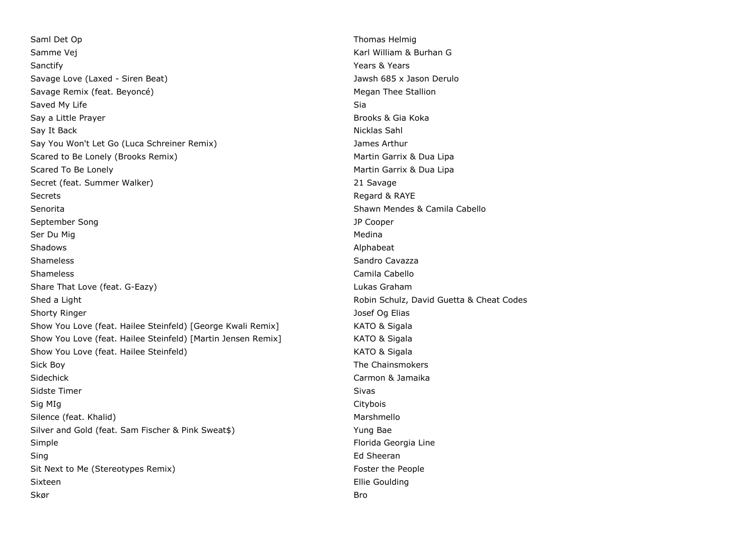| | |
|---|---|
| Saml Det Op | Thomas Helmig |
| Samme Vej | Karl William & Burhan G |
| Sanctify | Years & Years |
| Savage Love (Laxed - Siren Beat) | Jawsh 685 x Jason Derulo |
| Savage Remix (feat. Beyoncé) | Megan Thee Stallion |
| Saved My Life | Sia |
| Say a Little Prayer | Brooks & Gia Koka |
| Say It Back | Nicklas Sahl |
| Say You Won't Let Go (Luca Schreiner Remix) | James Arthur |
| Scared to Be Lonely (Brooks Remix) | Martin Garrix & Dua Lipa |
| Scared To Be Lonely | Martin Garrix & Dua Lipa |
| Secret (feat. Summer Walker) | 21 Savage |
| Secrets | Regard & RAYE |
| Senorita | Shawn Mendes & Camila Cabello |
| September Song | JP Cooper |
| Ser Du Mig | Medina |
| Shadows | Alphabeat |
| Shameless | Sandro Cavazza |
| Shameless | Camila Cabello |
| Share That Love (feat. G-Eazy) | Lukas Graham |
| Shed a Light | Robin Schulz, David Guetta & Cheat Codes |
| Shorty Ringer | Josef Og Elias |
| Show You Love (feat. Hailee Steinfeld) [George Kwali Remix] | KATO & Sigala |
| Show You Love (feat. Hailee Steinfeld) [Martin Jensen Remix] | KATO & Sigala |
| Show You Love (feat. Hailee Steinfeld) | KATO & Sigala |
| Sick Boy | The Chainsmokers |
| Sidechick | Carmon & Jamaika |
| Sidste Timer | Sivas |
| Sig MIg | Citybois |
| Silence (feat. Khalid) | Marshmello |
| Silver and Gold (feat. Sam Fischer & Pink Sweat$) | Yung Bae |
| Simple | Florida Georgia Line |
| Sing | Ed Sheeran |
| Sit Next to Me (Stereotypes Remix) | Foster the People |
| Sixteen | Ellie Goulding |
| Skør | Bro |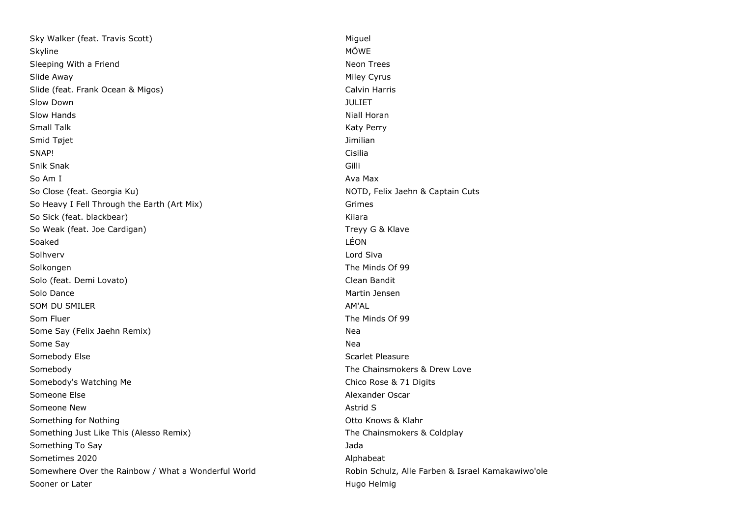| | |
|---|---|
| Sky Walker (feat. Travis Scott) | Miguel |
| Skyline | MÖWE |
| Sleeping With a Friend | Neon Trees |
| Slide Away | Miley Cyrus |
| Slide (feat. Frank Ocean & Migos) | Calvin Harris |
| Slow Down | JULIET |
| Slow Hands | Niall Horan |
| Small Talk | Katy Perry |
| Smid Tøjet | Jimilian |
| SNAP! | Cisilia |
| Snik Snak | Gilli |
| So Am I | Ava Max |
| So Close (feat. Georgia Ku) | NOTD, Felix Jaehn & Captain Cuts |
| So Heavy I Fell Through the Earth (Art Mix) | Grimes |
| So Sick (feat. blackbear) | Kiiara |
| So Weak (feat. Joe Cardigan) | Treyy G & Klave |
| Soaked | LÉON |
| Solhverv | Lord Siva |
| Solkongen | The Minds Of 99 |
| Solo (feat. Demi Lovato) | Clean Bandit |
| Solo Dance | Martin Jensen |
| SOM DU SMILER | AM'AL |
| Som Fluer | The Minds Of 99 |
| Some Say (Felix Jaehn Remix) | Nea |
| Some Say | Nea |
| Somebody Else | Scarlet Pleasure |
| Somebody | The Chainsmokers & Drew Love |
| Somebody's Watching Me | Chico Rose & 71 Digits |
| Someone Else | Alexander Oscar |
| Someone New | Astrid S |
| Something for Nothing | Otto Knows & Klahr |
| Something Just Like This (Alesso Remix) | The Chainsmokers & Coldplay |
| Something To Say | Jada |
| Sometimes 2020 | Alphabeat |
| Somewhere Over the Rainbow / What a Wonderful World | Robin Schulz, Alle Farben & Israel Kamakawiwo'ole |
| Sooner or Later | Hugo Helmig |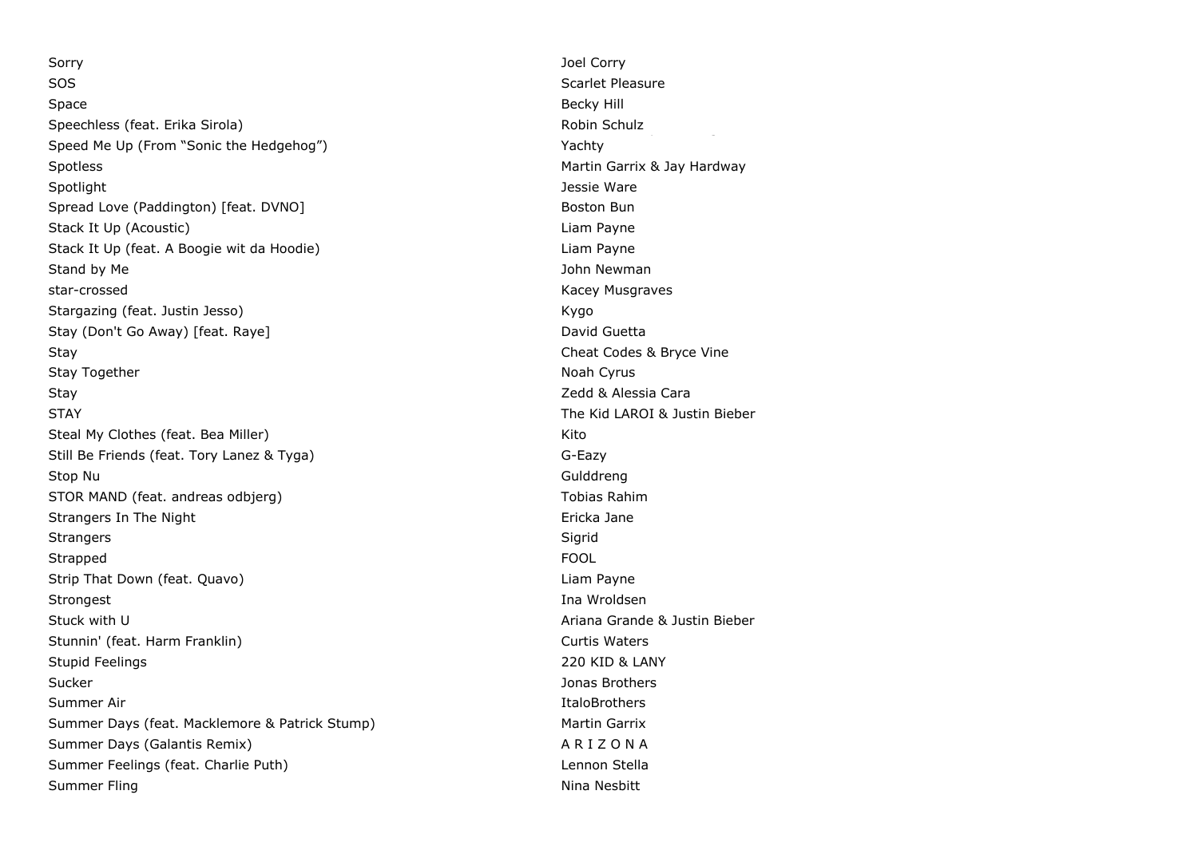| | |
|---|---|
| Sorry | Joel Corry |
| SOS | Scarlet Pleasure |
| Space | Becky Hill |
| Speechless (feat. Erika Sirola) | Robin Schulz |
| Speed Me Up (From "Sonic the Hedgehog") | Yachty |
| Spotless | Martin Garrix & Jay Hardway |
| Spotlight | Jessie Ware |
| Spread Love (Paddington) [feat. DVNO] | Boston Bun |
| Stack It Up (Acoustic) | Liam Payne |
| Stack It Up (feat. A Boogie wit da Hoodie) | Liam Payne |
| Stand by Me | John Newman |
| star-crossed | Kacey Musgraves |
| Stargazing (feat. Justin Jesso) | Kygo |
| Stay (Don't Go Away) [feat. Raye] | David Guetta |
| Stay | Cheat Codes & Bryce Vine |
| Stay Together | Noah Cyrus |
| Stay | Zedd & Alessia Cara |
| STAY | The Kid LAROI & Justin Bieber |
| Steal My Clothes (feat. Bea Miller) | Kito |
| Still Be Friends (feat. Tory Lanez & Tyga) | G-Eazy |
| Stop Nu | Gulddreng |
| STOR MAND (feat. andreas odbjerg) | Tobias Rahim |
| Strangers In The Night | Ericka Jane |
| Strangers | Sigrid |
| Strapped | FOOL |
| Strip That Down (feat. Quavo) | Liam Payne |
| Strongest | Ina Wroldsen |
| Stuck with U | Ariana Grande & Justin Bieber |
| Stunnin' (feat. Harm Franklin) | Curtis Waters |
| Stupid Feelings | 220 KID & LANY |
| Sucker | Jonas Brothers |
| Summer Air | ItaloBrothers |
| Summer Days (feat. Macklemore & Patrick Stump) | Martin Garrix |
| Summer Days (Galantis Remix) | A R I Z O N A |
| Summer Feelings (feat. Charlie Puth) | Lennon Stella |
| Summer Fling | Nina Nesbitt |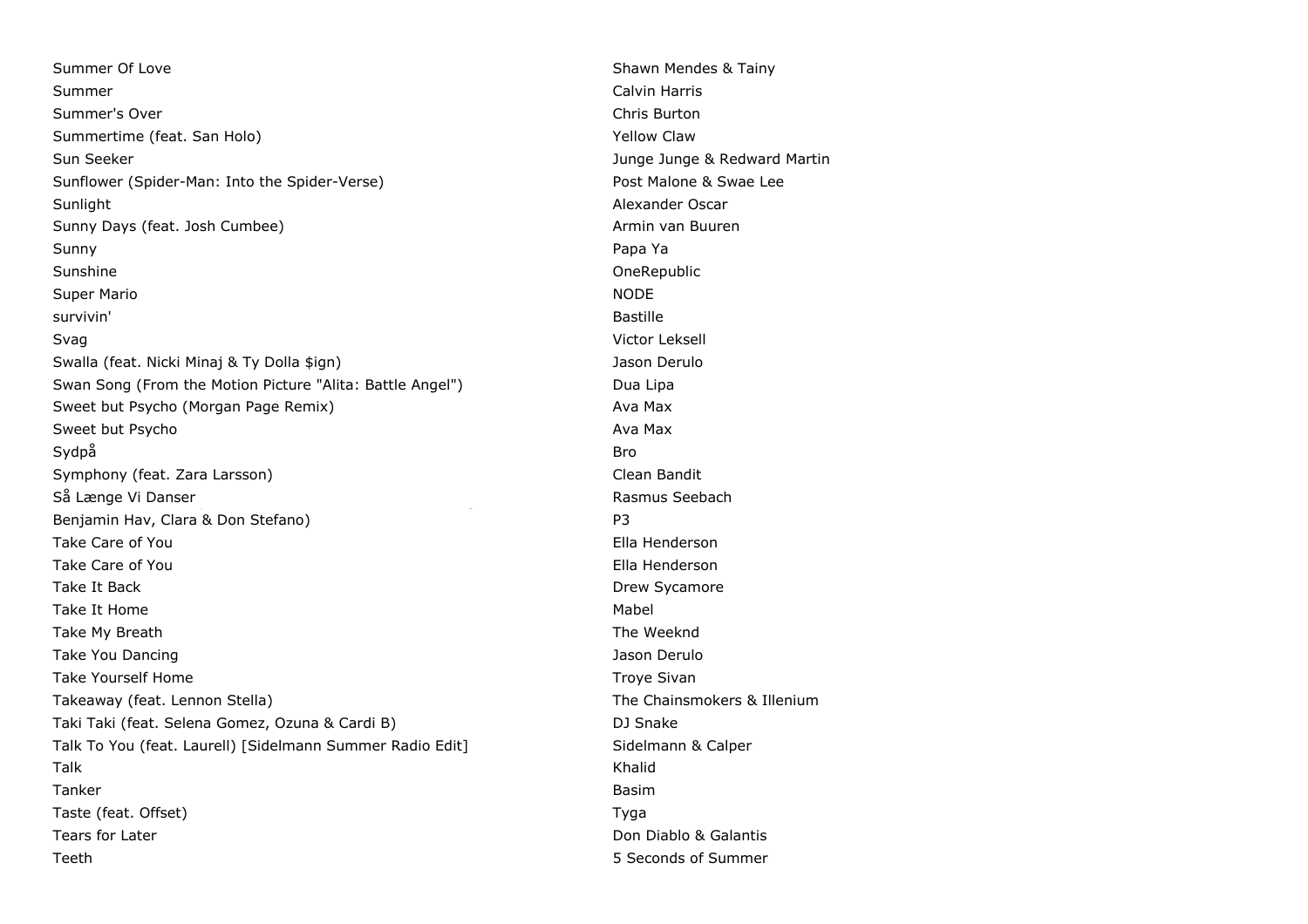| | |
|---|---|
| Summer Of Love | Shawn Mendes & Tainy |
| Summer | Calvin Harris |
| Summer's Over | Chris Burton |
| Summertime (feat. San Holo) | Yellow Claw |
| Sun Seeker | Junge Junge & Redward Martin |
| Sunflower (Spider-Man: Into the Spider-Verse) | Post Malone & Swae Lee |
| Sunlight | Alexander Oscar |
| Sunny Days (feat. Josh Cumbee) | Armin van Buuren |
| Sunny | Papa Ya |
| Sunshine | OneRepublic |
| Super Mario | NODE |
| survivin' | Bastille |
| Svag | Victor Leksell |
| Swalla (feat. Nicki Minaj & Ty Dolla $ign) | Jason Derulo |
| Swan Song (From the Motion Picture "Alita: Battle Angel") | Dua Lipa |
| Sweet but Psycho (Morgan Page Remix) | Ava Max |
| Sweet but Psycho | Ava Max |
| Sydpå | Bro |
| Symphony (feat. Zara Larsson) | Clean Bandit |
| Så Længe Vi Danser | Rasmus Seebach |
| Benjamin Hav, Clara & Don Stefano) | P3 |
| Take Care of You | Ella Henderson |
| Take Care of You | Ella Henderson |
| Take It Back | Drew Sycamore |
| Take It Home | Mabel |
| Take My Breath | The Weeknd |
| Take You Dancing | Jason Derulo |
| Take Yourself Home | Troye Sivan |
| Takeaway (feat. Lennon Stella) | The Chainsmokers & Illenium |
| Taki Taki (feat. Selena Gomez, Ozuna & Cardi B) | DJ Snake |
| Talk To You (feat. Laurell) [Sidelmann Summer Radio Edit] | Sidelmann & Calper |
| Talk | Khalid |
| Tanker | Basim |
| Taste (feat. Offset) | Tyga |
| Tears for Later | Don Diablo & Galantis |
| Teeth | 5 Seconds of Summer |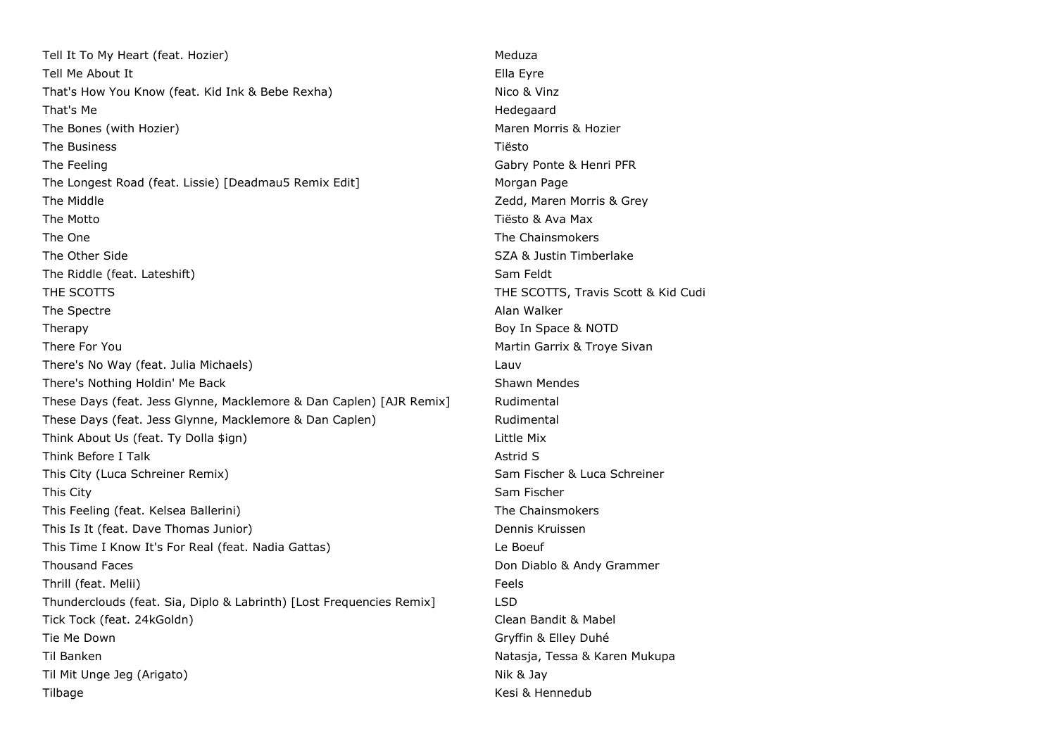| | |
|---|---|
| Tell It To My Heart (feat. Hozier) | Meduza |
| Tell Me About It | Ella Eyre |
| That's How You Know (feat. Kid Ink & Bebe Rexha) | Nico & Vinz |
| That's Me | Hedegaard |
| The Bones (with Hozier) | Maren Morris & Hozier |
| The Business | Tiësto |
| The Feeling | Gabry Ponte & Henri PFR |
| The Longest Road (feat. Lissie) [Deadmau5 Remix Edit] | Morgan Page |
| The Middle | Zedd, Maren Morris & Grey |
| The Motto | Tiësto & Ava Max |
| The One | The Chainsmokers |
| The Other Side | SZA & Justin Timberlake |
| The Riddle (feat. Lateshift) | Sam Feldt |
| THE SCOTTS | THE SCOTTS, Travis Scott & Kid Cudi |
| The Spectre | Alan Walker |
| Therapy | Boy In Space & NOTD |
| There For You | Martin Garrix & Troye Sivan |
| There's No Way (feat. Julia Michaels) | Lauv |
| There's Nothing Holdin' Me Back | Shawn Mendes |
| These Days (feat. Jess Glynne, Macklemore & Dan Caplen) [AJR Remix] | Rudimental |
| These Days (feat. Jess Glynne, Macklemore & Dan Caplen) | Rudimental |
| Think About Us (feat. Ty Dolla $ign) | Little Mix |
| Think Before I Talk | Astrid S |
| This City (Luca Schreiner Remix) | Sam Fischer & Luca Schreiner |
| This City | Sam Fischer |
| This Feeling (feat. Kelsea Ballerini) | The Chainsmokers |
| This Is It (feat. Dave Thomas Junior) | Dennis Kruissen |
| This Time I Know It's For Real (feat. Nadia Gattas) | Le Boeuf |
| Thousand Faces | Don Diablo & Andy Grammer |
| Thrill (feat. Melii) | Feels |
| Thunderclouds (feat. Sia, Diplo & Labrinth) [Lost Frequencies Remix] | LSD |
| Tick Tock (feat. 24kGoldn) | Clean Bandit & Mabel |
| Tie Me Down | Gryffin & Elley Duhé |
| Til Banken | Natasja, Tessa & Karen Mukupa |
| Til Mit Unge Jeg (Arigato) | Nik & Jay |
| Tilbage | Kesi & Hennedub |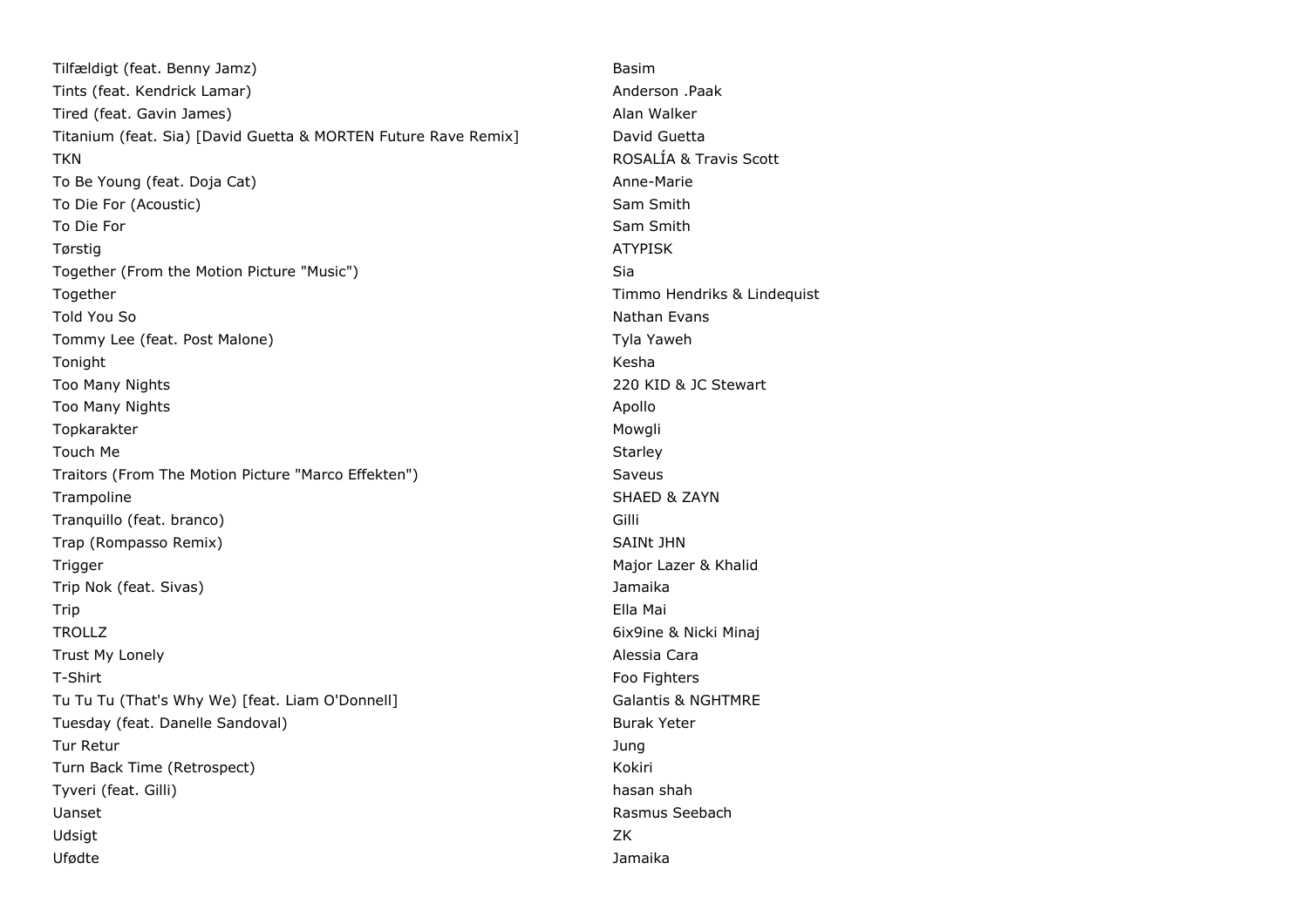| | |
|---|---|
| Tilfældigt (feat. Benny Jamz) | Basim |
| Tints (feat. Kendrick Lamar) | Anderson .Paak |
| Tired (feat. Gavin James) | Alan Walker |
| Titanium (feat. Sia) [David Guetta & MORTEN Future Rave Remix] | David Guetta |
| TKN | ROSALÍA & Travis Scott |
| To Be Young (feat. Doja Cat) | Anne-Marie |
| To Die For (Acoustic) | Sam Smith |
| To Die For | Sam Smith |
| Tørstig | ATYPISK |
| Together (From the Motion Picture "Music") | Sia |
| Together | Timmo Hendriks & Lindequist |
| Told You So | Nathan Evans |
| Tommy Lee (feat. Post Malone) | Tyla Yaweh |
| Tonight | Kesha |
| Too Many Nights | 220 KID & JC Stewart |
| Too Many Nights | Apollo |
| Topkarakter | Mowgli |
| Touch Me | Starley |
| Traitors (From The Motion Picture "Marco Effekten") | Saveus |
| Trampoline | SHAED & ZAYN |
| Tranquillo (feat. branco) | Gilli |
| Trap (Rompasso Remix) | SAINt JHN |
| Trigger | Major Lazer & Khalid |
| Trip Nok (feat. Sivas) | Jamaika |
| Trip | Ella Mai |
| TROLLZ | 6ix9ine & Nicki Minaj |
| Trust My Lonely | Alessia Cara |
| T-Shirt | Foo Fighters |
| Tu Tu Tu (That's Why We) [feat. Liam O'Donnell] | Galantis & NGHTMRE |
| Tuesday (feat. Danelle Sandoval) | Burak Yeter |
| Tur Retur | Jung |
| Turn Back Time (Retrospect) | Kokiri |
| Tyveri (feat. Gilli) | hasan shah |
| Uanset | Rasmus Seebach |
| Udsigt | ZK |
| Ufødte | Jamaika |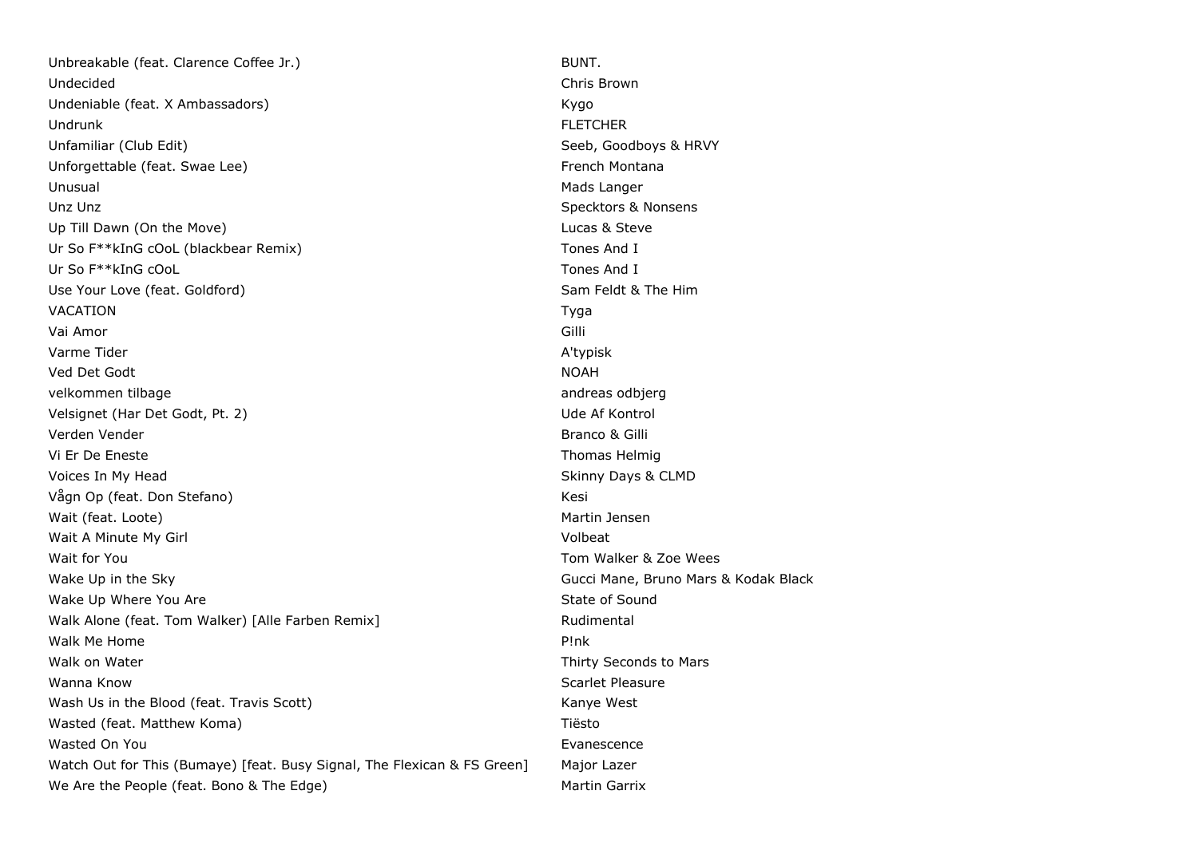| | |
|---|---|
| Unbreakable (feat. Clarence Coffee Jr.) | BUNT. |
| Undecided | Chris Brown |
| Undeniable (feat. X Ambassadors) | Kygo |
| Undrunk | FLETCHER |
| Unfamiliar (Club Edit) | Seeb, Goodboys & HRVY |
| Unforgettable (feat. Swae Lee) | French Montana |
| Unusual | Mads Langer |
| Unz Unz | Specktors & Nonsens |
| Up Till Dawn (On the Move) | Lucas & Steve |
| Ur So F**kInG cOoL (blackbear Remix) | Tones And I |
| Ur So F**kInG cOoL | Tones And I |
| Use Your Love (feat. Goldford) | Sam Feldt & The Him |
| VACATION | Tyga |
| Vai Amor | Gilli |
| Varme Tider | A'typisk |
| Ved Det Godt | NOAH |
| velkommen tilbage | andreas odbjerg |
| Velsignet (Har Det Godt, Pt. 2) | Ude Af Kontrol |
| Verden Vender | Branco & Gilli |
| Vi Er De Eneste | Thomas Helmig |
| Voices In My Head | Skinny Days & CLMD |
| Vågn Op (feat. Don Stefano) | Kesi |
| Wait (feat. Loote) | Martin Jensen |
| Wait A Minute My Girl | Volbeat |
| Wait for You | Tom Walker & Zoe Wees |
| Wake Up in the Sky | Gucci Mane, Bruno Mars & Kodak Black |
| Wake Up Where You Are | State of Sound |
| Walk Alone (feat. Tom Walker) [Alle Farben Remix] | Rudimental |
| Walk Me Home | P!nk |
| Walk on Water | Thirty Seconds to Mars |
| Wanna Know | Scarlet Pleasure |
| Wash Us in the Blood (feat. Travis Scott) | Kanye West |
| Wasted (feat. Matthew Koma) | Tiësto |
| Wasted On You | Evanescence |
| Watch Out for This (Bumaye) [feat. Busy Signal, The Flexican & FS Green] | Major Lazer |
| We Are the People (feat. Bono & The Edge) | Martin Garrix |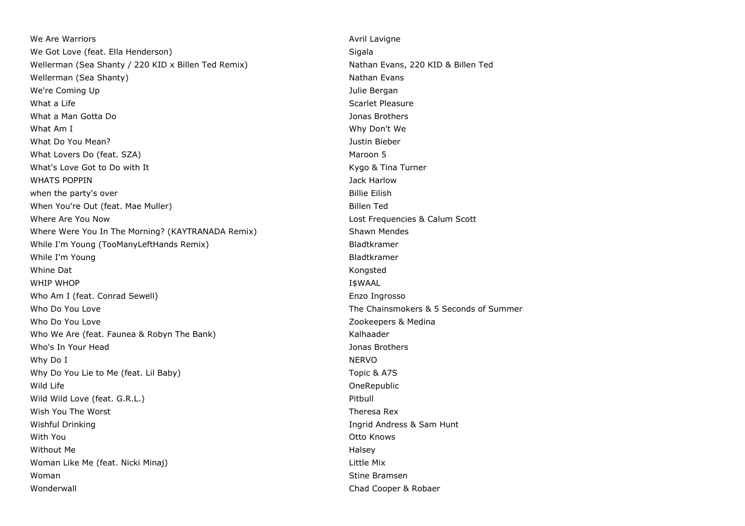| | |
|---|---|
| We Are Warriors | Avril Lavigne |
| We Got Love (feat. Ella Henderson) | Sigala |
| Wellerman (Sea Shanty / 220 KID x Billen Ted Remix) | Nathan Evans, 220 KID & Billen Ted |
| Wellerman (Sea Shanty) | Nathan Evans |
| We're Coming Up | Julie Bergan |
| What a Life | Scarlet Pleasure |
| What a Man Gotta Do | Jonas Brothers |
| What Am I | Why Don't We |
| What Do You Mean? | Justin Bieber |
| What Lovers Do (feat. SZA) | Maroon 5 |
| What's Love Got to Do with It | Kygo & Tina Turner |
| WHATS POPPIN | Jack Harlow |
| when the party's over | Billie Eilish |
| When You're Out (feat. Mae Muller) | Billen Ted |
| Where Are You Now | Lost Frequencies & Calum Scott |
| Where Were You In The Morning? (KAYTRANADA Remix) | Shawn Mendes |
| While I'm Young (TooManyLeftHands Remix) | Bladtkramer |
| While I'm Young | Bladtkramer |
| Whine Dat | Kongsted |
| WHIP WHOP | I$WAAL |
| Who Am I (feat. Conrad Sewell) | Enzo Ingrosso |
| Who Do You Love | The Chainsmokers & 5 Seconds of Summer |
| Who Do You Love | Zookeepers & Medina |
| Who We Are (feat. Faunea & Robyn The Bank) | Kalhaader |
| Who's In Your Head | Jonas Brothers |
| Why Do I | NERVO |
| Why Do You Lie to Me (feat. Lil Baby) | Topic & A7S |
| Wild Life | OneRepublic |
| Wild Wild Love (feat. G.R.L.) | Pitbull |
| Wish You The Worst | Theresa Rex |
| Wishful Drinking | Ingrid Andress & Sam Hunt |
| With You | Otto Knows |
| Without Me | Halsey |
| Woman Like Me (feat. Nicki Minaj) | Little Mix |
| Woman | Stine Bramsen |
| Wonderwall | Chad Cooper & Robaer |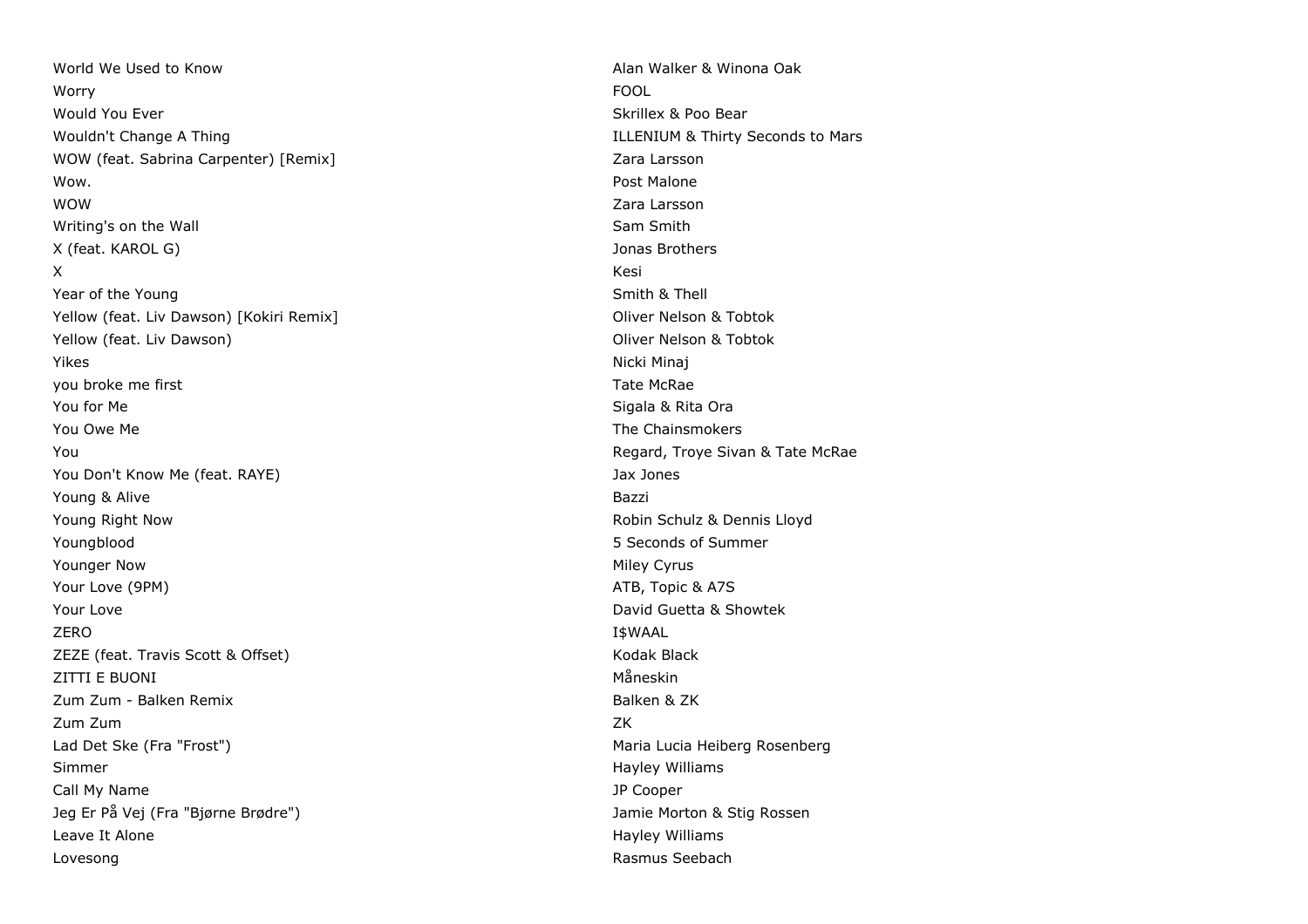| | |
|---|---|
| World We Used to Know | Alan Walker & Winona Oak |
| Worry | FOOL |
| Would You Ever | Skrillex & Poo Bear |
| Wouldn't Change A Thing | ILLENIUM & Thirty Seconds to Mars |
| WOW (feat. Sabrina Carpenter) [Remix] | Zara Larsson |
| Wow. | Post Malone |
| WOW | Zara Larsson |
| Writing's on the Wall | Sam Smith |
| X (feat. KAROL G) | Jonas Brothers |
| X | Kesi |
| Year of the Young | Smith & Thell |
| Yellow (feat. Liv Dawson) [Kokiri Remix] | Oliver Nelson & Tobtok |
| Yellow (feat. Liv Dawson) | Oliver Nelson & Tobtok |
| Yikes | Nicki Minaj |
| you broke me first | Tate McRae |
| You for Me | Sigala & Rita Ora |
| You Owe Me | The Chainsmokers |
| You | Regard, Troye Sivan & Tate McRae |
| You Don't Know Me (feat. RAYE) | Jax Jones |
| Young & Alive | Bazzi |
| Young Right Now | Robin Schulz & Dennis Lloyd |
| Youngblood | 5 Seconds of Summer |
| Younger Now | Miley Cyrus |
| Your Love (9PM) | ATB, Topic & A7S |
| Your Love | David Guetta & Showtek |
| ZERO | I$WAAL |
| ZEZE (feat. Travis Scott & Offset) | Kodak Black |
| ZITTI E BUONI | Måneskin |
| Zum Zum - Balken Remix | Balken & ZK |
| Zum Zum | ZK |
| Lad Det Ske (Fra "Frost") | Maria Lucia Heiberg Rosenberg |
| Simmer | Hayley Williams |
| Call My Name | JP Cooper |
| Jeg Er På Vej (Fra "Bjørne Brødre") | Jamie Morton & Stig Rossen |
| Leave It Alone | Hayley Williams |
| Lovesong | Rasmus Seebach |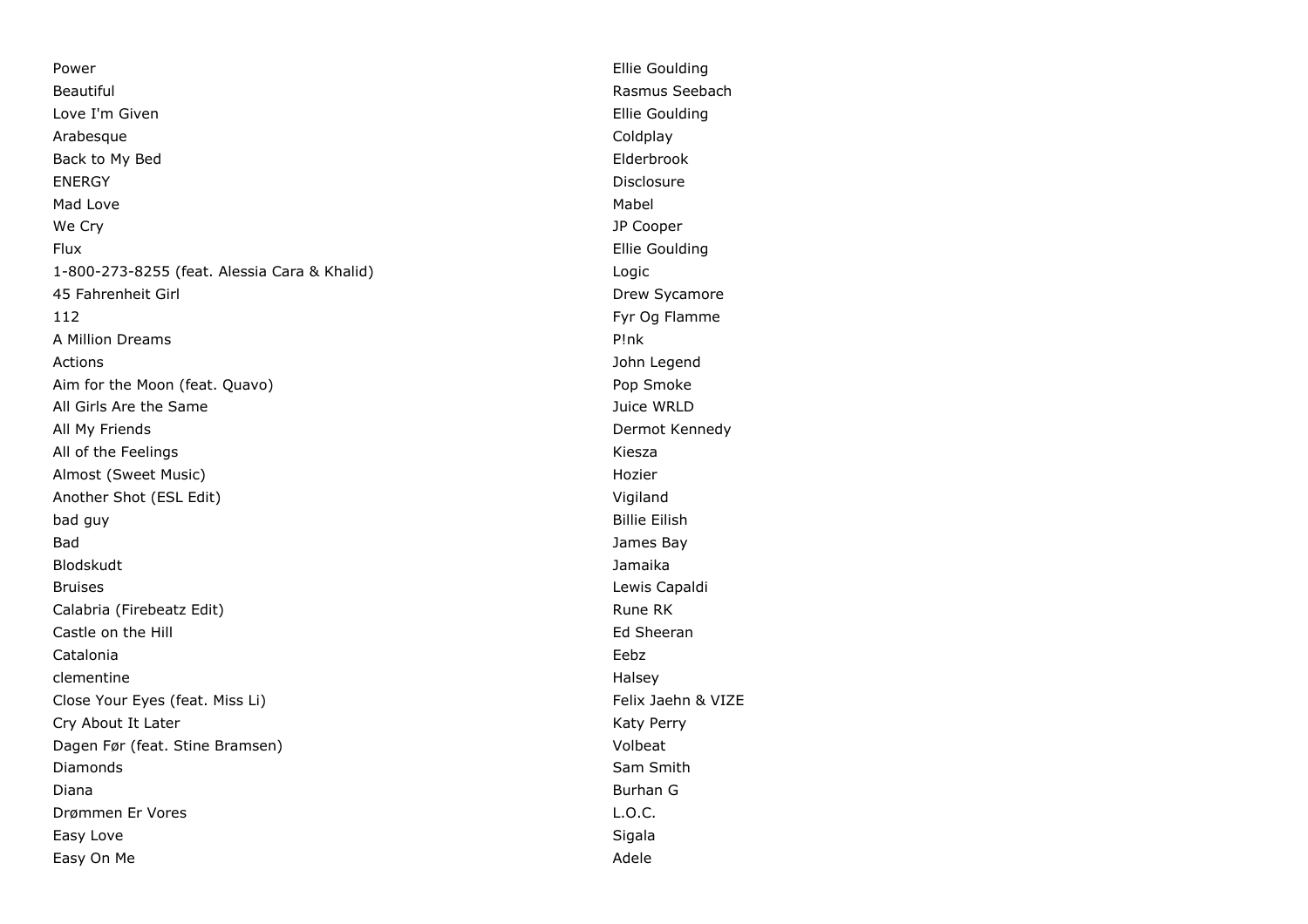| | |
|---|---|
| Power | Ellie Goulding |
| Beautiful | Rasmus Seebach |
| Love I'm Given | Ellie Goulding |
| Arabesque | Coldplay |
| Back to My Bed | Elderbrook |
| ENERGY | Disclosure |
| Mad Love | Mabel |
| We Cry | JP Cooper |
| Flux | Ellie Goulding |
| 1-800-273-8255 (feat. Alessia Cara & Khalid) | Logic |
| 45 Fahrenheit Girl | Drew Sycamore |
| 112 | Fyr Og Flamme |
| A Million Dreams | P!nk |
| Actions | John Legend |
| Aim for the Moon (feat. Quavo) | Pop Smoke |
| All Girls Are the Same | Juice WRLD |
| All My Friends | Dermot Kennedy |
| All of the Feelings | Kiesza |
| Almost (Sweet Music) | Hozier |
| Another Shot (ESL Edit) | Vigiland |
| bad guy | Billie Eilish |
| Bad | James Bay |
| Blodskudt | Jamaika |
| Bruises | Lewis Capaldi |
| Calabria (Firebeatz Edit) | Rune RK |
| Castle on the Hill | Ed Sheeran |
| Catalonia | Eebz |
| clementine | Halsey |
| Close Your Eyes (feat. Miss Li) | Felix Jaehn & VIZE |
| Cry About It Later | Katy Perry |
| Dagen Før (feat. Stine Bramsen) | Volbeat |
| Diamonds | Sam Smith |
| Diana | Burhan G |
| Drømmen Er Vores | L.O.C. |
| Easy Love | Sigala |
| Easy On Me | Adele |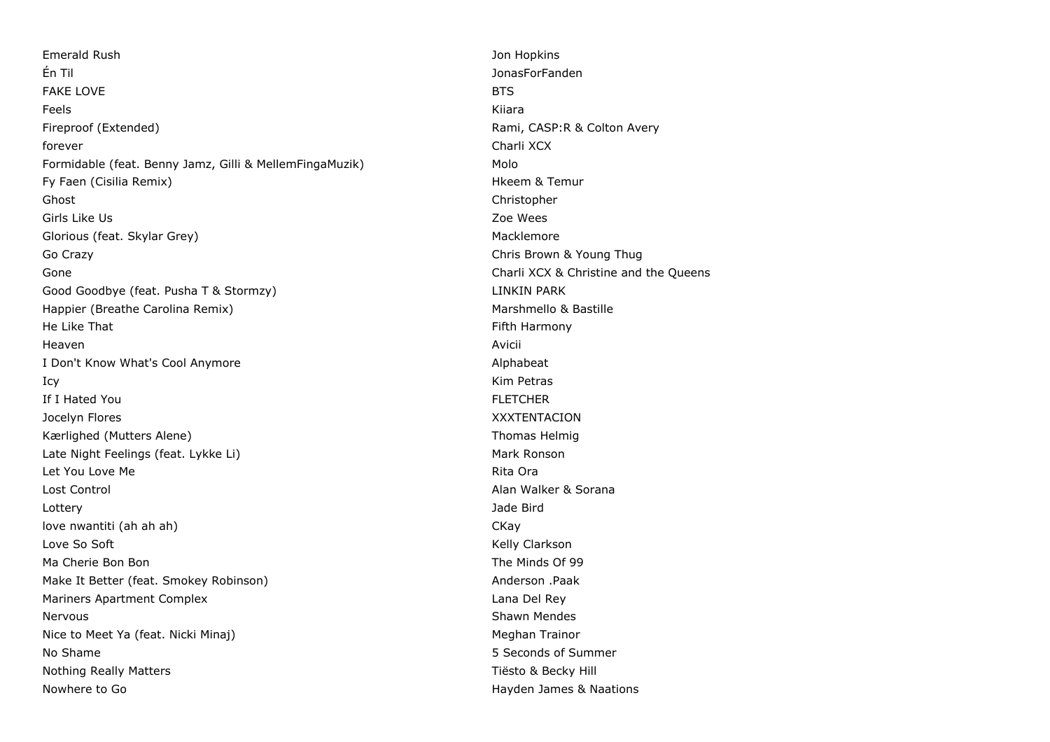| | |
|---|---|
| Emerald Rush | Jon Hopkins |
| Én Til | JonasForFanden |
| FAKE LOVE | BTS |
| Feels | Kiiara |
| Fireproof (Extended) | Rami, CASP:R & Colton Avery |
| forever | Charli XCX |
| Formidable (feat. Benny Jamz, Gilli & MellemFingaMuzik) | Molo |
| Fy Faen (Cisilia Remix) | Hkeem & Temur |
| Ghost | Christopher |
| Girls Like Us | Zoe Wees |
| Glorious (feat. Skylar Grey) | Macklemore |
| Go Crazy | Chris Brown & Young Thug |
| Gone | Charli XCX & Christine and the Queens |
| Good Goodbye (feat. Pusha T & Stormzy) | LINKIN PARK |
| Happier (Breathe Carolina Remix) | Marshmello & Bastille |
| He Like That | Fifth Harmony |
| Heaven | Avicii |
| I Don't Know What's Cool Anymore | Alphabeat |
| Icy | Kim Petras |
| If I Hated You | FLETCHER |
| Jocelyn Flores | XXXTENTACION |
| Kærlighed (Mutters Alene) | Thomas Helmig |
| Late Night Feelings (feat. Lykke Li) | Mark Ronson |
| Let You Love Me | Rita Ora |
| Lost Control | Alan Walker & Sorana |
| Lottery | Jade Bird |
| love nwantiti (ah ah ah) | CKay |
| Love So Soft | Kelly Clarkson |
| Ma Cherie Bon Bon | The Minds Of 99 |
| Make It Better (feat. Smokey Robinson) | Anderson .Paak |
| Mariners Apartment Complex | Lana Del Rey |
| Nervous | Shawn Mendes |
| Nice to Meet Ya (feat. Nicki Minaj) | Meghan Trainor |
| No Shame | 5 Seconds of Summer |
| Nothing Really Matters | Tiësto & Becky Hill |
| Nowhere to Go | Hayden James & Naations |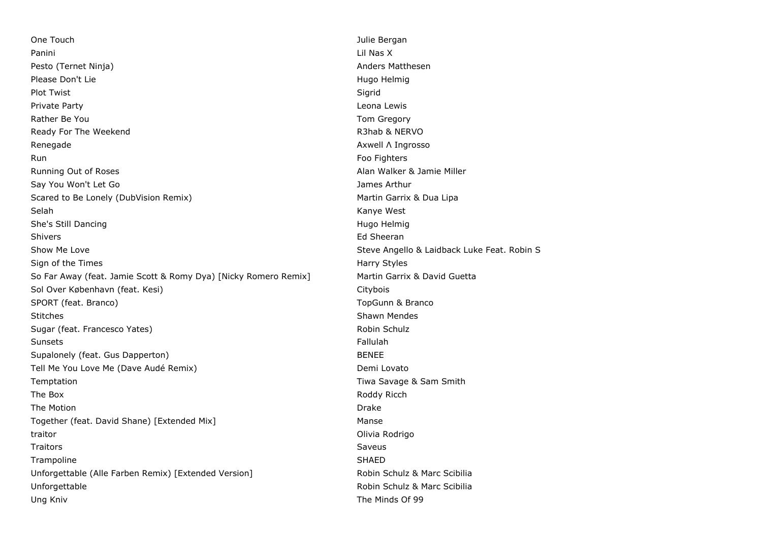| | |
|---|---|
| One Touch | Julie Bergan |
| Panini | Lil Nas X |
| Pesto (Ternet Ninja) | Anders Matthesen |
| Please Don't Lie | Hugo Helmig |
| Plot Twist | Sigrid |
| Private Party | Leona Lewis |
| Rather Be You | Tom Gregory |
| Ready For The Weekend | R3hab & NERVO |
| Renegade | Axwell Λ Ingrosso |
| Run | Foo Fighters |
| Running Out of Roses | Alan Walker & Jamie Miller |
| Say You Won't Let Go | James Arthur |
| Scared to Be Lonely (DubVision Remix) | Martin Garrix & Dua Lipa |
| Selah | Kanye West |
| She's Still Dancing | Hugo Helmig |
| Shivers | Ed Sheeran |
| Show Me Love | Steve Angello & Laidback Luke Feat. Robin S |
| Sign of the Times | Harry Styles |
| So Far Away (feat. Jamie Scott & Romy Dya) [Nicky Romero Remix] | Martin Garrix & David Guetta |
| Sol Over København (feat. Kesi) | Citybois |
| SPORT (feat. Branco) | TopGunn & Branco |
| Stitches | Shawn Mendes |
| Sugar (feat. Francesco Yates) | Robin Schulz |
| Sunsets | Fallulah |
| Supalonely (feat. Gus Dapperton) | BENEE |
| Tell Me You Love Me (Dave Audé Remix) | Demi Lovato |
| Temptation | Tiwa Savage & Sam Smith |
| The Box | Roddy Ricch |
| The Motion | Drake |
| Together (feat. David Shane) [Extended Mix] | Manse |
| traitor | Olivia Rodrigo |
| Traitors | Saveus |
| Trampoline | SHAED |
| Unforgettable (Alle Farben Remix) [Extended Version] | Robin Schulz & Marc Scibilia |
| Unforgettable | Robin Schulz & Marc Scibilia |
| Ung Kniv | The Minds Of 99 |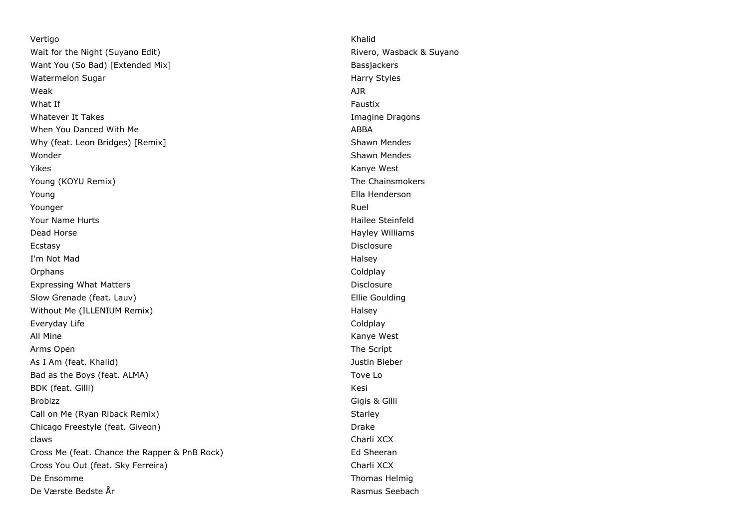| | |
|---|---|
| Vertigo | Khalid |
| Wait for the Night (Suyano Edit) | Rivero, Wasback & Suyano |
| Want You (So Bad) [Extended Mix] | Bassjackers |
| Watermelon Sugar | Harry Styles |
| Weak | AJR |
| What If | Faustix |
| Whatever It Takes | Imagine Dragons |
| When You Danced With Me | ABBA |
| Why (feat. Leon Bridges) [Remix] | Shawn Mendes |
| Wonder | Shawn Mendes |
| Yikes | Kanye West |
| Young (KOYU Remix) | The Chainsmokers |
| Young | Ella Henderson |
| Younger | Ruel |
| Your Name Hurts | Hailee Steinfeld |
| Dead Horse | Hayley Williams |
| Ecstasy | Disclosure |
| I'm Not Mad | Halsey |
| Orphans | Coldplay |
| Expressing What Matters | Disclosure |
| Slow Grenade (feat. Lauv) | Ellie Goulding |
| Without Me (ILLENIUM Remix) | Halsey |
| Everyday Life | Coldplay |
| All Mine | Kanye West |
| Arms Open | The Script |
| As I Am (feat. Khalid) | Justin Bieber |
| Bad as the Boys (feat. ALMA) | Tove Lo |
| BDK (feat. Gilli) | Kesi |
| Brobizz | Gigis & Gilli |
| Call on Me (Ryan Riback Remix) | Starley |
| Chicago Freestyle (feat. Giveon) | Drake |
| claws | Charli XCX |
| Cross Me (feat. Chance the Rapper & PnB Rock) | Ed Sheeran |
| Cross You Out (feat. Sky Ferreira) | Charli XCX |
| De Ensomme | Thomas Helmig |
| De Værste Bedste År | Rasmus Seebach |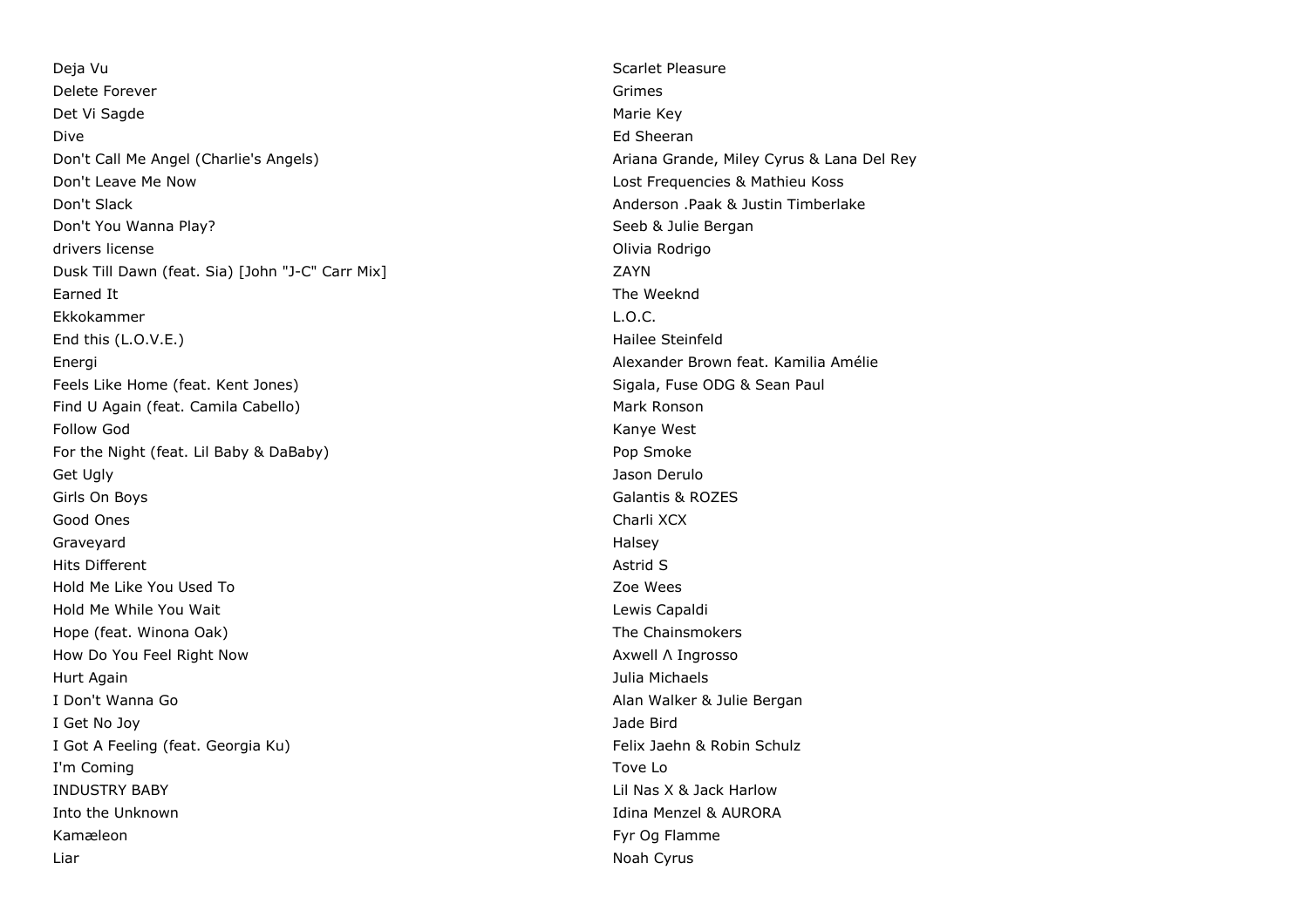| | |
|---|---|
| Deja Vu | Scarlet Pleasure |
| Delete Forever | Grimes |
| Det Vi Sagde | Marie Key |
| Dive | Ed Sheeran |
| Don't Call Me Angel (Charlie's Angels) | Ariana Grande, Miley Cyrus & Lana Del Rey |
| Don't Leave Me Now | Lost Frequencies & Mathieu Koss |
| Don't Slack | Anderson .Paak & Justin Timberlake |
| Don't You Wanna Play? | Seeb & Julie Bergan |
| drivers license | Olivia Rodrigo |
| Dusk Till Dawn (feat. Sia) [John "J-C" Carr Mix] | ZAYN |
| Earned It | The Weeknd |
| Ekkokammer | L.O.C. |
| End this (L.O.V.E.) | Hailee Steinfeld |
| Energi | Alexander Brown feat. Kamilia Amélie |
| Feels Like Home (feat. Kent Jones) | Sigala, Fuse ODG & Sean Paul |
| Find U Again (feat. Camila Cabello) | Mark Ronson |
| Follow God | Kanye West |
| For the Night (feat. Lil Baby & DaBaby) | Pop Smoke |
| Get Ugly | Jason Derulo |
| Girls On Boys | Galantis & ROZES |
| Good Ones | Charli XCX |
| Graveyard | Halsey |
| Hits Different | Astrid S |
| Hold Me Like You Used To | Zoe Wees |
| Hold Me While You Wait | Lewis Capaldi |
| Hope (feat. Winona Oak) | The Chainsmokers |
| How Do You Feel Right Now | Axwell Λ Ingrosso |
| Hurt Again | Julia Michaels |
| I Don't Wanna Go | Alan Walker & Julie Bergan |
| I Get No Joy | Jade Bird |
| I Got A Feeling (feat. Georgia Ku) | Felix Jaehn & Robin Schulz |
| I'm Coming | Tove Lo |
| INDUSTRY BABY | Lil Nas X & Jack Harlow |
| Into the Unknown | Idina Menzel & AURORA |
| Kamæleon | Fyr Og Flamme |
| Liar | Noah Cyrus |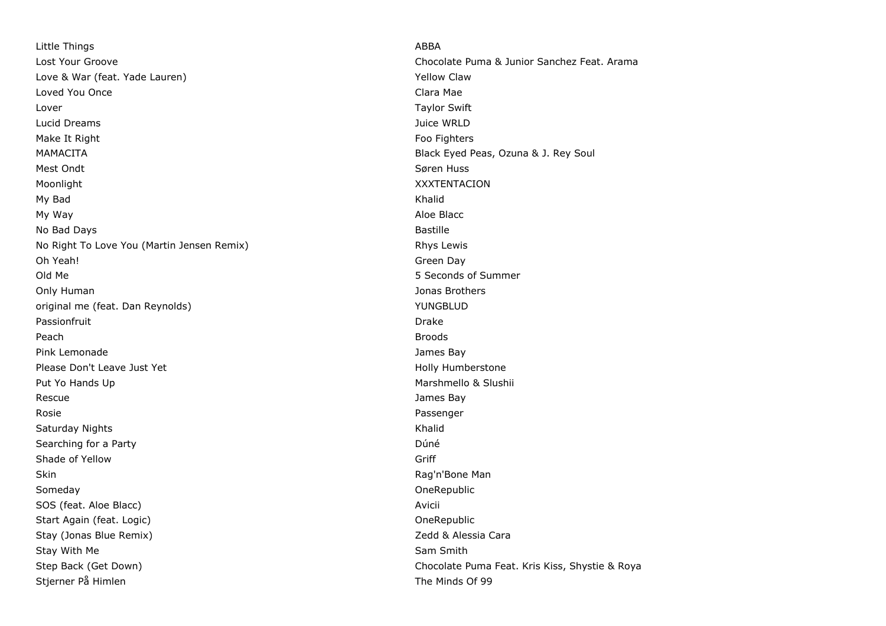| | |
|---|---|
| Little Things | ABBA |
| Lost Your Groove | Chocolate Puma & Junior Sanchez Feat. Arama |
| Love & War (feat. Yade Lauren) | Yellow Claw |
| Loved You Once | Clara Mae |
| Lover | Taylor Swift |
| Lucid Dreams | Juice WRLD |
| Make It Right | Foo Fighters |
| MAMACITA | Black Eyed Peas, Ozuna & J. Rey Soul |
| Mest Ondt | Søren Huss |
| Moonlight | XXXTENTACION |
| My Bad | Khalid |
| My Way | Aloe Blacc |
| No Bad Days | Bastille |
| No Right To Love You (Martin Jensen Remix) | Rhys Lewis |
| Oh Yeah! | Green Day |
| Old Me | 5 Seconds of Summer |
| Only Human | Jonas Brothers |
| original me (feat. Dan Reynolds) | YUNGBLUD |
| Passionfruit | Drake |
| Peach | Broods |
| Pink Lemonade | James Bay |
| Please Don't Leave Just Yet | Holly Humberstone |
| Put Yo Hands Up | Marshmello & Slushii |
| Rescue | James Bay |
| Rosie | Passenger |
| Saturday Nights | Khalid |
| Searching for a Party | Dúné |
| Shade of Yellow | Griff |
| Skin | Rag'n'Bone Man |
| Someday | OneRepublic |
| SOS (feat. Aloe Blacc) | Avicii |
| Start Again (feat. Logic) | OneRepublic |
| Stay (Jonas Blue Remix) | Zedd & Alessia Cara |
| Stay With Me | Sam Smith |
| Step Back (Get Down) | Chocolate Puma Feat. Kris Kiss, Shystie & Roya |
| Stjerner På Himlen | The Minds Of 99 |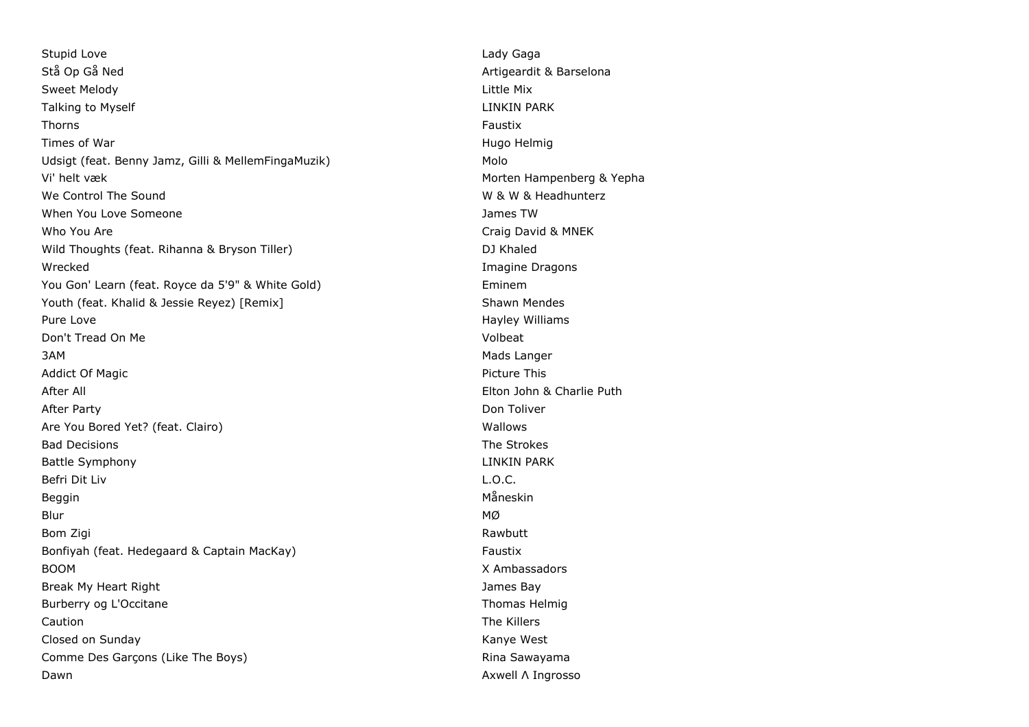| | |
|---|---|
| Stupid Love | Lady Gaga |
| Stå Op Gå Ned | Artigeardit & Barselona |
| Sweet Melody | Little Mix |
| Talking to Myself | LINKIN PARK |
| Thorns | Faustix |
| Times of War | Hugo Helmig |
| Udsigt (feat. Benny Jamz, Gilli & MellemFingaMuzik) | Molo |
| Vi' helt væk | Morten Hampenberg & Yepha |
| We Control The Sound | W & W & Headhunterz |
| When You Love Someone | James TW |
| Who You Are | Craig David & MNEK |
| Wild Thoughts (feat. Rihanna & Bryson Tiller) | DJ Khaled |
| Wrecked | Imagine Dragons |
| You Gon' Learn (feat. Royce da 5'9" & White Gold) | Eminem |
| Youth (feat. Khalid & Jessie Reyez) [Remix] | Shawn Mendes |
| Pure Love | Hayley Williams |
| Don't Tread On Me | Volbeat |
| 3AM | Mads Langer |
| Addict Of Magic | Picture This |
| After All | Elton John & Charlie Puth |
| After Party | Don Toliver |
| Are You Bored Yet? (feat. Clairo) | Wallows |
| Bad Decisions | The Strokes |
| Battle Symphony | LINKIN PARK |
| Befri Dit Liv | L.O.C. |
| Beggin | Måneskin |
| Blur | MØ |
| Bom Zigi | Rawbutt |
| Bonfiyah (feat. Hedegaard & Captain MacKay) | Faustix |
| BOOM | X Ambassadors |
| Break My Heart Right | James Bay |
| Burberry og L'Occitane | Thomas Helmig |
| Caution | The Killers |
| Closed on Sunday | Kanye West |
| Comme Des Garçons (Like The Boys) | Rina Sawayama |
| Dawn | Axwell Λ Ingrosso |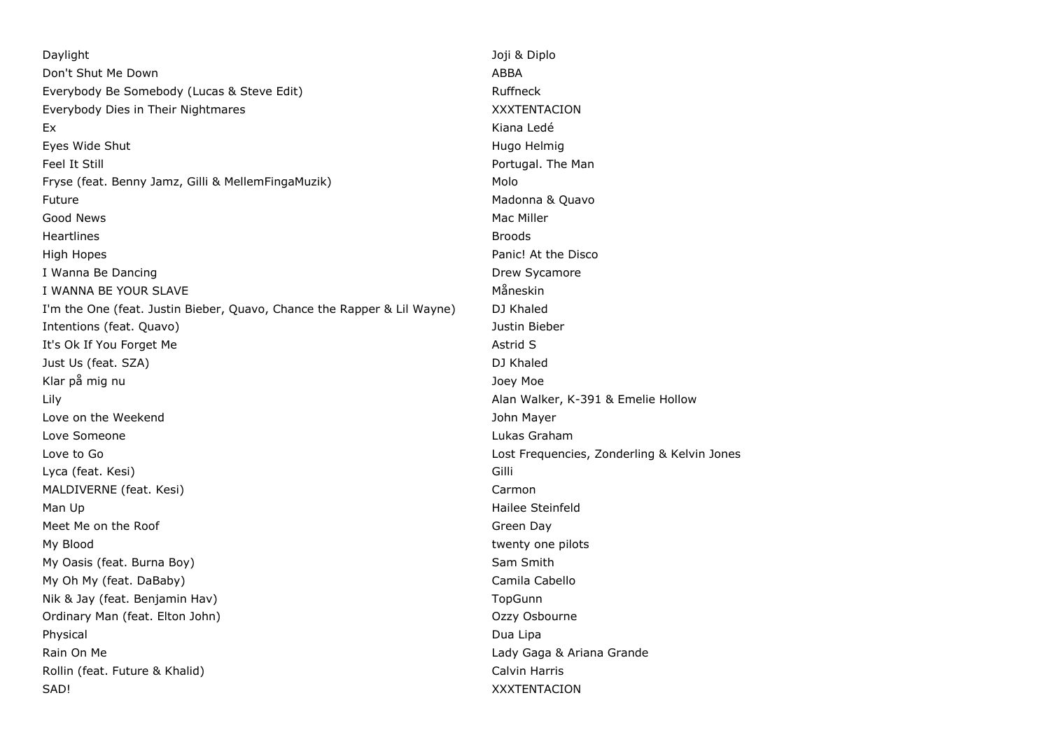| | |
|---|---|
| Daylight | Joji & Diplo |
| Don't Shut Me Down | ABBA |
| Everybody Be Somebody (Lucas & Steve Edit) | Ruffneck |
| Everybody Dies in Their Nightmares | XXXTENTACION |
| Ex | Kiana Ledé |
| Eyes Wide Shut | Hugo Helmig |
| Feel It Still | Portugal. The Man |
| Fryse (feat. Benny Jamz, Gilli & MellemFingaMuzik) | Molo |
| Future | Madonna & Quavo |
| Good News | Mac Miller |
| Heartlines | Broods |
| High Hopes | Panic! At the Disco |
| I Wanna Be Dancing | Drew Sycamore |
| I WANNA BE YOUR SLAVE | Måneskin |
| I'm the One (feat. Justin Bieber, Quavo, Chance the Rapper & Lil Wayne) | DJ Khaled |
| Intentions (feat. Quavo) | Justin Bieber |
| It's Ok If You Forget Me | Astrid S |
| Just Us (feat. SZA) | DJ Khaled |
| Klar på mig nu | Joey Moe |
| Lily | Alan Walker, K-391 & Emelie Hollow |
| Love on the Weekend | John Mayer |
| Love Someone | Lukas Graham |
| Love to Go | Lost Frequencies, Zonderling & Kelvin Jones |
| Lyca (feat. Kesi) | Gilli |
| MALDIVERNE (feat. Kesi) | Carmon |
| Man Up | Hailee Steinfeld |
| Meet Me on the Roof | Green Day |
| My Blood | twenty one pilots |
| My Oasis (feat. Burna Boy) | Sam Smith |
| My Oh My (feat. DaBaby) | Camila Cabello |
| Nik & Jay (feat. Benjamin Hav) | TopGunn |
| Ordinary Man (feat. Elton John) | Ozzy Osbourne |
| Physical | Dua Lipa |
| Rain On Me | Lady Gaga & Ariana Grande |
| Rollin (feat. Future & Khalid) | Calvin Harris |
| SAD! | XXXTENTACION |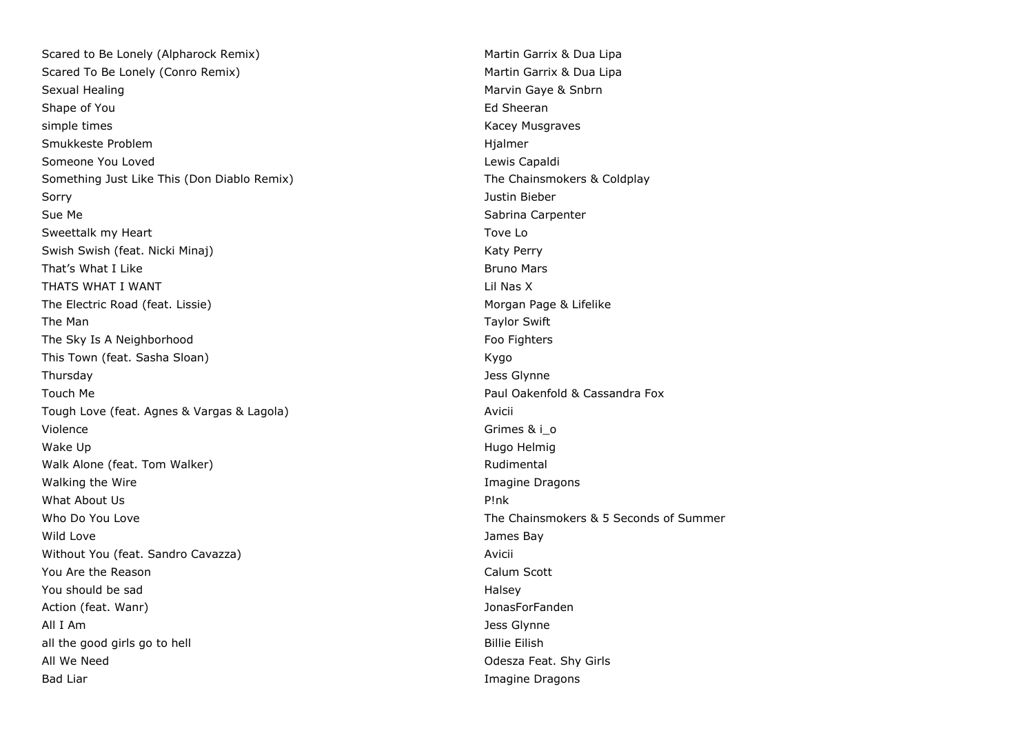| | |
|---|---|
| Scared to Be Lonely (Alpharock Remix) | Martin Garrix & Dua Lipa |
| Scared To Be Lonely (Conro Remix) | Martin Garrix & Dua Lipa |
| Sexual Healing | Marvin Gaye & Snbrn |
| Shape of You | Ed Sheeran |
| simple times | Kacey Musgraves |
| Smukkeste Problem | Hjalmer |
| Someone You Loved | Lewis Capaldi |
| Something Just Like This (Don Diablo Remix) | The Chainsmokers & Coldplay |
| Sorry | Justin Bieber |
| Sue Me | Sabrina Carpenter |
| Sweettalk my Heart | Tove Lo |
| Swish Swish (feat. Nicki Minaj) | Katy Perry |
| That's What I Like | Bruno Mars |
| THATS WHAT I WANT | Lil Nas X |
| The Electric Road (feat. Lissie) | Morgan Page & Lifelike |
| The Man | Taylor Swift |
| The Sky Is A Neighborhood | Foo Fighters |
| This Town (feat. Sasha Sloan) | Kygo |
| Thursday | Jess Glynne |
| Touch Me | Paul Oakenfold & Cassandra Fox |
| Tough Love (feat. Agnes & Vargas & Lagola) | Avicii |
| Violence | Grimes & i_o |
| Wake Up | Hugo Helmig |
| Walk Alone (feat. Tom Walker) | Rudimental |
| Walking the Wire | Imagine Dragons |
| What About Us | P!nk |
| Who Do You Love | The Chainsmokers & 5 Seconds of Summer |
| Wild Love | James Bay |
| Without You (feat. Sandro Cavazza) | Avicii |
| You Are the Reason | Calum Scott |
| You should be sad | Halsey |
| Action (feat. Wanr) | JonasForFanden |
| All I Am | Jess Glynne |
| all the good girls go to hell | Billie Eilish |
| All We Need | Odesza Feat. Shy Girls |
| Bad Liar | Imagine Dragons |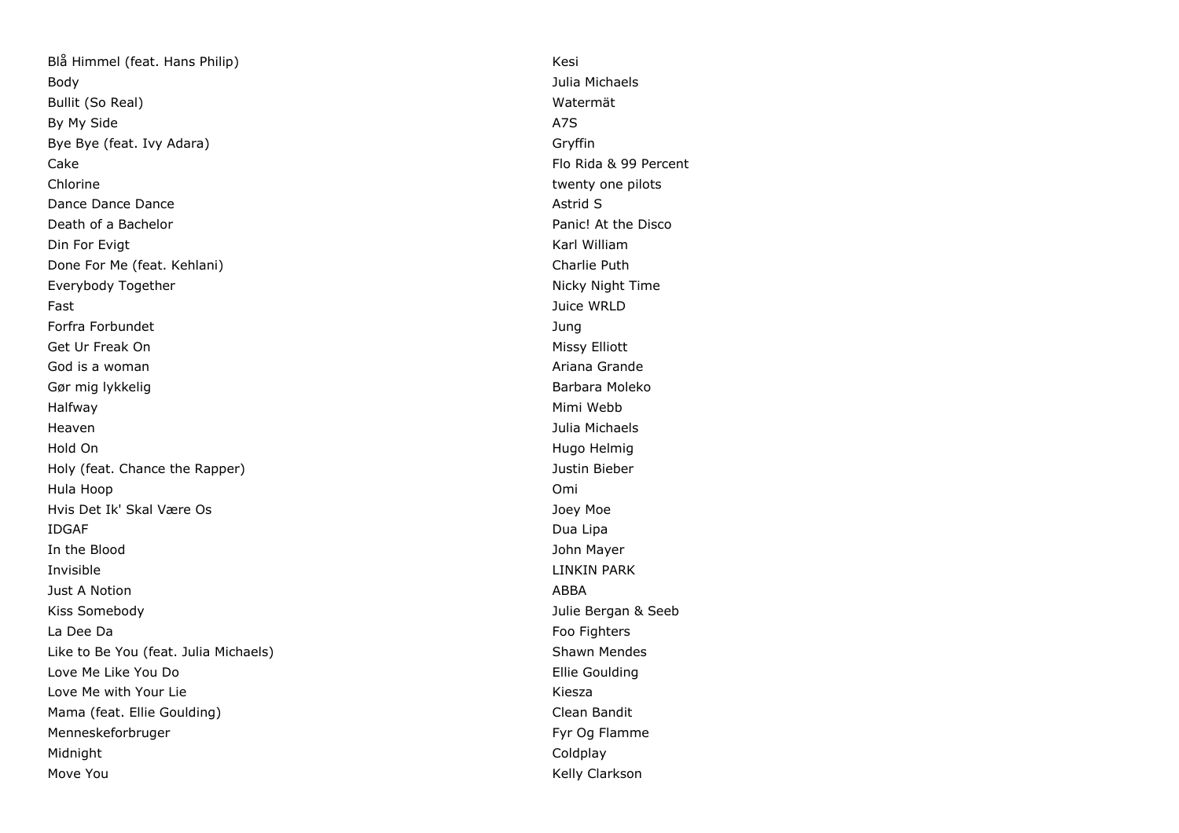| | |
|---|---|
| Blå Himmel (feat. Hans Philip) | Kesi |
| Body | Julia Michaels |
| Bullit (So Real) | Watermät |
| By My Side | A7S |
| Bye Bye (feat. Ivy Adara) | Gryffin |
| Cake | Flo Rida & 99 Percent |
| Chlorine | twenty one pilots |
| Dance Dance Dance | Astrid S |
| Death of a Bachelor | Panic! At the Disco |
| Din For Evigt | Karl William |
| Done For Me (feat. Kehlani) | Charlie Puth |
| Everybody Together | Nicky Night Time |
| Fast | Juice WRLD |
| Forfra Forbundet | Jung |
| Get Ur Freak On | Missy Elliott |
| God is a woman | Ariana Grande |
| Gør mig lykkelig | Barbara Moleko |
| Halfway | Mimi Webb |
| Heaven | Julia Michaels |
| Hold On | Hugo Helmig |
| Holy (feat. Chance the Rapper) | Justin Bieber |
| Hula Hoop | Omi |
| Hvis Det Ik' Skal Være Os | Joey Moe |
| IDGAF | Dua Lipa |
| In the Blood | John Mayer |
| Invisible | LINKIN PARK |
| Just A Notion | ABBA |
| Kiss Somebody | Julie Bergan & Seeb |
| La Dee Da | Foo Fighters |
| Like to Be You (feat. Julia Michaels) | Shawn Mendes |
| Love Me Like You Do | Ellie Goulding |
| Love Me with Your Lie | Kiesza |
| Mama (feat. Ellie Goulding) | Clean Bandit |
| Menneskeforbruger | Fyr Og Flamme |
| Midnight | Coldplay |
| Move You | Kelly Clarkson |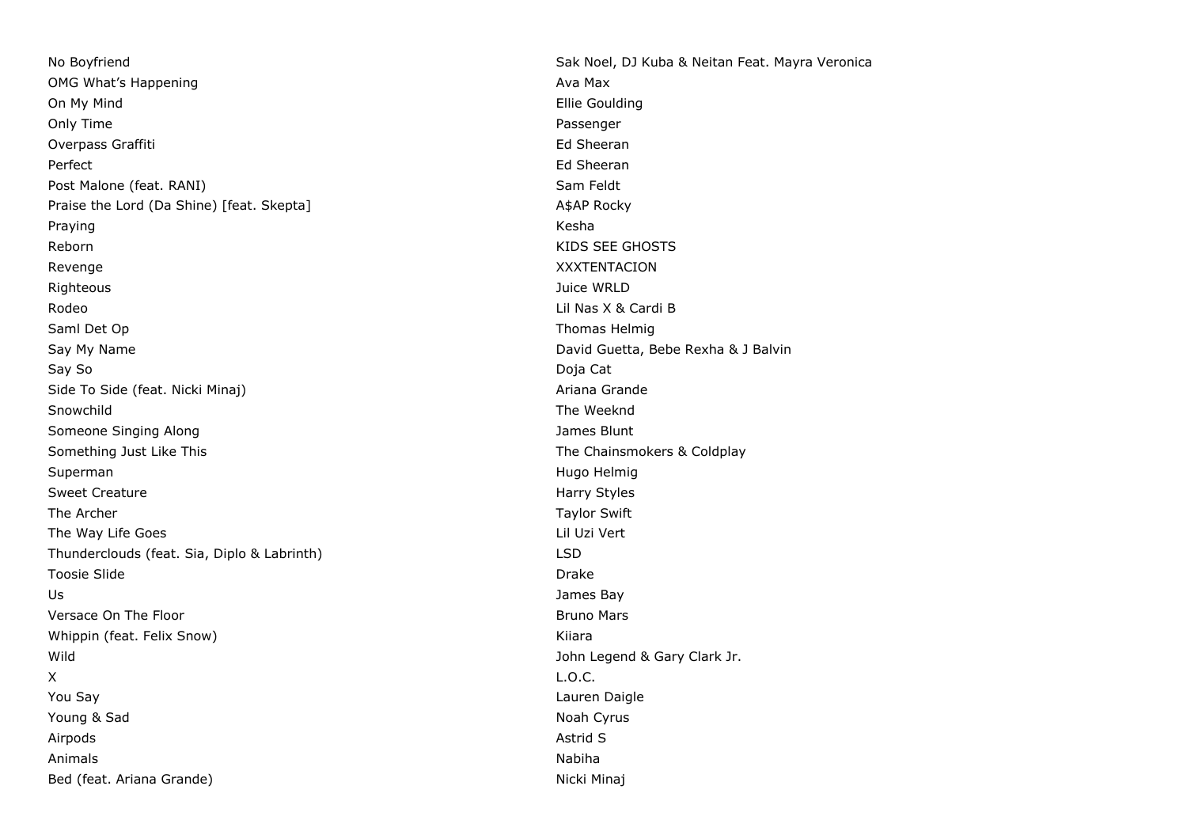| | |
|---|---|
| No Boyfriend | Sak Noel, DJ Kuba & Neitan Feat. Mayra Veronica |
| OMG What's Happening | Ava Max |
| On My Mind | Ellie Goulding |
| Only Time | Passenger |
| Overpass Graffiti | Ed Sheeran |
| Perfect | Ed Sheeran |
| Post Malone (feat. RANI) | Sam Feldt |
| Praise the Lord (Da Shine) [feat. Skepta] | A$AP Rocky |
| Praying | Kesha |
| Reborn | KIDS SEE GHOSTS |
| Revenge | XXXTENTACION |
| Righteous | Juice WRLD |
| Rodeo | Lil Nas X & Cardi B |
| Saml Det Op | Thomas Helmig |
| Say My Name | David Guetta, Bebe Rexha & J Balvin |
| Say So | Doja Cat |
| Side To Side (feat. Nicki Minaj) | Ariana Grande |
| Snowchild | The Weeknd |
| Someone Singing Along | James Blunt |
| Something Just Like This | The Chainsmokers & Coldplay |
| Superman | Hugo Helmig |
| Sweet Creature | Harry Styles |
| The Archer | Taylor Swift |
| The Way Life Goes | Lil Uzi Vert |
| Thunderclouds (feat. Sia, Diplo & Labrinth) | LSD |
| Toosie Slide | Drake |
| Us | James Bay |
| Versace On The Floor | Bruno Mars |
| Whippin (feat. Felix Snow) | Kiiara |
| Wild | John Legend & Gary Clark Jr. |
| X | L.O.C. |
| You Say | Lauren Daigle |
| Young & Sad | Noah Cyrus |
| Airpods | Astrid S |
| Animals | Nabiha |
| Bed (feat. Ariana Grande) | Nicki Minaj |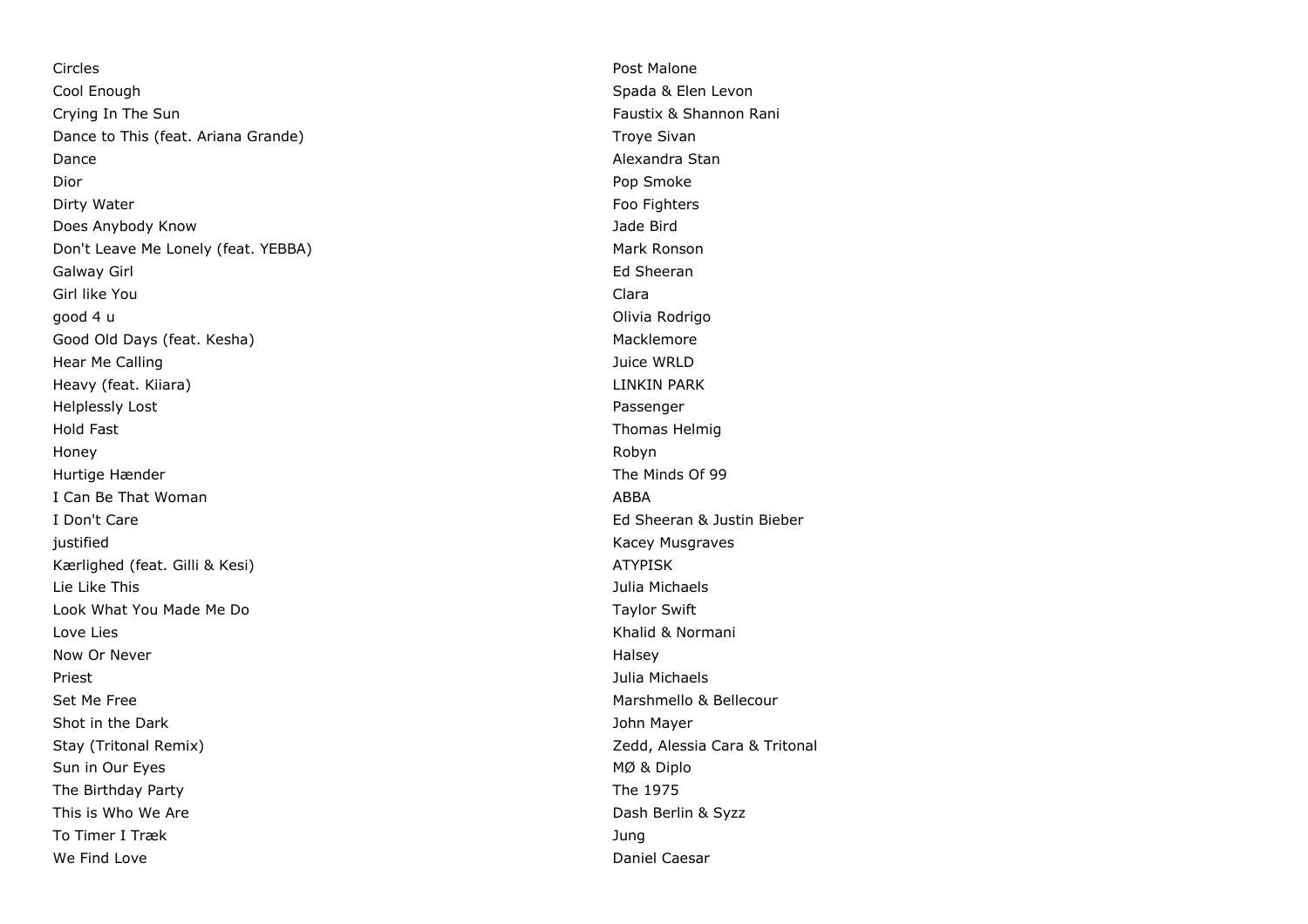| | |
|---|---|
| Circles | Post Malone |
| Cool Enough | Spada & Elen Levon |
| Crying In The Sun | Faustix & Shannon Rani |
| Dance to This (feat. Ariana Grande) | Troye Sivan |
| Dance | Alexandra Stan |
| Dior | Pop Smoke |
| Dirty Water | Foo Fighters |
| Does Anybody Know | Jade Bird |
| Don't Leave Me Lonely (feat. YEBBA) | Mark Ronson |
| Galway Girl | Ed Sheeran |
| Girl like You | Clara |
| good 4 u | Olivia Rodrigo |
| Good Old Days (feat. Kesha) | Macklemore |
| Hear Me Calling | Juice WRLD |
| Heavy (feat. Kiiara) | LINKIN PARK |
| Helplessly Lost | Passenger |
| Hold Fast | Thomas Helmig |
| Honey | Robyn |
| Hurtige Hænder | The Minds Of 99 |
| I Can Be That Woman | ABBA |
| I Don't Care | Ed Sheeran & Justin Bieber |
| justified | Kacey Musgraves |
| Kærlighed (feat. Gilli & Kesi) | ATYPISK |
| Lie Like This | Julia Michaels |
| Look What You Made Me Do | Taylor Swift |
| Love Lies | Khalid & Normani |
| Now Or Never | Halsey |
| Priest | Julia Michaels |
| Set Me Free | Marshmello & Bellecour |
| Shot in the Dark | John Mayer |
| Stay (Tritonal Remix) | Zedd, Alessia Cara & Tritonal |
| Sun in Our Eyes | MØ & Diplo |
| The Birthday Party | The 1975 |
| This is Who We Are | Dash Berlin & Syzz |
| To Timer I Træk | Jung |
| We Find Love | Daniel Caesar |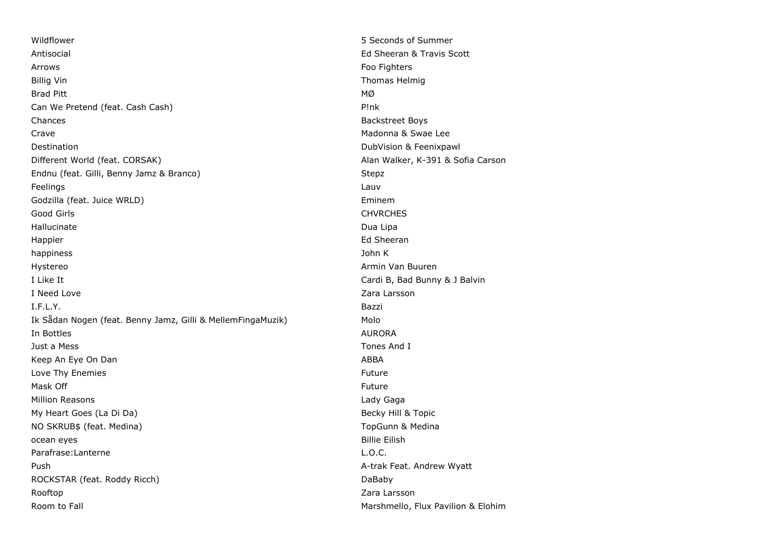| | |
|---|---|
| Wildflower | 5 Seconds of Summer |
| Antisocial | Ed Sheeran & Travis Scott |
| Arrows | Foo Fighters |
| Billig Vin | Thomas Helmig |
| Brad Pitt | MØ |
| Can We Pretend (feat. Cash Cash) | P!nk |
| Chances | Backstreet Boys |
| Crave | Madonna & Swae Lee |
| Destination | DubVision & Feenixpawl |
| Different World (feat. CORSAK) | Alan Walker, K-391 & Sofia Carson |
| Endnu (feat. Gilli, Benny Jamz & Branco) | Stepz |
| Feelings | Lauv |
| Godzilla (feat. Juice WRLD) | Eminem |
| Good Girls | CHVRCHES |
| Hallucinate | Dua Lipa |
| Happier | Ed Sheeran |
| happiness | John K |
| Hystereo | Armin Van Buuren |
| I Like It | Cardi B, Bad Bunny & J Balvin |
| I Need Love | Zara Larsson |
| I.F.L.Y. | Bazzi |
| Ik Sådan Nogen (feat. Benny Jamz, Gilli & MellemFingaMuzik) | Molo |
| In Bottles | AURORA |
| Just a Mess | Tones And I |
| Keep An Eye On Dan | ABBA |
| Love Thy Enemies | Future |
| Mask Off | Future |
| Million Reasons | Lady Gaga |
| My Heart Goes (La Di Da) | Becky Hill & Topic |
| NO SKRUB$ (feat. Medina) | TopGunn & Medina |
| ocean eyes | Billie Eilish |
| Parafrase:Lanterne | L.O.C. |
| Push | A-trak Feat. Andrew Wyatt |
| ROCKSTAR (feat. Roddy Ricch) | DaBaby |
| Rooftop | Zara Larsson |
| Room to Fall | Marshmello, Flux Pavilion & Elohim |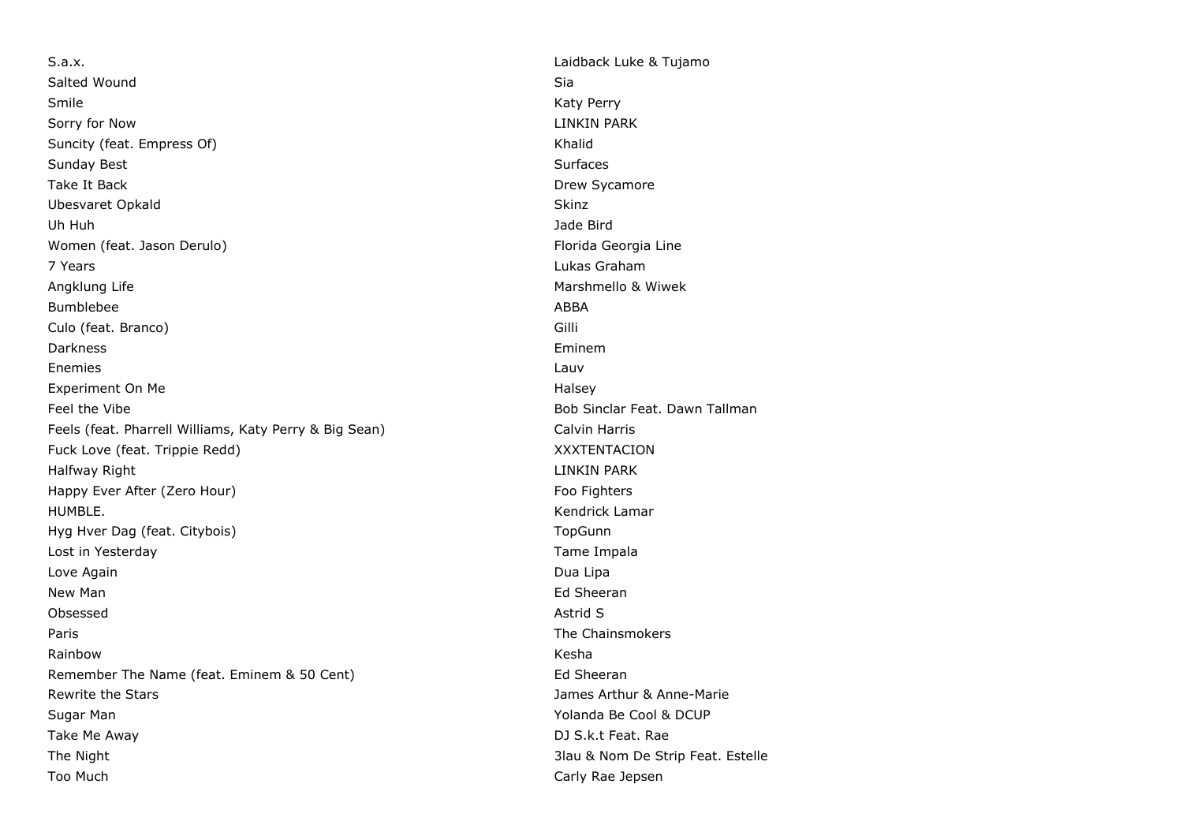| | |
|---|---|
| S.a.x. | Laidback Luke & Tujamo |
| Salted Wound | Sia |
| Smile | Katy Perry |
| Sorry for Now | LINKIN PARK |
| Suncity (feat. Empress Of) | Khalid |
| Sunday Best | Surfaces |
| Take It Back | Drew Sycamore |
| Ubesvaret Opkald | Skinz |
| Uh Huh | Jade Bird |
| Women (feat. Jason Derulo) | Florida Georgia Line |
| 7 Years | Lukas Graham |
| Angklung Life | Marshmello & Wiwek |
| Bumblebee | ABBA |
| Culo (feat. Branco) | Gilli |
| Darkness | Eminem |
| Enemies | Lauv |
| Experiment On Me | Halsey |
| Feel the Vibe | Bob Sinclar Feat. Dawn Tallman |
| Feels (feat. Pharrell Williams, Katy Perry & Big Sean) | Calvin Harris |
| Fuck Love (feat. Trippie Redd) | XXXTENTACION |
| Halfway Right | LINKIN PARK |
| Happy Ever After (Zero Hour) | Foo Fighters |
| HUMBLE. | Kendrick Lamar |
| Hyg Hver Dag (feat. Citybois) | TopGunn |
| Lost in Yesterday | Tame Impala |
| Love Again | Dua Lipa |
| New Man | Ed Sheeran |
| Obsessed | Astrid S |
| Paris | The Chainsmokers |
| Rainbow | Kesha |
| Remember The Name (feat. Eminem & 50 Cent) | Ed Sheeran |
| Rewrite the Stars | James Arthur & Anne-Marie |
| Sugar Man | Yolanda Be Cool & DCUP |
| Take Me Away | DJ S.k.t Feat. Rae |
| The Night | 3lau & Nom De Strip Feat. Estelle |
| Too Much | Carly Rae Jepsen |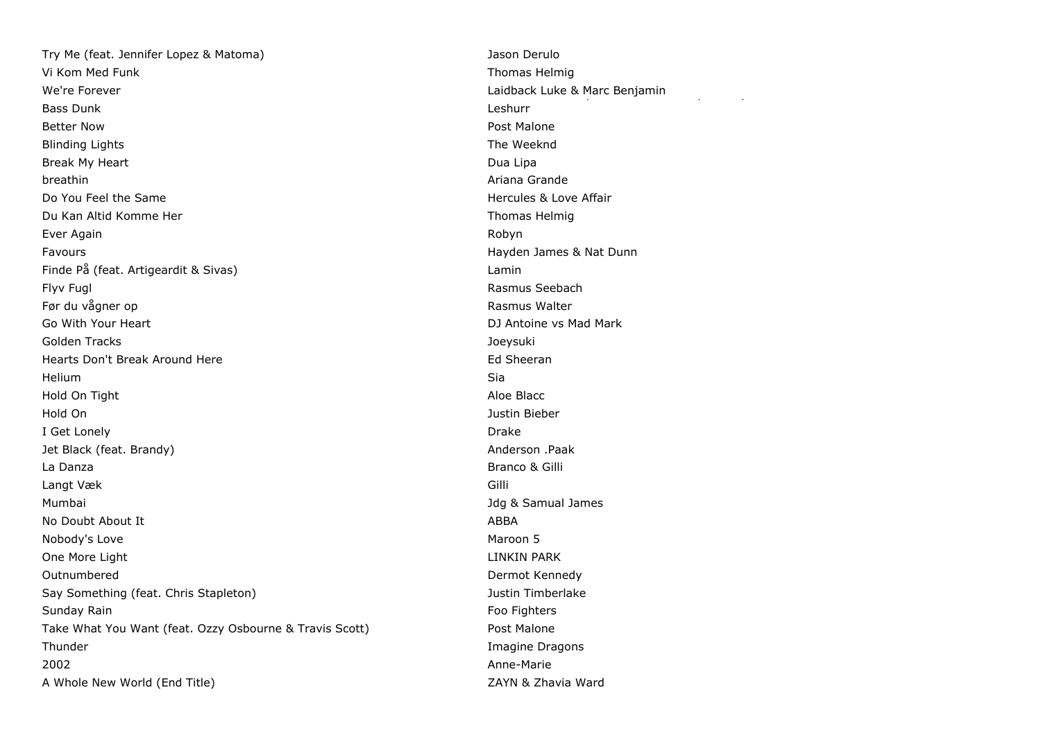| | |
|---|---|
| Try Me (feat. Jennifer Lopez & Matoma) | Jason Derulo |
| Vi Kom Med Funk | Thomas Helmig |
| We're Forever | Laidback Luke & Marc Benjamin |
| Bass Dunk | Leshurr |
| Better Now | Post Malone |
| Blinding Lights | The Weeknd |
| Break My Heart | Dua Lipa |
| breathin | Ariana Grande |
| Do You Feel the Same | Hercules & Love Affair |
| Du Kan Altid Komme Her | Thomas Helmig |
| Ever Again | Robyn |
| Favours | Hayden James & Nat Dunn |
| Finde På (feat. Artigeardit & Sivas) | Lamin |
| Flyv Fugl | Rasmus Seebach |
| Før du vågner op | Rasmus Walter |
| Go With Your Heart | DJ Antoine vs Mad Mark |
| Golden Tracks | Joeysuki |
| Hearts Don't Break Around Here | Ed Sheeran |
| Helium | Sia |
| Hold On Tight | Aloe Blacc |
| Hold On | Justin Bieber |
| I Get Lonely | Drake |
| Jet Black (feat. Brandy) | Anderson .Paak |
| La Danza | Branco & Gilli |
| Langt Væk | Gilli |
| Mumbai | Jdg & Samual James |
| No Doubt About It | ABBA |
| Nobody's Love | Maroon 5 |
| One More Light | LINKIN PARK |
| Outnumbered | Dermot Kennedy |
| Say Something (feat. Chris Stapleton) | Justin Timberlake |
| Sunday Rain | Foo Fighters |
| Take What You Want (feat. Ozzy Osbourne & Travis Scott) | Post Malone |
| Thunder | Imagine Dragons |
| 2002 | Anne-Marie |
| A Whole New World (End Title) | ZAYN & Zhavia Ward |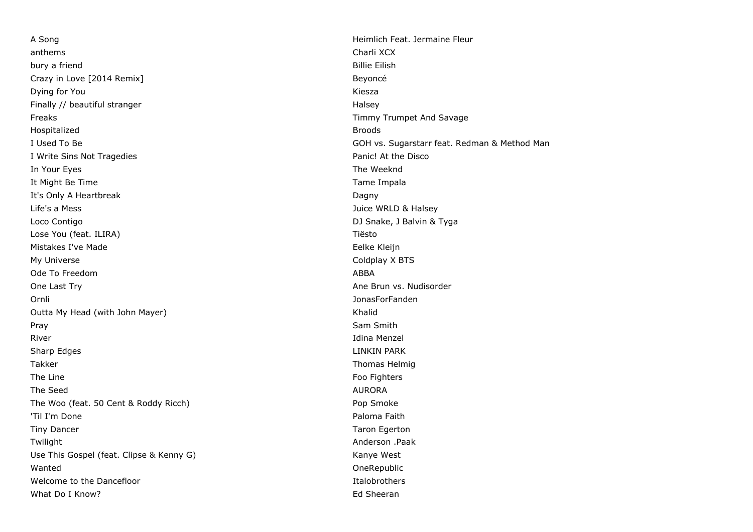| | |
|---|---|
| A Song | Heimlich Feat. Jermaine Fleur |
| anthems | Charli XCX |
| bury a friend | Billie Eilish |
| Crazy in Love [2014 Remix] | Beyoncé |
| Dying for You | Kiesza |
| Finally // beautiful stranger | Halsey |
| Freaks | Timmy Trumpet And Savage |
| Hospitalized | Broods |
| I Used To Be | GOH vs. Sugarstarr feat. Redman & Method Man |
| I Write Sins Not Tragedies | Panic! At the Disco |
| In Your Eyes | The Weeknd |
| It Might Be Time | Tame Impala |
| It's Only A Heartbreak | Dagny |
| Life's a Mess | Juice WRLD & Halsey |
| Loco Contigo | DJ Snake, J Balvin & Tyga |
| Lose You (feat. ILIRA) | Tiësto |
| Mistakes I've Made | Eelke Kleijn |
| My Universe | Coldplay X BTS |
| Ode To Freedom | ABBA |
| One Last Try | Ane Brun vs. Nudisorder |
| Ornli | JonasForFanden |
| Outta My Head (with John Mayer) | Khalid |
| Pray | Sam Smith |
| River | Idina Menzel |
| Sharp Edges | LINKIN PARK |
| Takker | Thomas Helmig |
| The Line | Foo Fighters |
| The Seed | AURORA |
| The Woo (feat. 50 Cent & Roddy Ricch) | Pop Smoke |
| 'Til I'm Done | Paloma Faith |
| Tiny Dancer | Taron Egerton |
| Twilight | Anderson .Paak |
| Use This Gospel (feat. Clipse & Kenny G) | Kanye West |
| Wanted | OneRepublic |
| Welcome to the Dancefloor | Italobrothers |
| What Do I Know? | Ed Sheeran |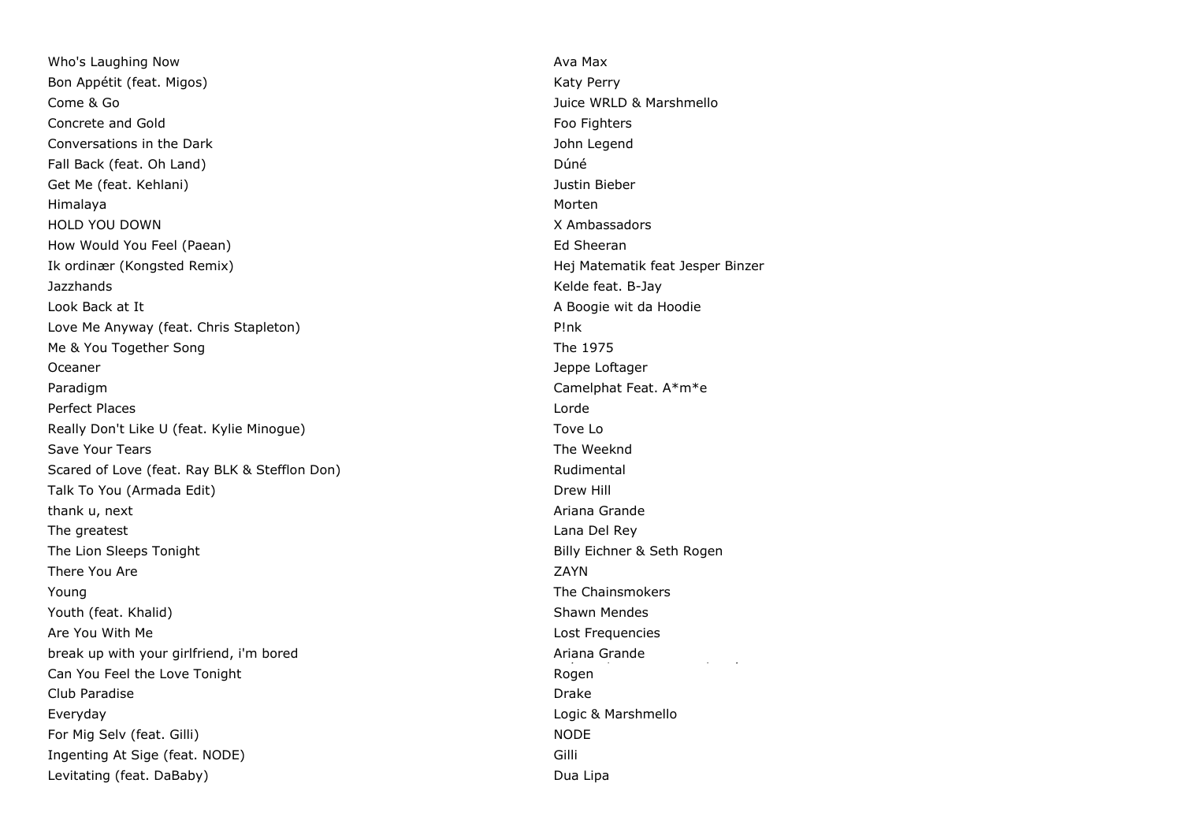| | |
|---|---|
| Who's Laughing Now | Ava Max |
| Bon Appétit (feat. Migos) | Katy Perry |
| Come & Go | Juice WRLD & Marshmello |
| Concrete and Gold | Foo Fighters |
| Conversations in the Dark | John Legend |
| Fall Back (feat. Oh Land) | Dúné |
| Get Me (feat. Kehlani) | Justin Bieber |
| Himalaya | Morten |
| HOLD YOU DOWN | X Ambassadors |
| How Would You Feel (Paean) | Ed Sheeran |
| Ik ordinær (Kongsted Remix) | Hej Matematik feat Jesper Binzer |
| Jazzhands | Kelde feat. B-Jay |
| Look Back at It | A Boogie wit da Hoodie |
| Love Me Anyway (feat. Chris Stapleton) | P!nk |
| Me & You Together Song | The 1975 |
| Oceaner | Jeppe Loftager |
| Paradigm | Camelphat Feat. A*m*e |
| Perfect Places | Lorde |
| Really Don't Like U (feat. Kylie Minogue) | Tove Lo |
| Save Your Tears | The Weeknd |
| Scared of Love (feat. Ray BLK & Stefflon Don) | Rudimental |
| Talk To You (Armada Edit) | Drew Hill |
| thank u, next | Ariana Grande |
| The greatest | Lana Del Rey |
| The Lion Sleeps Tonight | Billy Eichner & Seth Rogen |
| There You Are | ZAYN |
| Young | The Chainsmokers |
| Youth (feat. Khalid) | Shawn Mendes |
| Are You With Me | Lost Frequencies |
| break up with your girlfriend, i'm bored | Ariana Grande |
| Can You Feel the Love Tonight | Rogen |
| Club Paradise | Drake |
| Everyday | Logic & Marshmello |
| For Mig Selv (feat. Gilli) | NODE |
| Ingenting At Sige (feat. NODE) | Gilli |
| Levitating (feat. DaBaby) | Dua Lipa |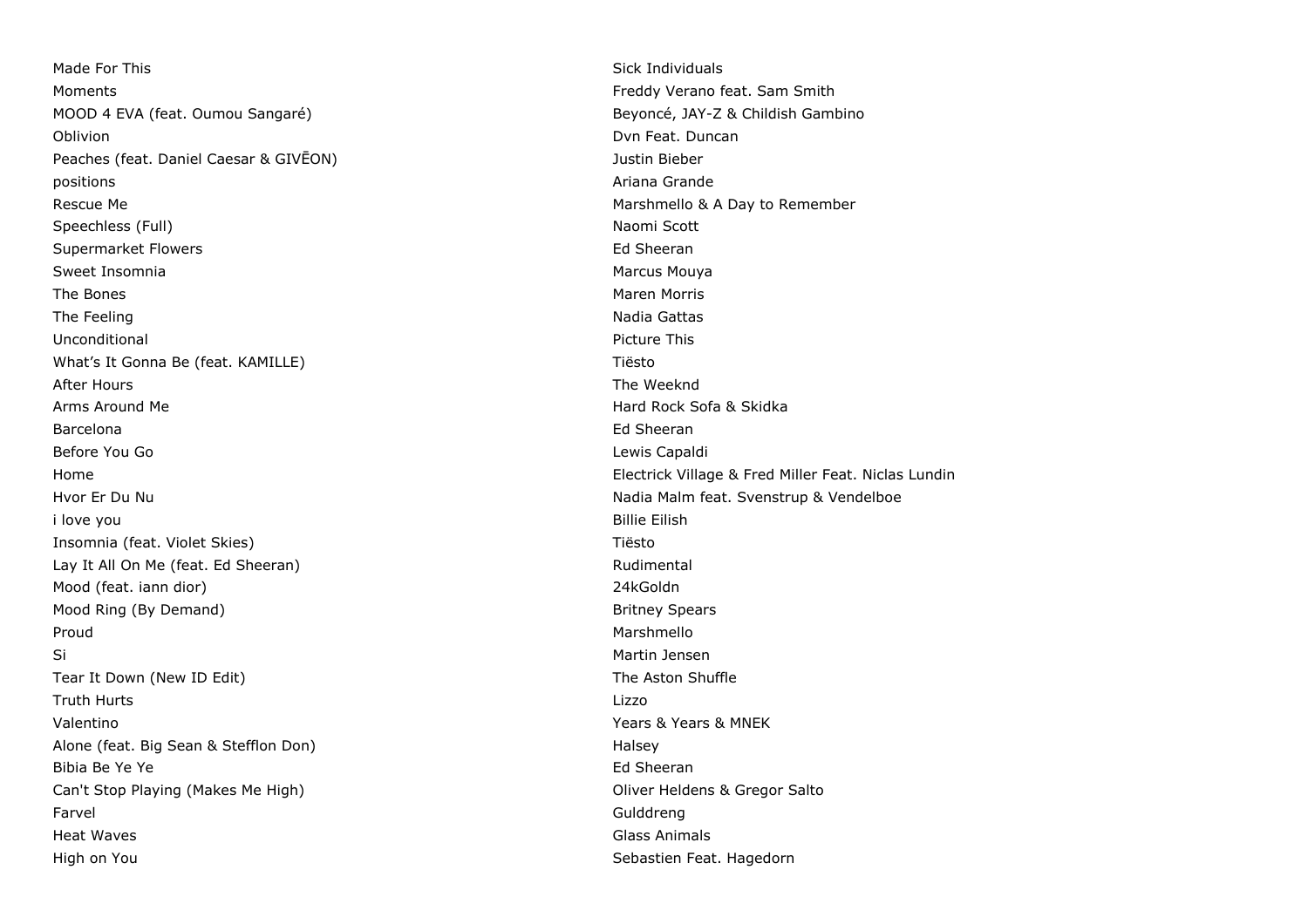| | |
|---|---|
| Made For This | Sick Individuals |
| Moments | Freddy Verano feat. Sam Smith |
| MOOD 4 EVA (feat. Oumou Sangaré) | Beyoncé, JAY-Z & Childish Gambino |
| Oblivion | Dvn Feat. Duncan |
| Peaches (feat. Daniel Caesar & GIVĒON) | Justin Bieber |
| positions | Ariana Grande |
| Rescue Me | Marshmello & A Day to Remember |
| Speechless (Full) | Naomi Scott |
| Supermarket Flowers | Ed Sheeran |
| Sweet Insomnia | Marcus Mouya |
| The Bones | Maren Morris |
| The Feeling | Nadia Gattas |
| Unconditional | Picture This |
| What’s It Gonna Be (feat. KAMILLE) | Tiësto |
| After Hours | The Weeknd |
| Arms Around Me | Hard Rock Sofa & Skidka |
| Barcelona | Ed Sheeran |
| Before You Go | Lewis Capaldi |
| Home | Electrick Village & Fred Miller Feat. Niclas Lundin |
| Hvor Er Du Nu | Nadia Malm feat. Svenstrup & Vendelboe |
| i love you | Billie Eilish |
| Insomnia (feat. Violet Skies) | Tiësto |
| Lay It All On Me (feat. Ed Sheeran) | Rudimental |
| Mood (feat. iann dior) | 24kGoldn |
| Mood Ring (By Demand) | Britney Spears |
| Proud | Marshmello |
| Si | Martin Jensen |
| Tear It Down (New ID Edit) | The Aston Shuffle |
| Truth Hurts | Lizzo |
| Valentino | Years & Years & MNEK |
| Alone (feat. Big Sean & Stefflon Don) | Halsey |
| Bibia Be Ye Ye | Ed Sheeran |
| Can't Stop Playing (Makes Me High) | Oliver Heldens & Gregor Salto |
| Farvel | Gulddreng |
| Heat Waves | Glass Animals |
| High on You | Sebastien Feat. Hagedorn |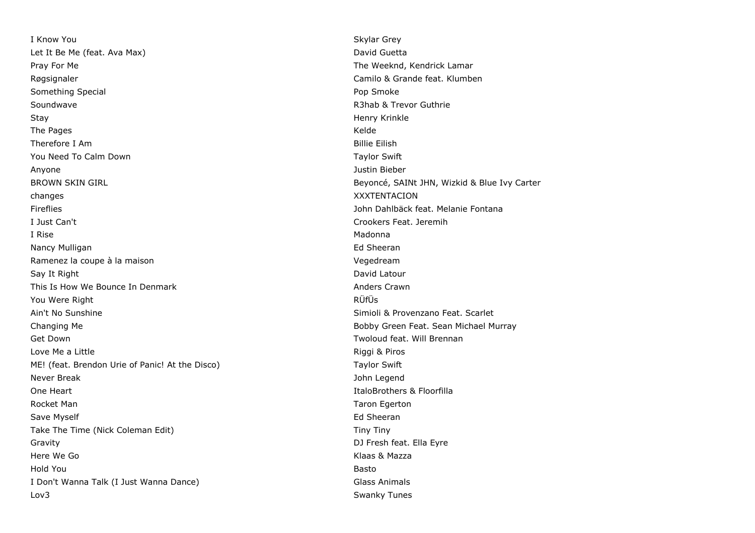| | |
|---|---|
| I Know You | Skylar Grey |
| Let It Be Me (feat. Ava Max) | David Guetta |
| Pray For Me | The Weeknd, Kendrick Lamar |
| Røgsignaler | Camilo & Grande feat. Klumben |
| Something Special | Pop Smoke |
| Soundwave | R3hab & Trevor Guthrie |
| Stay | Henry Krinkle |
| The Pages | Kelde |
| Therefore I Am | Billie Eilish |
| You Need To Calm Down | Taylor Swift |
| Anyone | Justin Bieber |
| BROWN SKIN GIRL | Beyoncé, SAINt JHN, Wizkid & Blue Ivy Carter |
| changes | XXXTENTACION |
| Fireflies | John Dahlbäck feat. Melanie Fontana |
| I Just Can't | Crookers Feat. Jeremih |
| I Rise | Madonna |
| Nancy Mulligan | Ed Sheeran |
| Ramenez la coupe à la maison | Vegedream |
| Say It Right | David Latour |
| This Is How We Bounce In Denmark | Anders Crawn |
| You Were Right | RÜfÜs |
| Ain't No Sunshine | Simioli & Provenzano Feat. Scarlet |
| Changing Me | Bobby Green Feat. Sean Michael Murray |
| Get Down | Twoloud feat. Will Brennan |
| Love Me a Little | Riggi & Piros |
| ME! (feat. Brendon Urie of Panic! At the Disco) | Taylor Swift |
| Never Break | John Legend |
| One Heart | ItaloBrothers & Floorfilla |
| Rocket Man | Taron Egerton |
| Save Myself | Ed Sheeran |
| Take The Time (Nick Coleman Edit) | Tiny Tiny |
| Gravity | DJ Fresh feat. Ella Eyre |
| Here We Go | Klaas & Mazza |
| Hold You | Basto |
| I Don't Wanna Talk (I Just Wanna Dance) | Glass Animals |
| Lov3 | Swanky Tunes |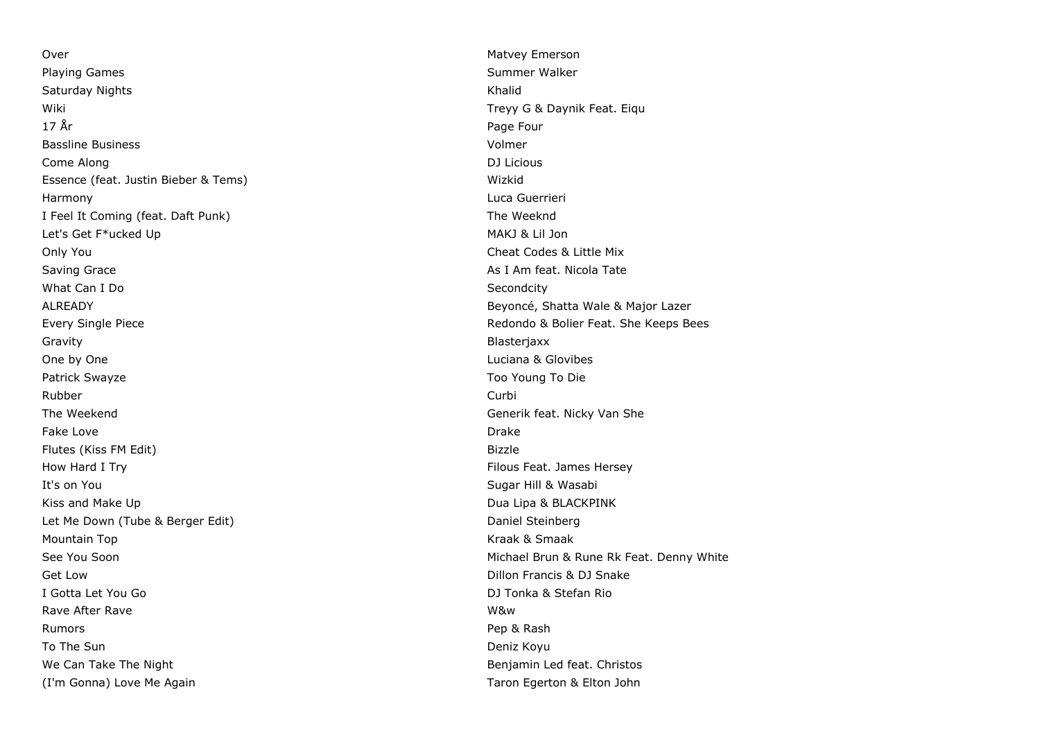| | |
|---|---|
| Over | Matvey Emerson |
| Playing Games | Summer Walker |
| Saturday Nights | Khalid |
| Wiki | Treyy G & Daynik Feat. Eiqu |
| 17 År | Page Four |
| Bassline Business | Volmer |
| Come Along | DJ Licious |
| Essence (feat. Justin Bieber & Tems) | Wizkid |
| Harmony | Luca Guerrieri |
| I Feel It Coming (feat. Daft Punk) | The Weeknd |
| Let's Get F*ucked Up | MAKJ & Lil Jon |
| Only You | Cheat Codes & Little Mix |
| Saving Grace | As I Am feat. Nicola Tate |
| What Can I Do | Secondcity |
| ALREADY | Beyoncé, Shatta Wale & Major Lazer |
| Every Single Piece | Redondo & Bolier Feat. She Keeps Bees |
| Gravity | Blasterjaxx |
| One by One | Luciana & Glovibes |
| Patrick Swayze | Too Young To Die |
| Rubber | Curbi |
| The Weekend | Generik feat. Nicky Van She |
| Fake Love | Drake |
| Flutes (Kiss FM Edit) | Bizzle |
| How Hard I Try | Filous Feat. James Hersey |
| It's on You | Sugar Hill & Wasabi |
| Kiss and Make Up | Dua Lipa & BLACKPINK |
| Let Me Down (Tube & Berger Edit) | Daniel Steinberg |
| Mountain Top | Kraak & Smaak |
| See You Soon | Michael Brun & Rune Rk Feat. Denny White |
| Get Low | Dillon Francis & DJ Snake |
| I Gotta Let You Go | DJ Tonka & Stefan Rio |
| Rave After Rave | W&w |
| Rumors | Pep & Rash |
| To The Sun | Deniz Koyu |
| We Can Take The Night | Benjamin Led feat. Christos |
| (I'm Gonna) Love Me Again | Taron Egerton & Elton John |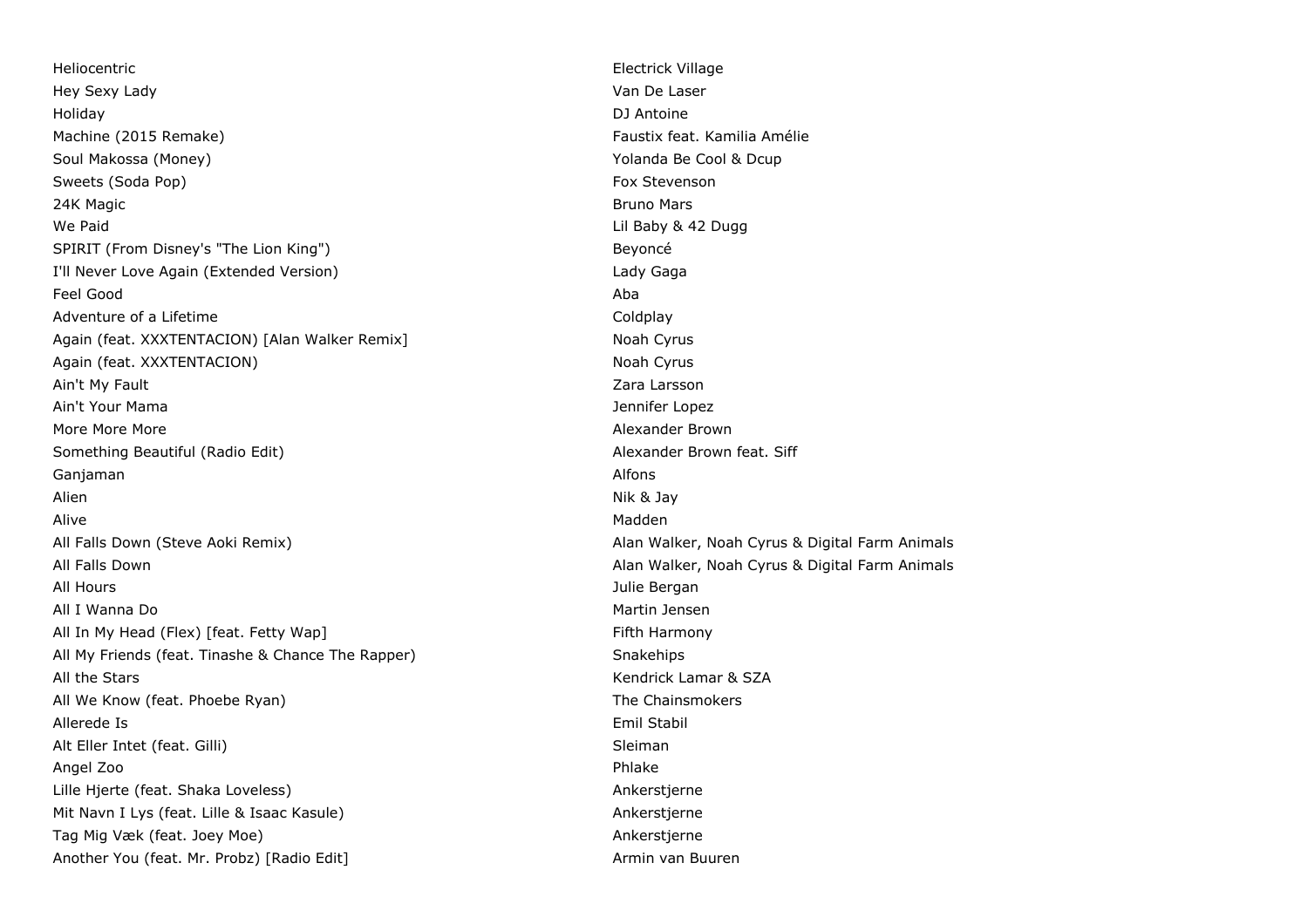| | |
|---|---|
| Heliocentric | Electrick Village |
| Hey Sexy Lady | Van De Laser |
| Holiday | DJ Antoine |
| Machine (2015 Remake) | Faustix feat. Kamilia Amélie |
| Soul Makossa (Money) | Yolanda Be Cool & Dcup |
| Sweets (Soda Pop) | Fox Stevenson |
| 24K Magic | Bruno Mars |
| We Paid | Lil Baby & 42 Dugg |
| SPIRIT (From Disney's "The Lion King") | Beyoncé |
| I'll Never Love Again (Extended Version) | Lady Gaga |
| Feel Good | Aba |
| Adventure of a Lifetime | Coldplay |
| Again (feat. XXXTENTACION) [Alan Walker Remix] | Noah Cyrus |
| Again (feat. XXXTENTACION) | Noah Cyrus |
| Ain't My Fault | Zara Larsson |
| Ain't Your Mama | Jennifer Lopez |
| More More More | Alexander Brown |
| Something Beautiful (Radio Edit) | Alexander Brown feat. Siff |
| Ganjaman | Alfons |
| Alien | Nik & Jay |
| Alive | Madden |
| All Falls Down (Steve Aoki Remix) | Alan Walker, Noah Cyrus & Digital Farm Animals |
| All Falls Down | Alan Walker, Noah Cyrus & Digital Farm Animals |
| All Hours | Julie Bergan |
| All I Wanna Do | Martin Jensen |
| All In My Head (Flex) [feat. Fetty Wap] | Fifth Harmony |
| All My Friends (feat. Tinashe & Chance The Rapper) | Snakehips |
| All the Stars | Kendrick Lamar & SZA |
| All We Know (feat. Phoebe Ryan) | The Chainsmokers |
| Allerede Is | Emil Stabil |
| Alt Eller Intet (feat. Gilli) | Sleiman |
| Angel Zoo | Phlake |
| Lille Hjerte (feat. Shaka Loveless) | Ankerstjerne |
| Mit Navn I Lys (feat. Lille & Isaac Kasule) | Ankerstjerne |
| Tag Mig Væk (feat. Joey Moe) | Ankerstjerne |
| Another You (feat. Mr. Probz) [Radio Edit] | Armin van Buuren |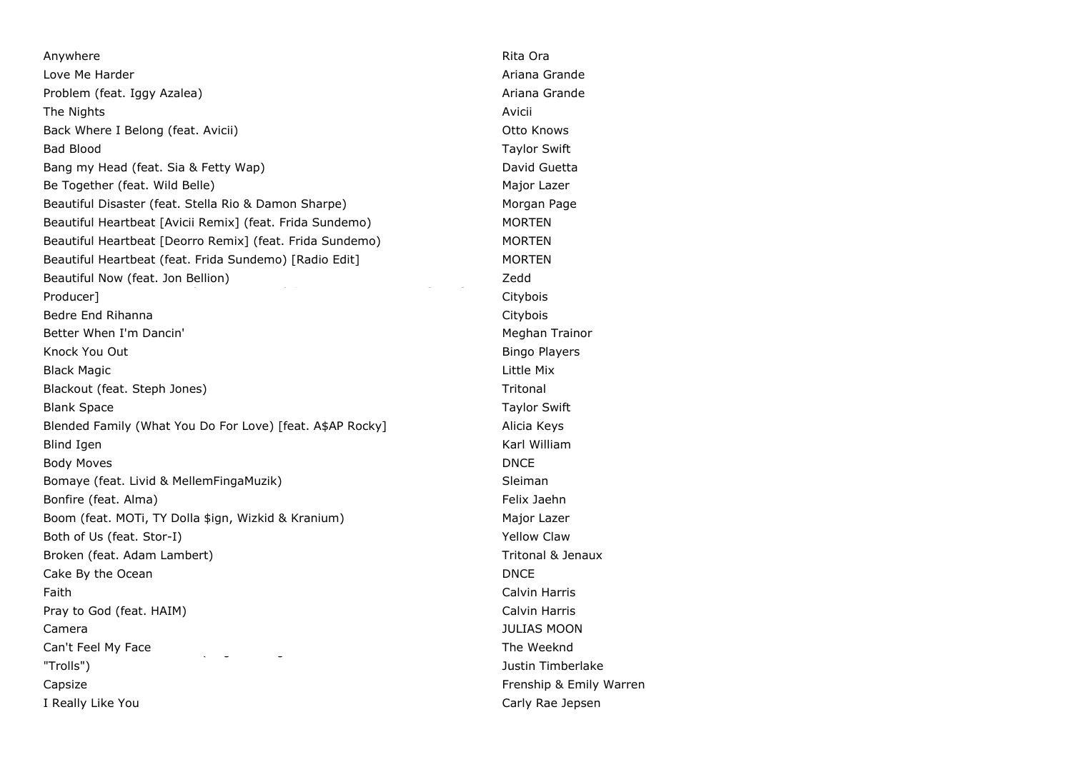| | |
|---|---|
| Anywhere | Rita Ora |
| Love Me Harder | Ariana Grande |
| Problem (feat. Iggy Azalea) | Ariana Grande |
| The Nights | Avicii |
| Back Where I Belong (feat. Avicii) | Otto Knows |
| Bad Blood | Taylor Swift |
| Bang my Head (feat. Sia & Fetty Wap) | David Guetta |
| Be Together (feat. Wild Belle) | Major Lazer |
| Beautiful Disaster (feat. Stella Rio & Damon Sharpe) | Morgan Page |
| Beautiful Heartbeat [Avicii Remix] (feat. Frida Sundemo) | MORTEN |
| Beautiful Heartbeat [Deorro Remix] (feat. Frida Sundemo) | MORTEN |
| Beautiful Heartbeat (feat. Frida Sundemo) [Radio Edit] | MORTEN |
| Beautiful Now (feat. Jon Bellion) | Zedd |
| Producer] | Citybois |
| Bedre End Rihanna | Citybois |
| Better When I'm Dancin' | Meghan Trainor |
| Knock You Out | Bingo Players |
| Black Magic | Little Mix |
| Blackout (feat. Steph Jones) | Tritonal |
| Blank Space | Taylor Swift |
| Blended Family (What You Do For Love) [feat. A$AP Rocky] | Alicia Keys |
| Blind Igen | Karl William |
| Body Moves | DNCE |
| Bomaye (feat. Livid & MellemFingaMuzik) | Sleiman |
| Bonfire (feat. Alma) | Felix Jaehn |
| Boom (feat. MOTi, TY Dolla $ign, Wizkid & Kranium) | Major Lazer |
| Both of Us (feat. Stor-I) | Yellow Claw |
| Broken (feat. Adam Lambert) | Tritonal & Jenaux |
| Cake By the Ocean | DNCE |
| Faith | Calvin Harris |
| Pray to God (feat. HAIM) | Calvin Harris |
| Camera | JULIAS MOON |
| Can't Feel My Face | The Weeknd |
| "Trolls") | Justin Timberlake |
| Capsize | Frenship & Emily Warren |
| I Really Like You | Carly Rae Jepsen |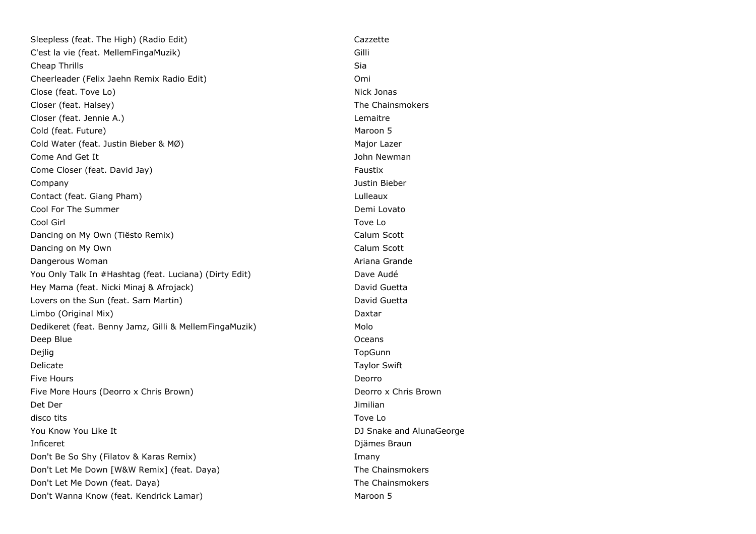| | |
|---|---|
| Sleepless (feat. The High) (Radio Edit) | Cazzette |
| C'est la vie (feat. MellemFingaMuzik) | Gilli |
| Cheap Thrills | Sia |
| Cheerleader (Felix Jaehn Remix Radio Edit) | Omi |
| Close (feat. Tove Lo) | Nick Jonas |
| Closer (feat. Halsey) | The Chainsmokers |
| Closer (feat. Jennie A.) | Lemaitre |
| Cold (feat. Future) | Maroon 5 |
| Cold Water (feat. Justin Bieber & MØ) | Major Lazer |
| Come And Get It | John Newman |
| Come Closer (feat. David Jay) | Faustix |
| Company | Justin Bieber |
| Contact (feat. Giang Pham) | Lulleaux |
| Cool For The Summer | Demi Lovato |
| Cool Girl | Tove Lo |
| Dancing on My Own (Tiësto Remix) | Calum Scott |
| Dancing on My Own | Calum Scott |
| Dangerous Woman | Ariana Grande |
| You Only Talk In #Hashtag (feat. Luciana) (Dirty Edit) | Dave Audé |
| Hey Mama (feat. Nicki Minaj & Afrojack) | David Guetta |
| Lovers on the Sun (feat. Sam Martin) | David Guetta |
| Limbo (Original Mix) | Daxtar |
| Dedikeret (feat. Benny Jamz, Gilli & MellemFingaMuzik) | Molo |
| Deep Blue | Oceans |
| Dejlig | TopGunn |
| Delicate | Taylor Swift |
| Five Hours | Deorro |
| Five More Hours (Deorro x Chris Brown) | Deorro x Chris Brown |
| Det Der | Jimilian |
| disco tits | Tove Lo |
| You Know You Like It | DJ Snake and AlunaGeorge |
| Inficeret | Djämes Braun |
| Don't Be So Shy (Filatov & Karas Remix) | Imany |
| Don't Let Me Down [W&W Remix] (feat. Daya) | The Chainsmokers |
| Don't Let Me Down (feat. Daya) | The Chainsmokers |
| Don't Wanna Know (feat. Kendrick Lamar) | Maroon 5 |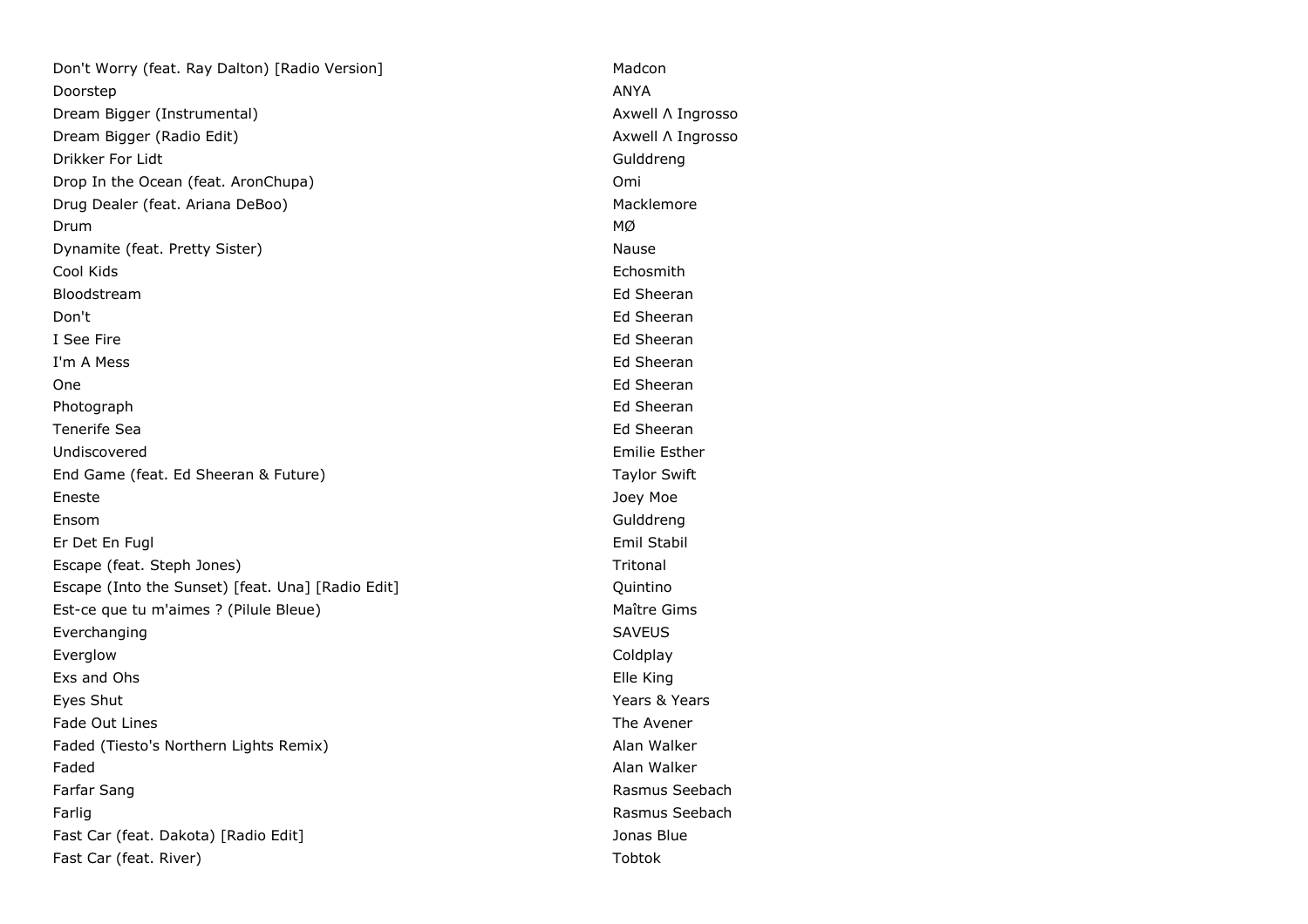| | |
|---|---|
| Don't Worry (feat. Ray Dalton) [Radio Version] | Madcon |
| Doorstep | ANYA |
| Dream Bigger (Instrumental) | Axwell Λ Ingrosso |
| Dream Bigger (Radio Edit) | Axwell Λ Ingrosso |
| Drikker For Lidt | Gulddreng |
| Drop In the Ocean (feat. AronChupa) | Omi |
| Drug Dealer (feat. Ariana DeBoo) | Macklemore |
| Drum | MØ |
| Dynamite (feat. Pretty Sister) | Nause |
| Cool Kids | Echosmith |
| Bloodstream | Ed Sheeran |
| Don't | Ed Sheeran |
| I See Fire | Ed Sheeran |
| I'm A Mess | Ed Sheeran |
| One | Ed Sheeran |
| Photograph | Ed Sheeran |
| Tenerife Sea | Ed Sheeran |
| Undiscovered | Emilie Esther |
| End Game (feat. Ed Sheeran & Future) | Taylor Swift |
| Eneste | Joey Moe |
| Ensom | Gulddreng |
| Er Det En Fugl | Emil Stabil |
| Escape (feat. Steph Jones) | Tritonal |
| Escape (Into the Sunset) [feat. Una] [Radio Edit] | Quintino |
| Est-ce que tu m'aimes ? (Pilule Bleue) | Maître Gims |
| Everchanging | SAVEUS |
| Everglow | Coldplay |
| Exs and Ohs | Elle King |
| Eyes Shut | Years & Years |
| Fade Out Lines | The Avener |
| Faded (Tiesto's Northern Lights Remix) | Alan Walker |
| Faded | Alan Walker |
| Farfar Sang | Rasmus Seebach |
| Farlig | Rasmus Seebach |
| Fast Car (feat. Dakota) [Radio Edit] | Jonas Blue |
| Fast Car (feat. River) | Tobtok |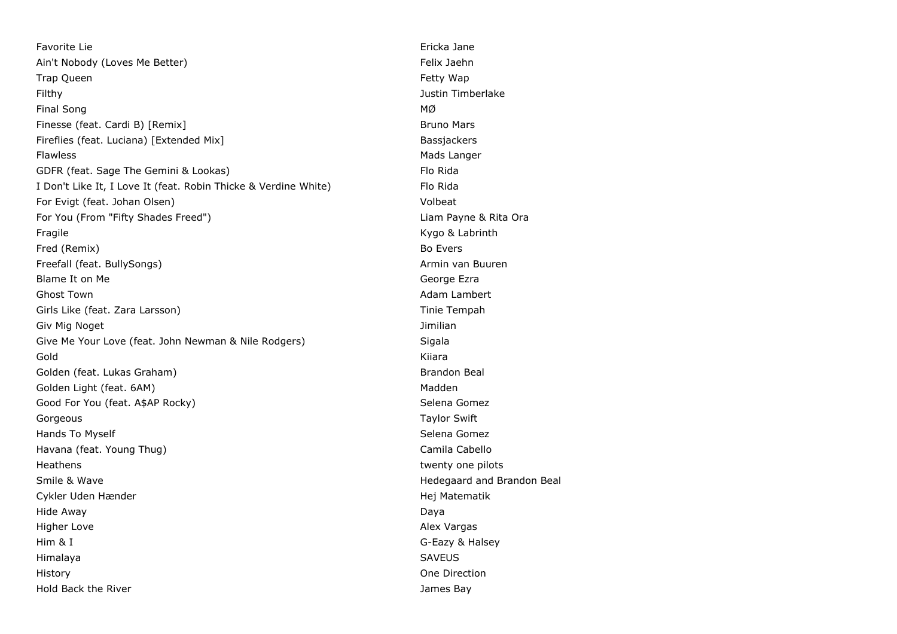| | |
|---|---|
| Favorite Lie | Ericka Jane |
| Ain't Nobody (Loves Me Better) | Felix Jaehn |
| Trap Queen | Fetty Wap |
| Filthy | Justin Timberlake |
| Final Song | MØ |
| Finesse (feat. Cardi B) [Remix] | Bruno Mars |
| Fireflies (feat. Luciana) [Extended Mix] | Bassjackers |
| Flawless | Mads Langer |
| GDFR (feat. Sage The Gemini & Lookas) | Flo Rida |
| I Don't Like It, I Love It (feat. Robin Thicke & Verdine White) | Flo Rida |
| For Evigt (feat. Johan Olsen) | Volbeat |
| For You (From "Fifty Shades Freed") | Liam Payne & Rita Ora |
| Fragile | Kygo & Labrinth |
| Fred (Remix) | Bo Evers |
| Freefall (feat. BullySongs) | Armin van Buuren |
| Blame It on Me | George Ezra |
| Ghost Town | Adam Lambert |
| Girls Like (feat. Zara Larsson) | Tinie Tempah |
| Giv Mig Noget | Jimilian |
| Give Me Your Love (feat. John Newman & Nile Rodgers) | Sigala |
| Gold | Kiiara |
| Golden (feat. Lukas Graham) | Brandon Beal |
| Golden Light (feat. 6AM) | Madden |
| Good For You (feat. A$AP Rocky) | Selena Gomez |
| Gorgeous | Taylor Swift |
| Hands To Myself | Selena Gomez |
| Havana (feat. Young Thug) | Camila Cabello |
| Heathens | twenty one pilots |
| Smile & Wave | Hedegaard and Brandon Beal |
| Cykler Uden Hænder | Hej Matematik |
| Hide Away | Daya |
| Higher Love | Alex Vargas |
| Him & I | G-Eazy & Halsey |
| Himalaya | SAVEUS |
| History | One Direction |
| Hold Back the River | James Bay |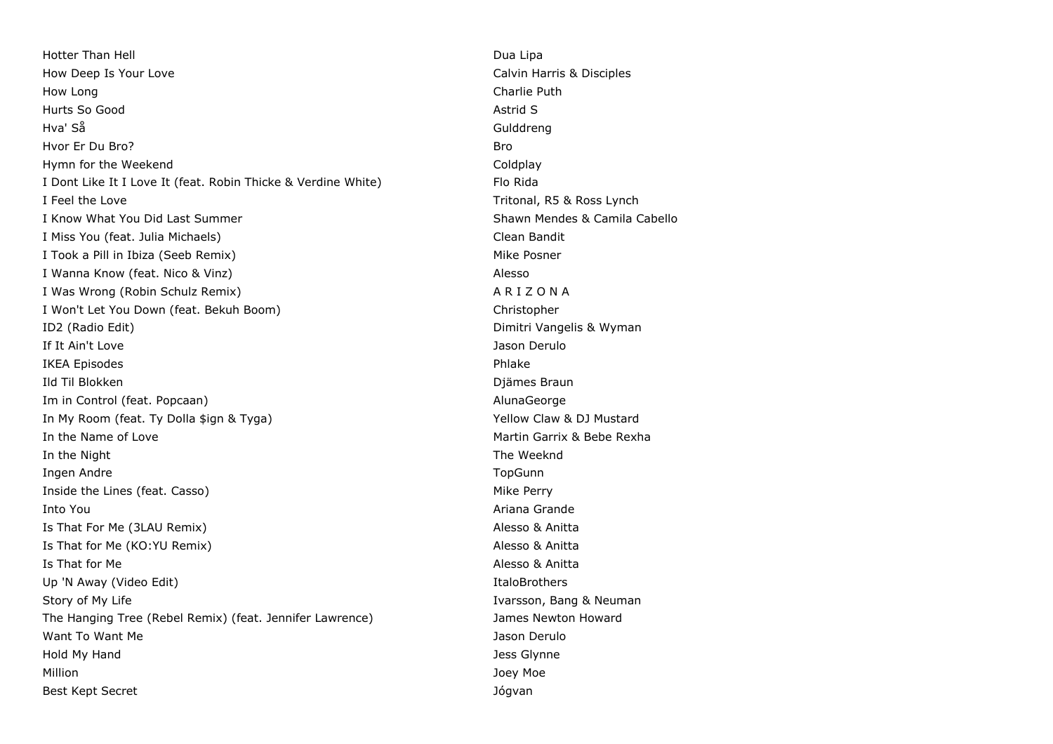| | |
|---|---|
| Hotter Than Hell | Dua Lipa |
| How Deep Is Your Love | Calvin Harris & Disciples |
| How Long | Charlie Puth |
| Hurts So Good | Astrid S |
| Hva' Så | Gulddreng |
| Hvor Er Du Bro? | Bro |
| Hymn for the Weekend | Coldplay |
| I Dont Like It I Love It (feat. Robin Thicke & Verdine White) | Flo Rida |
| I Feel the Love | Tritonal, R5 & Ross Lynch |
| I Know What You Did Last Summer | Shawn Mendes & Camila Cabello |
| I Miss You (feat. Julia Michaels) | Clean Bandit |
| I Took a Pill in Ibiza (Seeb Remix) | Mike Posner |
| I Wanna Know (feat. Nico & Vinz) | Alesso |
| I Was Wrong (Robin Schulz Remix) | A R I Z O N A |
| I Won't Let You Down (feat. Bekuh Boom) | Christopher |
| ID2 (Radio Edit) | Dimitri Vangelis & Wyman |
| If It Ain't Love | Jason Derulo |
| IKEA Episodes | Phlake |
| Ild Til Blokken | Djämes Braun |
| Im in Control (feat. Popcaan) | AlunaGeorge |
| In My Room (feat. Ty Dolla $ign & Tyga) | Yellow Claw & DJ Mustard |
| In the Name of Love | Martin Garrix & Bebe Rexha |
| In the Night | The Weeknd |
| Ingen Andre | TopGunn |
| Inside the Lines (feat. Casso) | Mike Perry |
| Into You | Ariana Grande |
| Is That For Me (3LAU Remix) | Alesso & Anitta |
| Is That for Me (KO:YU Remix) | Alesso & Anitta |
| Is That for Me | Alesso & Anitta |
| Up 'N Away (Video Edit) | ItaloBrothers |
| Story of My Life | Ivarsson, Bang & Neuman |
| The Hanging Tree (Rebel Remix) (feat. Jennifer Lawrence) | James Newton Howard |
| Want To Want Me | Jason Derulo |
| Hold My Hand | Jess Glynne |
| Million | Joey Moe |
| Best Kept Secret | Jógvan |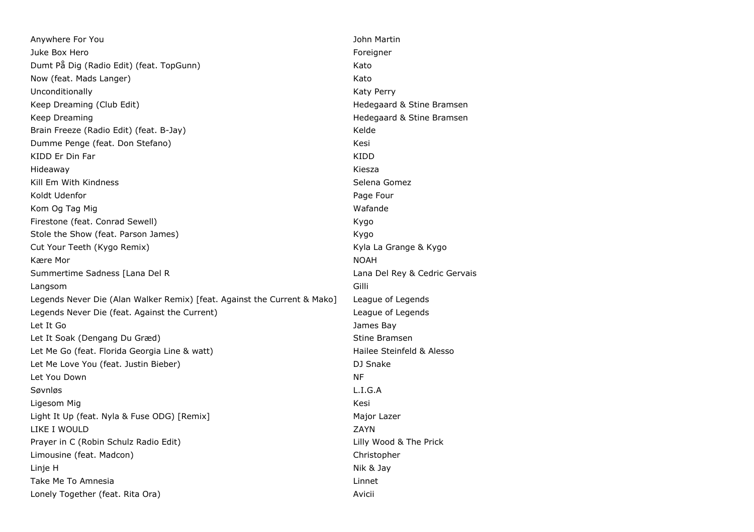| | |
|---|---|
| Anywhere For You | John Martin |
| Juke Box Hero | Foreigner |
| Dumt På Dig (Radio Edit) (feat. TopGunn) | Kato |
| Now (feat. Mads Langer) | Kato |
| Unconditionally | Katy Perry |
| Keep Dreaming (Club Edit) | Hedegaard & Stine Bramsen |
| Keep Dreaming | Hedegaard & Stine Bramsen |
| Brain Freeze (Radio Edit) (feat. B-Jay) | Kelde |
| Dumme Penge (feat. Don Stefano) | Kesi |
| KIDD Er Din Far | KIDD |
| Hideaway | Kiesza |
| Kill Em With Kindness | Selena Gomez |
| Koldt Udenfor | Page Four |
| Kom Og Tag Mig | Wafande |
| Firestone (feat. Conrad Sewell) | Kygo |
| Stole the Show (feat. Parson James) | Kygo |
| Cut Your Teeth (Kygo Remix) | Kyla La Grange & Kygo |
| Kære Mor | NOAH |
| Summertime Sadness [Lana Del R | Lana Del Rey & Cedric Gervais |
| Langsom | Gilli |
| Legends Never Die (Alan Walker Remix) [feat. Against the Current & Mako] | League of Legends |
| Legends Never Die (feat. Against the Current) | League of Legends |
| Let It Go | James Bay |
| Let It Soak (Dengang Du Græd) | Stine Bramsen |
| Let Me Go (feat. Florida Georgia Line & watt) | Hailee Steinfeld & Alesso |
| Let Me Love You (feat. Justin Bieber) | DJ Snake |
| Let You Down | NF |
| Søvnløs | L.I.G.A |
| Ligesom Mig | Kesi |
| Light It Up (feat. Nyla & Fuse ODG) [Remix] | Major Lazer |
| LIKE I WOULD | ZAYN |
| Prayer in C (Robin Schulz Radio Edit) | Lilly Wood & The Prick |
| Limousine (feat. Madcon) | Christopher |
| Linje H | Nik & Jay |
| Take Me To Amnesia | Linnet |
| Lonely Together (feat. Rita Ora) | Avicii |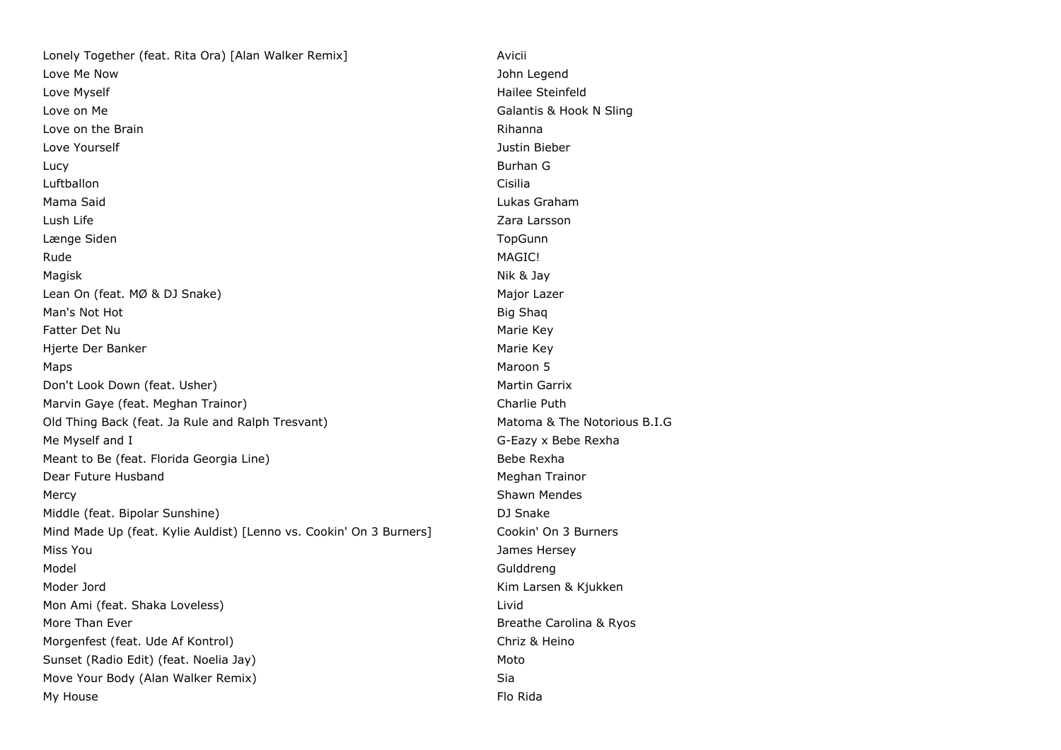| | |
|---|---|
| Lonely Together (feat. Rita Ora) [Alan Walker Remix] | Avicii |
| Love Me Now | John Legend |
| Love Myself | Hailee Steinfeld |
| Love on Me | Galantis & Hook N Sling |
| Love on the Brain | Rihanna |
| Love Yourself | Justin Bieber |
| Lucy | Burhan G |
| Luftballon | Cisilia |
| Mama Said | Lukas Graham |
| Lush Life | Zara Larsson |
| Længe Siden | TopGunn |
| Rude | MAGIC! |
| Magisk | Nik & Jay |
| Lean On (feat. MØ & DJ Snake) | Major Lazer |
| Man's Not Hot | Big Shaq |
| Fatter Det Nu | Marie Key |
| Hjerte Der Banker | Marie Key |
| Maps | Maroon 5 |
| Don't Look Down (feat. Usher) | Martin Garrix |
| Marvin Gaye (feat. Meghan Trainor) | Charlie Puth |
| Old Thing Back (feat. Ja Rule and Ralph Tresvant) | Matoma & The Notorious B.I.G |
| Me Myself and I | G-Eazy x Bebe Rexha |
| Meant to Be (feat. Florida Georgia Line) | Bebe Rexha |
| Dear Future Husband | Meghan Trainor |
| Mercy | Shawn Mendes |
| Middle (feat. Bipolar Sunshine) | DJ Snake |
| Mind Made Up (feat. Kylie Auldist) [Lenno vs. Cookin' On 3 Burners] | Cookin' On 3 Burners |
| Miss You | James Hersey |
| Model | Gulddreng |
| Moder Jord | Kim Larsen & Kjukken |
| Mon Ami (feat. Shaka Loveless) | Livid |
| More Than Ever | Breathe Carolina & Ryos |
| Morgenfest (feat. Ude Af Kontrol) | Chriz & Heino |
| Sunset (Radio Edit) (feat. Noelia Jay) | Moto |
| Move Your Body (Alan Walker Remix) | Sia |
| My House | Flo Rida |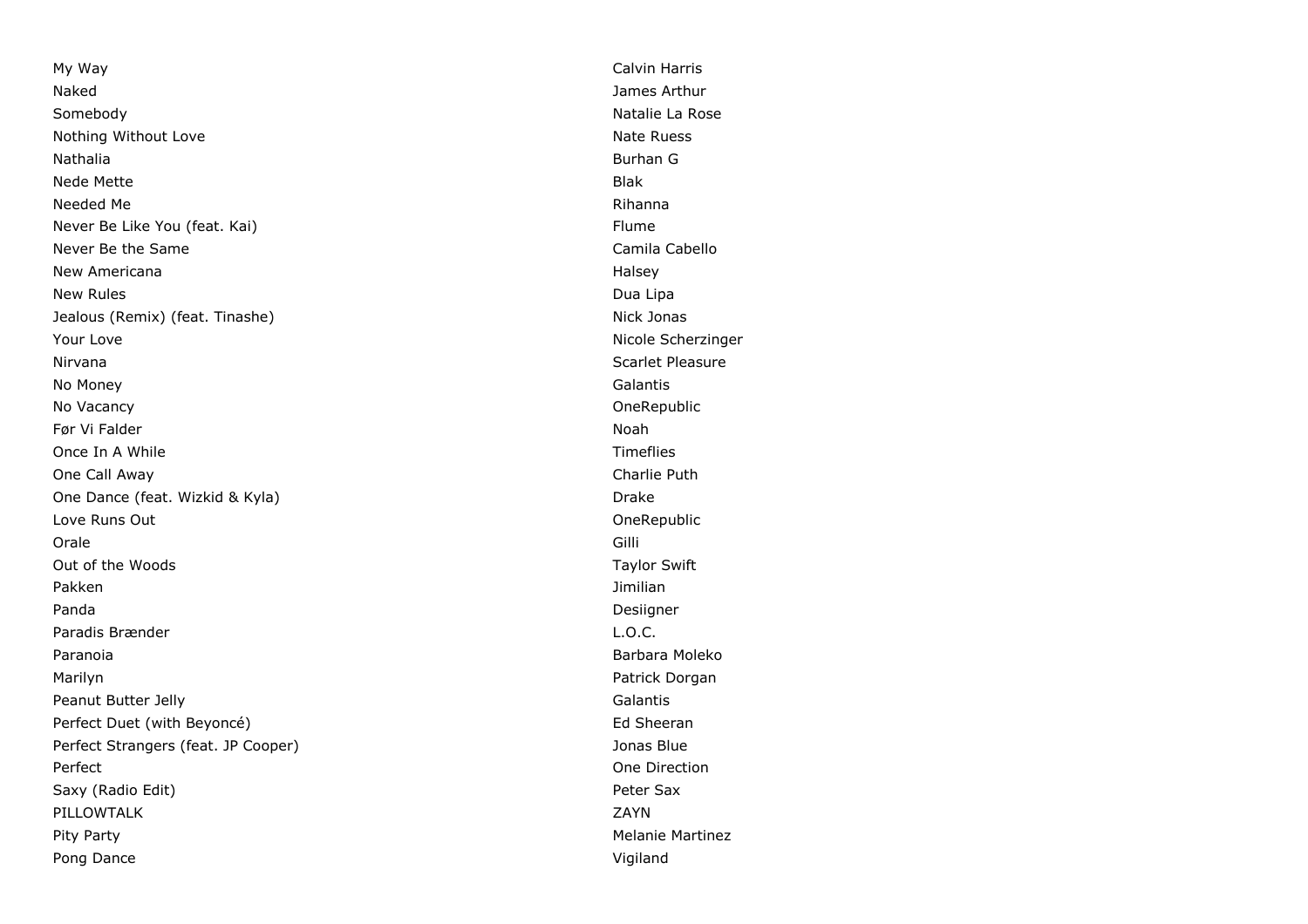| | |
|---|---|
| My Way | Calvin Harris |
| Naked | James Arthur |
| Somebody | Natalie La Rose |
| Nothing Without Love | Nate Ruess |
| Nathalia | Burhan G |
| Nede Mette | Blak |
| Needed Me | Rihanna |
| Never Be Like You (feat. Kai) | Flume |
| Never Be the Same | Camila Cabello |
| New Americana | Halsey |
| New Rules | Dua Lipa |
| Jealous (Remix) (feat. Tinashe) | Nick Jonas |
| Your Love | Nicole Scherzinger |
| Nirvana | Scarlet Pleasure |
| No Money | Galantis |
| No Vacancy | OneRepublic |
| Før Vi Falder | Noah |
| Once In A While | Timeflies |
| One Call Away | Charlie Puth |
| One Dance (feat. Wizkid & Kyla) | Drake |
| Love Runs Out | OneRepublic |
| Orale | Gilli |
| Out of the Woods | Taylor Swift |
| Pakken | Jimilian |
| Panda | Desiigner |
| Paradis Brænder | L.O.C. |
| Paranoia | Barbara Moleko |
| Marilyn | Patrick Dorgan |
| Peanut Butter Jelly | Galantis |
| Perfect Duet (with Beyoncé) | Ed Sheeran |
| Perfect Strangers (feat. JP Cooper) | Jonas Blue |
| Perfect | One Direction |
| Saxy (Radio Edit) | Peter Sax |
| PILLOWTALK | ZAYN |
| Pity Party | Melanie Martinez |
| Pong Dance | Vigiland |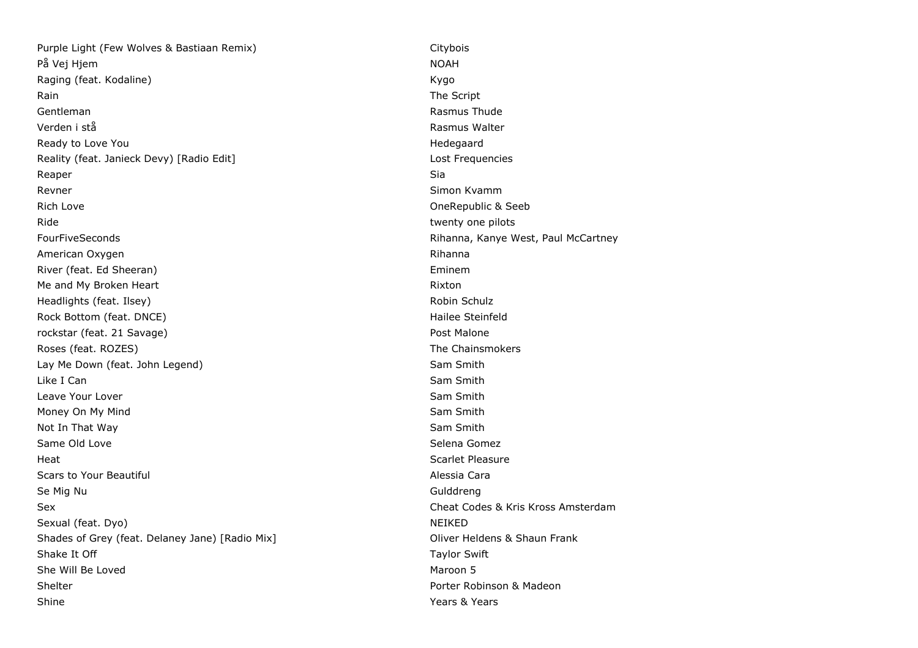| | |
|---|---|
| Purple Light (Few Wolves & Bastiaan Remix) | Citybois |
| På Vej Hjem | NOAH |
| Raging (feat. Kodaline) | Kygo |
| Rain | The Script |
| Gentleman | Rasmus Thude |
| Verden i stå | Rasmus Walter |
| Ready to Love You | Hedegaard |
| Reality (feat. Janieck Devy) [Radio Edit] | Lost Frequencies |
| Reaper | Sia |
| Revner | Simon Kvamm |
| Rich Love | OneRepublic & Seeb |
| Ride | twenty one pilots |
| FourFiveSeconds | Rihanna, Kanye West, Paul McCartney |
| American Oxygen | Rihanna |
| River (feat. Ed Sheeran) | Eminem |
| Me and My Broken Heart | Rixton |
| Headlights (feat. Ilsey) | Robin Schulz |
| Rock Bottom (feat. DNCE) | Hailee Steinfeld |
| rockstar (feat. 21 Savage) | Post Malone |
| Roses (feat. ROZES) | The Chainsmokers |
| Lay Me Down (feat. John Legend) | Sam Smith |
| Like I Can | Sam Smith |
| Leave Your Lover | Sam Smith |
| Money On My Mind | Sam Smith |
| Not In That Way | Sam Smith |
| Same Old Love | Selena Gomez |
| Heat | Scarlet Pleasure |
| Scars to Your Beautiful | Alessia Cara |
| Se Mig Nu | Gulddreng |
| Sex | Cheat Codes & Kris Kross Amsterdam |
| Sexual (feat. Dyo) | NEIKED |
| Shades of Grey (feat. Delaney Jane) [Radio Mix] | Oliver Heldens & Shaun Frank |
| Shake It Off | Taylor Swift |
| She Will Be Loved | Maroon 5 |
| Shelter | Porter Robinson & Madeon |
| Shine | Years & Years |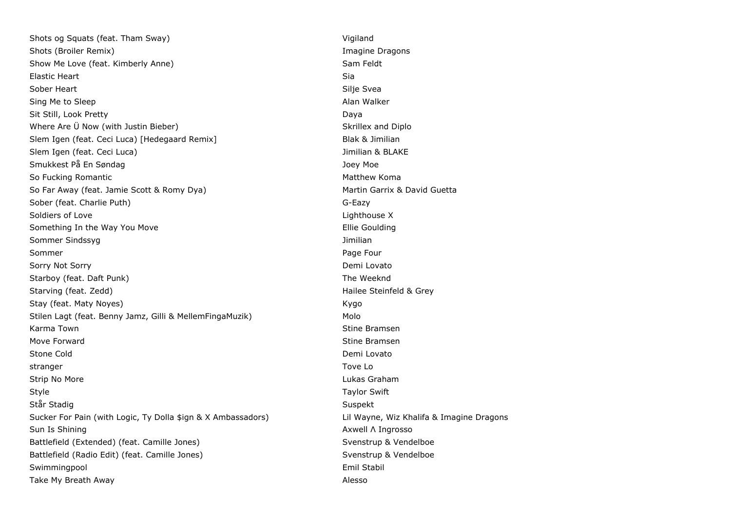| | |
|---|---|
| Shots og Squats (feat. Tham Sway) | Vigiland |
| Shots (Broiler Remix) | Imagine Dragons |
| Show Me Love (feat. Kimberly Anne) | Sam Feldt |
| Elastic Heart | Sia |
| Sober Heart | Silje Svea |
| Sing Me to Sleep | Alan Walker |
| Sit Still, Look Pretty | Daya |
| Where Are Ü Now (with Justin Bieber) | Skrillex and Diplo |
| Slem Igen (feat. Ceci Luca) [Hedegaard Remix] | Blak & Jimilian |
| Slem Igen (feat. Ceci Luca) | Jimilian & BLAKE |
| Smukkest På En Søndag | Joey Moe |
| So Fucking Romantic | Matthew Koma |
| So Far Away (feat. Jamie Scott & Romy Dya) | Martin Garrix & David Guetta |
| Sober (feat. Charlie Puth) | G-Eazy |
| Soldiers of Love | Lighthouse X |
| Something In the Way You Move | Ellie Goulding |
| Sommer Sindssyg | Jimilian |
| Sommer | Page Four |
| Sorry Not Sorry | Demi Lovato |
| Starboy (feat. Daft Punk) | The Weeknd |
| Starving (feat. Zedd) | Hailee Steinfeld & Grey |
| Stay (feat. Maty Noyes) | Kygo |
| Stilen Lagt (feat. Benny Jamz, Gilli & MellemFingaMuzik) | Molo |
| Karma Town | Stine Bramsen |
| Move Forward | Stine Bramsen |
| Stone Cold | Demi Lovato |
| stranger | Tove Lo |
| Strip No More | Lukas Graham |
| Style | Taylor Swift |
| Står Stadig | Suspekt |
| Sucker For Pain (with Logic, Ty Dolla $ign & X Ambassadors) | Lil Wayne, Wiz Khalifa & Imagine Dragons |
| Sun Is Shining | Axwell Λ Ingrosso |
| Battlefield (Extended) (feat. Camille Jones) | Svenstrup & Vendelboe |
| Battlefield (Radio Edit) (feat. Camille Jones) | Svenstrup & Vendelboe |
| Swimmingpool | Emil Stabil |
| Take My Breath Away | Alesso |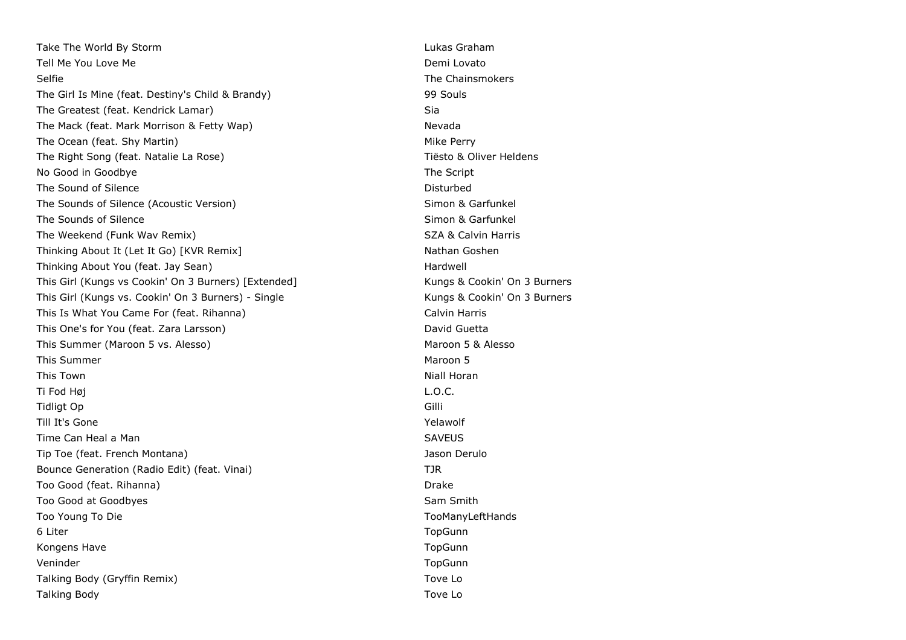| | |
|---|---|
| Take The World By Storm | Lukas Graham |
| Tell Me You Love Me | Demi Lovato |
| Selfie | The Chainsmokers |
| The Girl Is Mine (feat. Destiny's Child & Brandy) | 99 Souls |
| The Greatest (feat. Kendrick Lamar) | Sia |
| The Mack (feat. Mark Morrison & Fetty Wap) | Nevada |
| The Ocean (feat. Shy Martin) | Mike Perry |
| The Right Song (feat. Natalie La Rose) | Tiësto & Oliver Heldens |
| No Good in Goodbye | The Script |
| The Sound of Silence | Disturbed |
| The Sounds of Silence (Acoustic Version) | Simon & Garfunkel |
| The Sounds of Silence | Simon & Garfunkel |
| The Weekend (Funk Wav Remix) | SZA & Calvin Harris |
| Thinking About It (Let It Go) [KVR Remix] | Nathan Goshen |
| Thinking About You (feat. Jay Sean) | Hardwell |
| This Girl (Kungs vs Cookin' On 3 Burners) [Extended] | Kungs & Cookin' On 3 Burners |
| This Girl (Kungs vs. Cookin' On 3 Burners) - Single | Kungs & Cookin' On 3 Burners |
| This Is What You Came For (feat. Rihanna) | Calvin Harris |
| This One's for You (feat. Zara Larsson) | David Guetta |
| This Summer (Maroon 5 vs. Alesso) | Maroon 5 & Alesso |
| This Summer | Maroon 5 |
| This Town | Niall Horan |
| Ti Fod Høj | L.O.C. |
| Tidligt Op | Gilli |
| Till It's Gone | Yelawolf |
| Time Can Heal a Man | SAVEUS |
| Tip Toe (feat. French Montana) | Jason Derulo |
| Bounce Generation (Radio Edit) (feat. Vinai) | TJR |
| Too Good (feat. Rihanna) | Drake |
| Too Good at Goodbyes | Sam Smith |
| Too Young To Die | TooManyLeftHands |
| 6 Liter | TopGunn |
| Kongens Have | TopGunn |
| Veninder | TopGunn |
| Talking Body (Gryffin Remix) | Tove Lo |
| Talking Body | Tove Lo |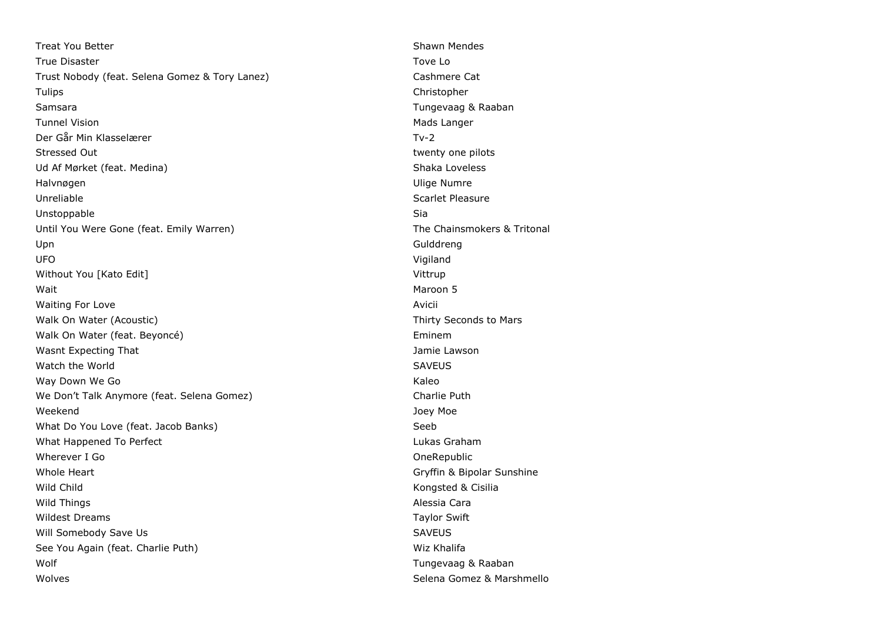| | |
|---|---|
| Treat You Better | Shawn Mendes |
| True Disaster | Tove Lo |
| Trust Nobody (feat. Selena Gomez & Tory Lanez) | Cashmere Cat |
| Tulips | Christopher |
| Samsara | Tungevaag & Raaban |
| Tunnel Vision | Mads Langer |
| Der Går Min Klasselærer | Tv-2 |
| Stressed Out | twenty one pilots |
| Ud Af Mørket (feat. Medina) | Shaka Loveless |
| Halvnøgen | Ulige Numre |
| Unreliable | Scarlet Pleasure |
| Unstoppable | Sia |
| Until You Were Gone (feat. Emily Warren) | The Chainsmokers & Tritonal |
| Upn | Gulddreng |
| UFO | Vigiland |
| Without You [Kato Edit] | Vittrup |
| Wait | Maroon 5 |
| Waiting For Love | Avicii |
| Walk On Water (Acoustic) | Thirty Seconds to Mars |
| Walk On Water (feat. Beyoncé) | Eminem |
| Wasnt Expecting That | Jamie Lawson |
| Watch the World | SAVEUS |
| Way Down We Go | Kaleo |
| We Don’t Talk Anymore (feat. Selena Gomez) | Charlie Puth |
| Weekend | Joey Moe |
| What Do You Love (feat. Jacob Banks) | Seeb |
| What Happened To Perfect | Lukas Graham |
| Wherever I Go | OneRepublic |
| Whole Heart | Gryffin & Bipolar Sunshine |
| Wild Child | Kongsted & Cisilia |
| Wild Things | Alessia Cara |
| Wildest Dreams | Taylor Swift |
| Will Somebody Save Us | SAVEUS |
| See You Again (feat. Charlie Puth) | Wiz Khalifa |
| Wolf | Tungevaag & Raaban |
| Wolves | Selena Gomez & Marshmello |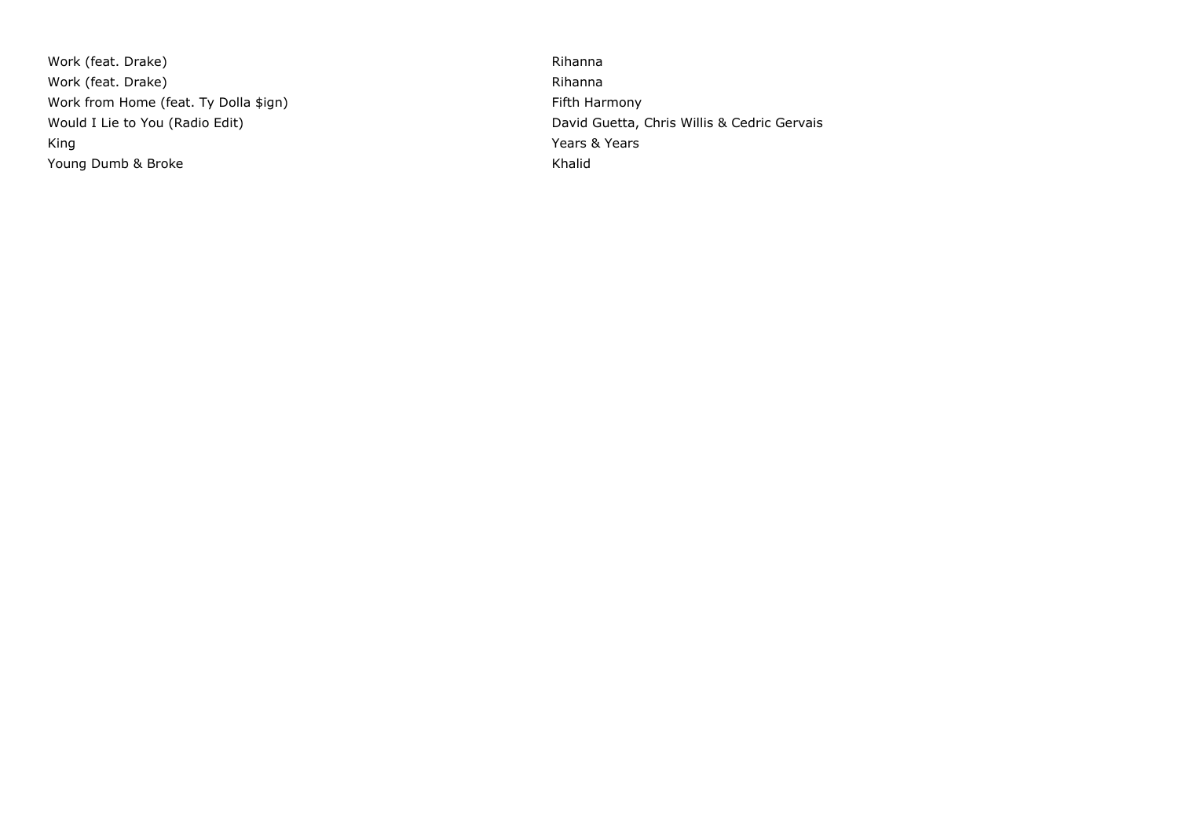| | |
|---|---|
| Work (feat. Drake) | Rihanna |
| Work (feat. Drake) | Rihanna |
| Work from Home (feat. Ty Dolla $ign) | Fifth Harmony |
| Would I Lie to You (Radio Edit) | David Guetta, Chris Willis & Cedric Gervais |
| King | Years & Years |
| Young Dumb & Broke | Khalid |